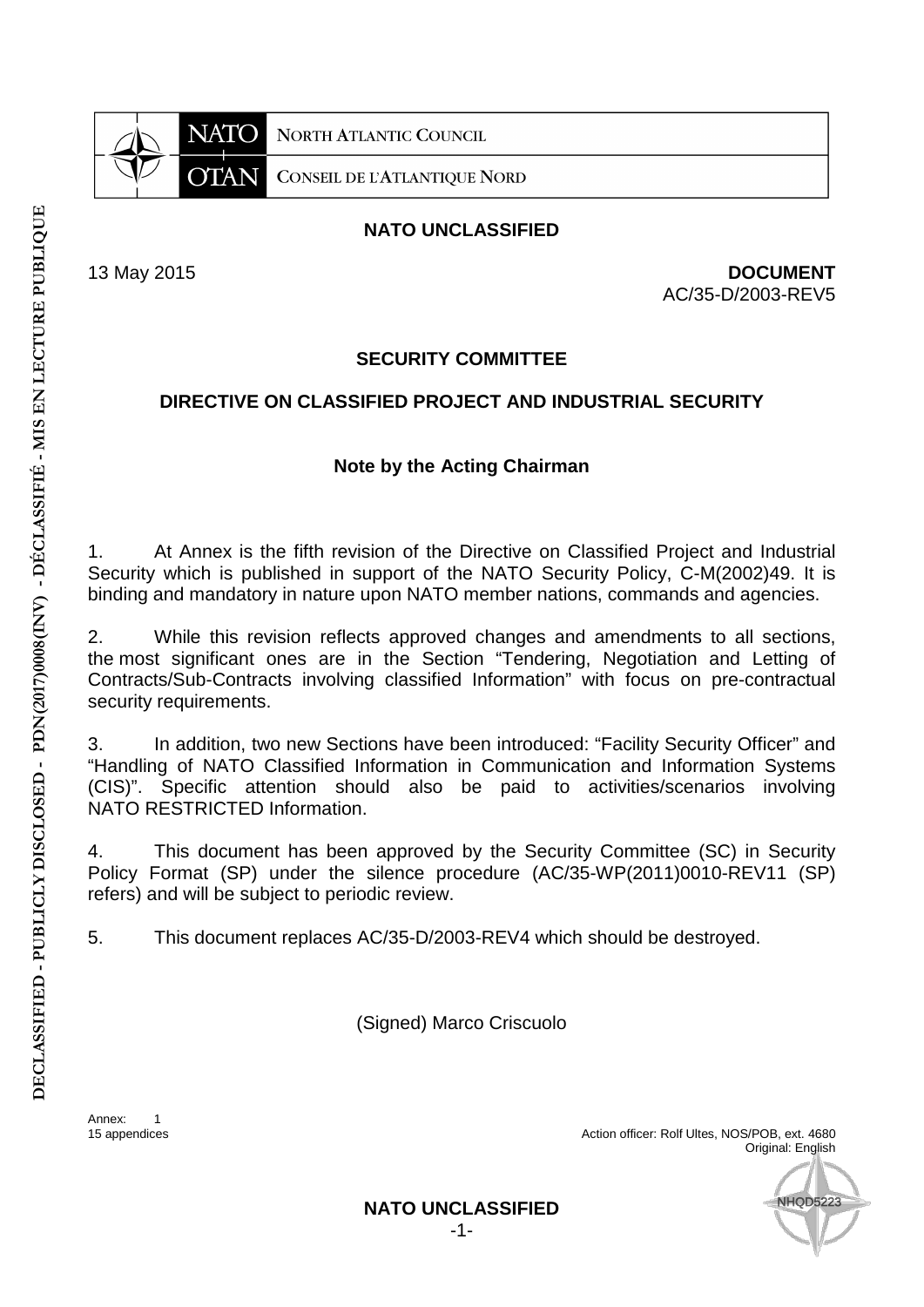NORTH ATLANTIC COUNCIL

CONSEIL DE L'ATLANTIQUE NORD

**NATO UNCLASSIFIED**

13 May 2015

**DOCUMENT**
AC/35-D/2003-REV5

## SECURITY COMMITTEE

## DIRECTIVE ON CLASSIFIED PROJECT AND INDUSTRIAL SECURITY

### Note by the Acting Chairman

1. At Annex is the fifth revision of the Directive on Classified Project and Industrial Security which is published in support of the NATO Security Policy, C-M(2002)49. It is binding and mandatory in nature upon NATO member nations, commands and agencies.

2. While this revision reflects approved changes and amendments to all sections, the most significant ones are in the Section "Tendering, Negotiation and Letting of Contracts/Sub-Contracts involving classified Information" with focus on pre-contractual security requirements.

3. In addition, two new Sections have been introduced: "Facility Security Officer" and "Handling of NATO Classified Information in Communication and Information Systems (CIS)". Specific attention should also be paid to activities/scenarios involving NATO RESTRICTED Information.

4. This document has been approved by the Security Committee (SC) in Security Policy Format (SP) under the silence procedure (AC/35-WP(2011)0010-REV11 (SP) refers) and will be subject to periodic review.

5. This document replaces AC/35-D/2003-REV4 which should be destroyed.

(Signed) Marco Criscuolo

Annex: 1
15 appendices

Action officer: Rolf Ultes, NOS/POB, ext. 4680
Original: English

**NATO UNCLASSIFIED**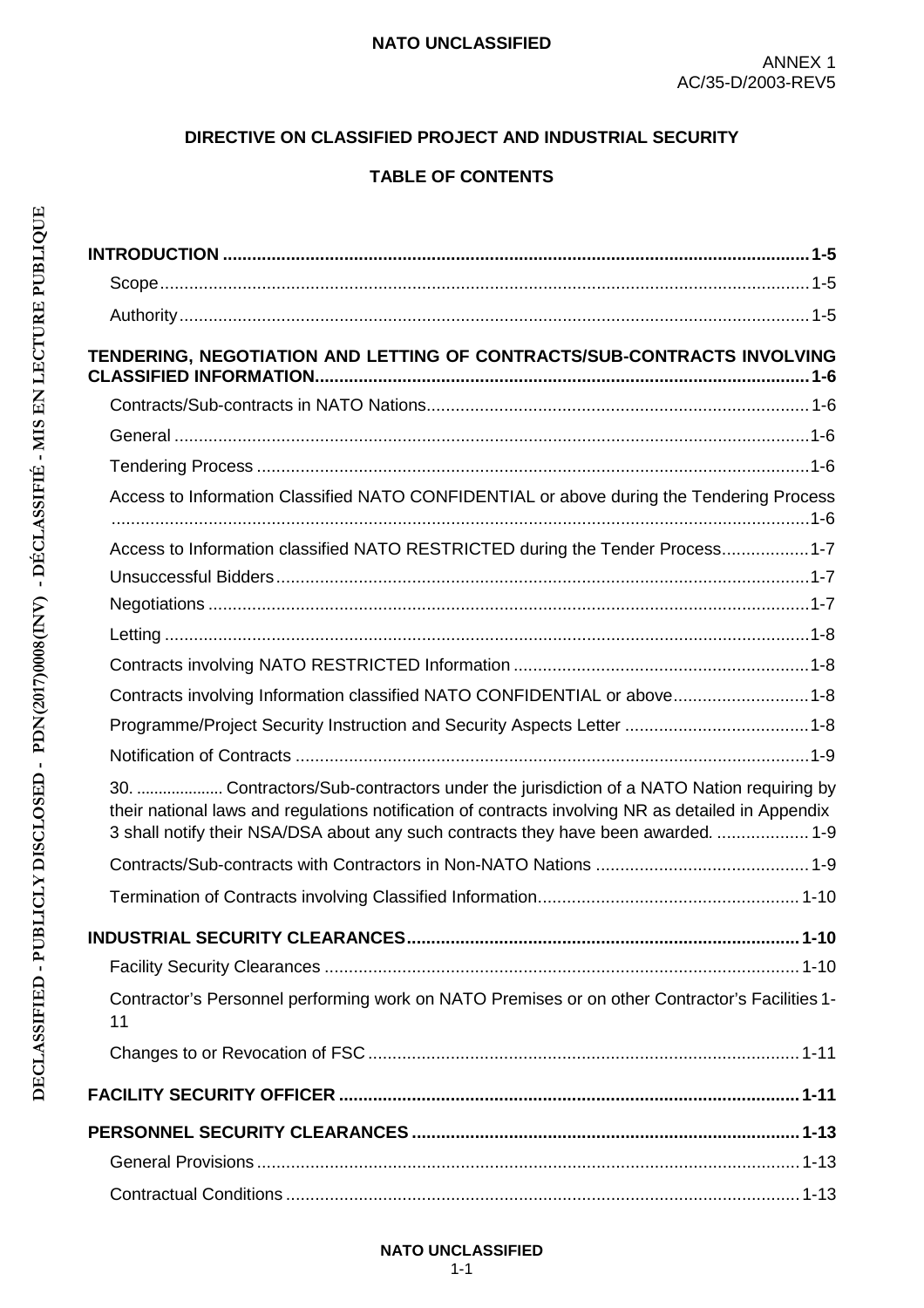ANNEX 1
AC/35-D/2003-REV5

**DIRECTIVE ON CLASSIFIED PROJECT AND INDUSTRIAL SECURITY**

**TABLE OF CONTENTS**

**INTRODUCTION ....... 1-5**

- Scope ....... 1-5
- Authority ....... 1-5

**TENDERING, NEGOTIATION AND LETTING OF CONTRACTS/SUB-CONTRACTS INVOLVING CLASSIFIED INFORMATION ....... 1-6**

- Contracts/Sub-contracts in NATO Nations ....... 1-6
- General ....... 1-6
- Tendering Process ....... 1-6
- Access to Information Classified NATO CONFIDENTIAL or above during the Tendering Process ....... 1-6
- Access to Information classified NATO RESTRICTED during the Tender Process ....... 1-7
- Unsuccessful Bidders ....... 1-7
- Negotiations ....... 1-7
- Letting ....... 1-8
- Contracts involving NATO RESTRICTED Information ....... 1-8
- Contracts involving Information classified NATO CONFIDENTIAL or above ....... 1-8
- Programme/Project Security Instruction and Security Aspects Letter ....... 1-8
- Notification of Contracts ....... 1-9
- 30. ....... Contractors/Sub-contractors under the jurisdiction of a NATO Nation requiring by their national laws and regulations notification of contracts involving NR as detailed in Appendix 3 shall notify their NSA/DSA about any such contracts they have been awarded. ....... 1-9
- Contracts/Sub-contracts with Contractors in Non-NATO Nations ....... 1-9
- Termination of Contracts involving Classified Information ....... 1-10

**INDUSTRIAL SECURITY CLEARANCES ....... 1-10**

- Facility Security Clearances ....... 1-10
- Contractor's Personnel performing work on NATO Premises or on other Contractor's Facilities ....... 1-11
- Changes to or Revocation of FSC ....... 1-11

**FACILITY SECURITY OFFICER ....... 1-11**

**PERSONNEL SECURITY CLEARANCES ....... 1-13**

- General Provisions ....... 1-13
- Contractual Conditions ....... 1-13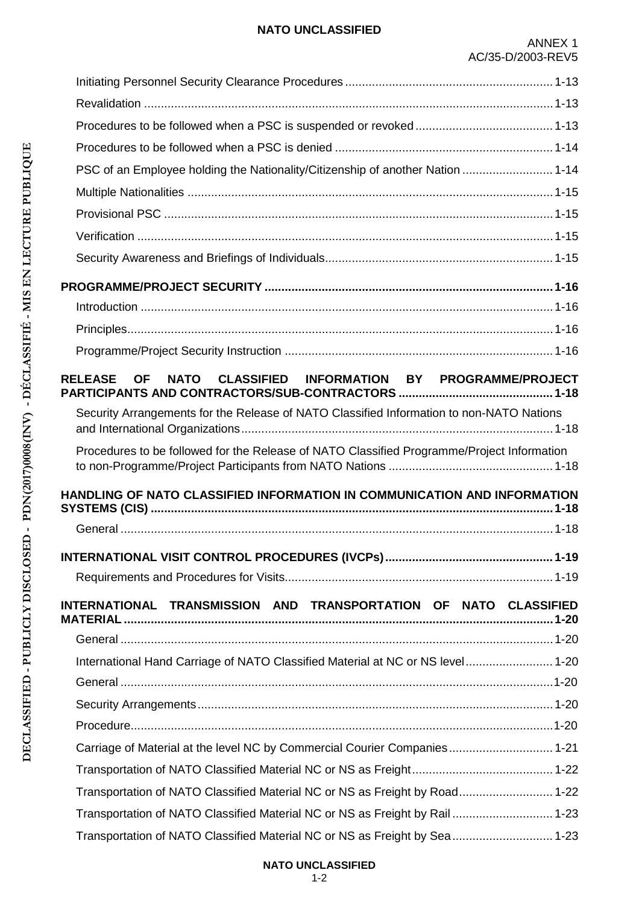Initiating Personnel Security Clearance Procedures ........ 1-13

Revalidation ........ 1-13

Procedures to be followed when a PSC is suspended or revoked ........ 1-13

Procedures to be followed when a PSC is denied ........ 1-14

PSC of an Employee holding the Nationality/Citizenship of another Nation ........ 1-14

Multiple Nationalities ........ 1-15

Provisional PSC ........ 1-15

Verification ........ 1-15

Security Awareness and Briefings of Individuals ........ 1-15

**PROGRAMME/PROJECT SECURITY ........ 1-16**

Introduction ........ 1-16

Principles ........ 1-16

Programme/Project Security Instruction ........ 1-16

**RELEASE OF NATO CLASSIFIED INFORMATION BY PROGRAMME/PROJECT PARTICIPANTS AND CONTRACTORS/SUB-CONTRACTORS ........ 1-18**

Security Arrangements for the Release of NATO Classified Information to non-NATO Nations and International Organizations ........ 1-18

Procedures to be followed for the Release of NATO Classified Programme/Project Information to non-Programme/Project Participants from NATO Nations ........ 1-18

**HANDLING OF NATO CLASSIFIED INFORMATION IN COMMUNICATION AND INFORMATION SYSTEMS (CIS) ........ 1-18**

General ........ 1-18

**INTERNATIONAL VISIT CONTROL PROCEDURES (IVCPs) ........ 1-19**

Requirements and Procedures for Visits ........ 1-19

**INTERNATIONAL TRANSMISSION AND TRANSPORTATION OF NATO CLASSIFIED MATERIAL ........ 1-20**

General ........ 1-20

International Hand Carriage of NATO Classified Material at NC or NS level ........ 1-20

General ........ 1-20

Security Arrangements ........ 1-20

Procedure ........ 1-20

Carriage of Material at the level NC by Commercial Courier Companies ........ 1-21

Transportation of NATO Classified Material NC or NS as Freight ........ 1-22

Transportation of NATO Classified Material NC or NS as Freight by Road ........ 1-22

Transportation of NATO Classified Material NC or NS as Freight by Rail ........ 1-23

Transportation of NATO Classified Material NC or NS as Freight by Sea ........ 1-23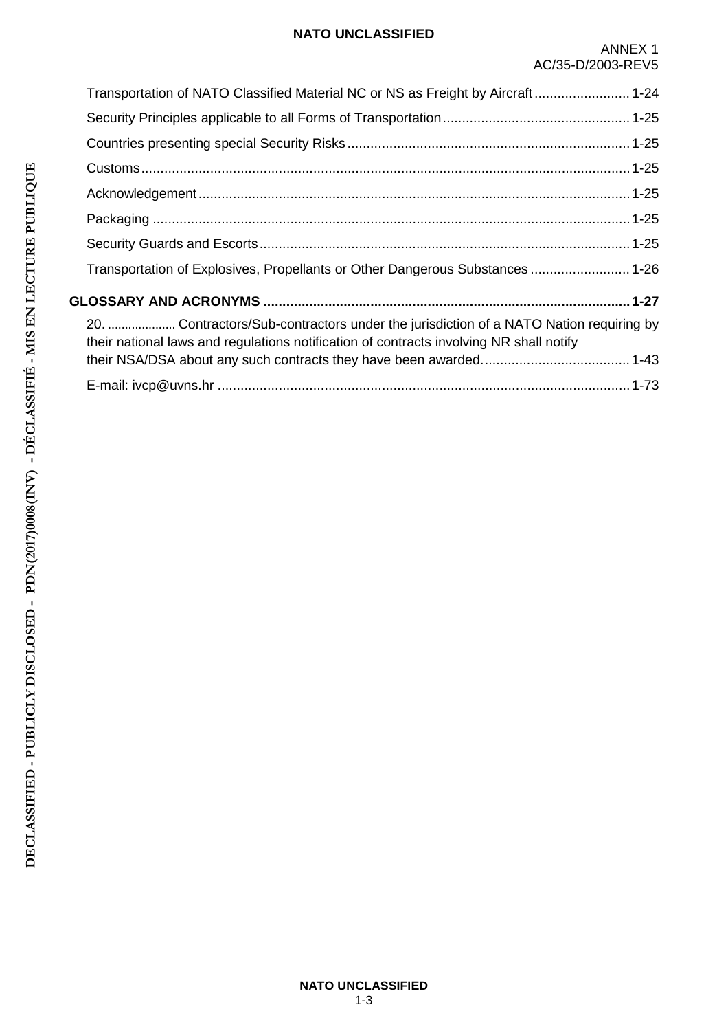Transportation of NATO Classified Material NC or NS as Freight by Aircraft ......................... 1-24

Security Principles applicable to all Forms of Transportation ................................................. 1-25

Countries presenting special Security Risks .......................................................................... 1-25

Customs ................................................................................................................................. 1-25

Acknowledgement .................................................................................................................. 1-25

Packaging .............................................................................................................................. 1-25

Security Guards and Escorts .................................................................................................. 1-25

Transportation of Explosives, Propellants or Other Dangerous Substances .......................... 1-26

**GLOSSARY AND ACRONYMS ................................................................................................ 1-27**

20. .................... Contractors/Sub-contractors under the jurisdiction of a NATO Nation requiring by their national laws and regulations notification of contracts involving NR shall notify their NSA/DSA about any such contracts they have been awarded. ...................................... 1-43

E-mail: ivcp@uvns.hr ............................................................................................................. 1-73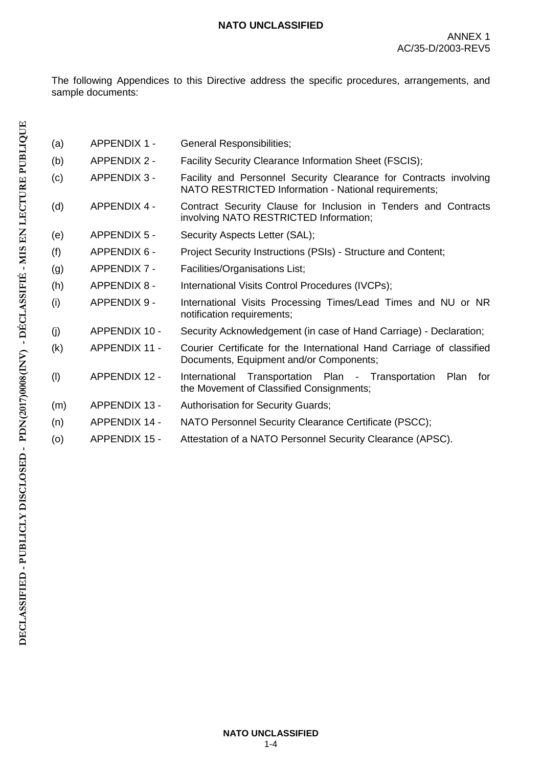The following Appendices to this Directive address the specific procedures, arrangements, and sample documents:

(a) APPENDIX 1 - General Responsibilities;

(b) APPENDIX 2 - Facility Security Clearance Information Sheet (FSCIS);

(c) APPENDIX 3 - Facility and Personnel Security Clearance for Contracts involving NATO RESTRICTED Information - National requirements;

(d) APPENDIX 4 - Contract Security Clause for Inclusion in Tenders and Contracts involving NATO RESTRICTED Information;

(e) APPENDIX 5 - Security Aspects Letter (SAL);

(f) APPENDIX 6 - Project Security Instructions (PSIs) - Structure and Content;

(g) APPENDIX 7 - Facilities/Organisations List;

(h) APPENDIX 8 - International Visits Control Procedures (IVCPs);

(i) APPENDIX 9 - International Visits Processing Times/Lead Times and NU or NR notification requirements;

(j) APPENDIX 10 - Security Acknowledgement (in case of Hand Carriage) - Declaration;

(k) APPENDIX 11 - Courier Certificate for the International Hand Carriage of classified Documents, Equipment and/or Components;

(l) APPENDIX 12 - International Transportation Plan - Transportation Plan for the Movement of Classified Consignments;

(m) APPENDIX 13 - Authorisation for Security Guards;

(n) APPENDIX 14 - NATO Personnel Security Clearance Certificate (PSCC);

(o) APPENDIX 15 - Attestation of a NATO Personnel Security Clearance (APSC).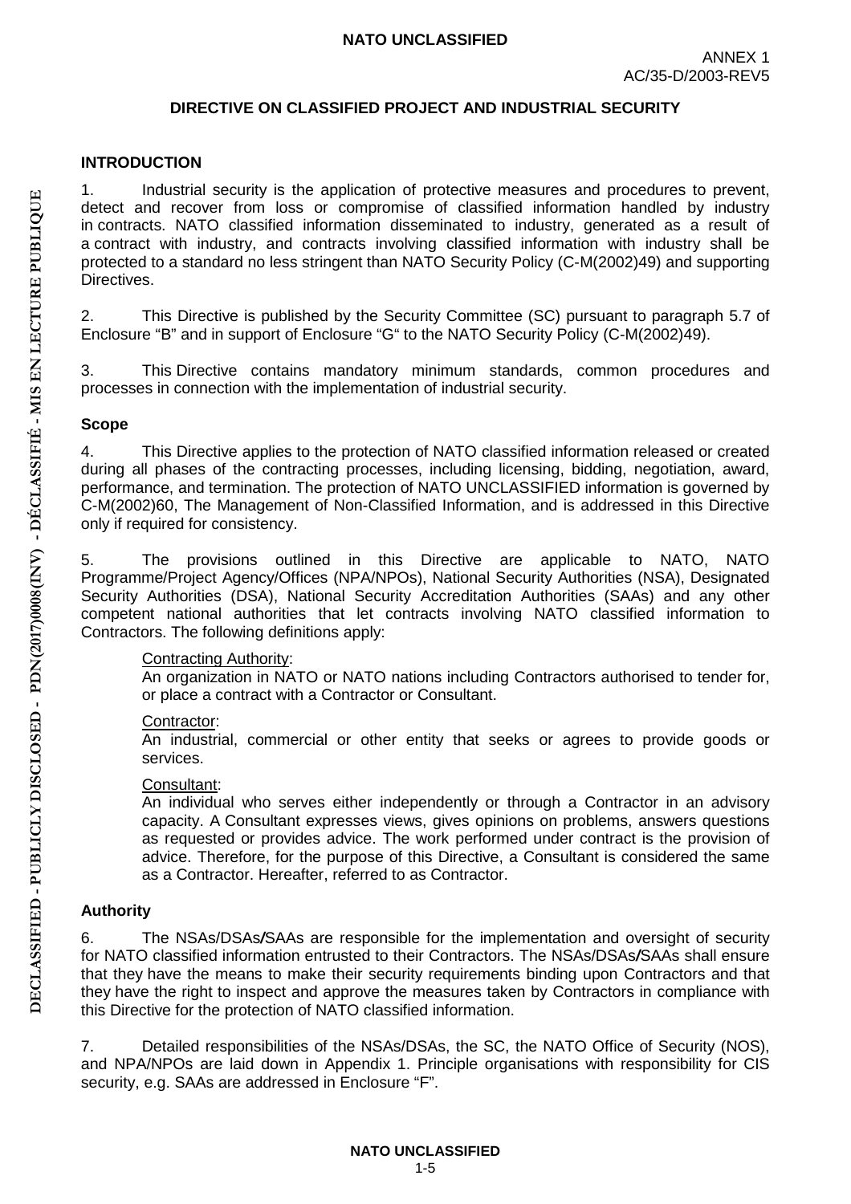## DIRECTIVE ON CLASSIFIED PROJECT AND INDUSTRIAL SECURITY

### INTRODUCTION

1. Industrial security is the application of protective measures and procedures to prevent, detect and recover from loss or compromise of classified information handled by industry in contracts. NATO classified information disseminated to industry, generated as a result of a contract with industry, and contracts involving classified information with industry shall be protected to a standard no less stringent than NATO Security Policy (C-M(2002)49) and supporting Directives.

2. This Directive is published by the Security Committee (SC) pursuant to paragraph 5.7 of Enclosure "B" and in support of Enclosure "G" to the NATO Security Policy (C-M(2002)49).

3. This Directive contains mandatory minimum standards, common procedures and processes in connection with the implementation of industrial security.

### Scope

4. This Directive applies to the protection of NATO classified information released or created during all phases of the contracting processes, including licensing, bidding, negotiation, award, performance, and termination. The protection of NATO UNCLASSIFIED information is governed by C-M(2002)60, The Management of Non-Classified Information, and is addressed in this Directive only if required for consistency.

5. The provisions outlined in this Directive are applicable to NATO, NATO Programme/Project Agency/Offices (NPA/NPOs), National Security Authorities (NSA), Designated Security Authorities (DSA), National Security Accreditation Authorities (SAAs) and any other competent national authorities that let contracts involving NATO classified information to Contractors. The following definitions apply:

Contracting Authority:
An organization in NATO or NATO nations including Contractors authorised to tender for, or place a contract with a Contractor or Consultant.

Contractor:
An industrial, commercial or other entity that seeks or agrees to provide goods or services.

Consultant:
An individual who serves either independently or through a Contractor in an advisory capacity. A Consultant expresses views, gives opinions on problems, answers questions as requested or provides advice. The work performed under contract is the provision of advice. Therefore, for the purpose of this Directive, a Consultant is considered the same as a Contractor. Hereafter, referred to as Contractor.

### Authority

6. The NSAs/DSAs/SAAs are responsible for the implementation and oversight of security for NATO classified information entrusted to their Contractors. The NSAs/DSAs/SAAs shall ensure that they have the means to make their security requirements binding upon Contractors and that they have the right to inspect and approve the measures taken by Contractors in compliance with this Directive for the protection of NATO classified information.

7. Detailed responsibilities of the NSAs/DSAs, the SC, the NATO Office of Security (NOS), and NPA/NPOs are laid down in Appendix 1. Principle organisations with responsibility for CIS security, e.g. SAAs are addressed in Enclosure "F".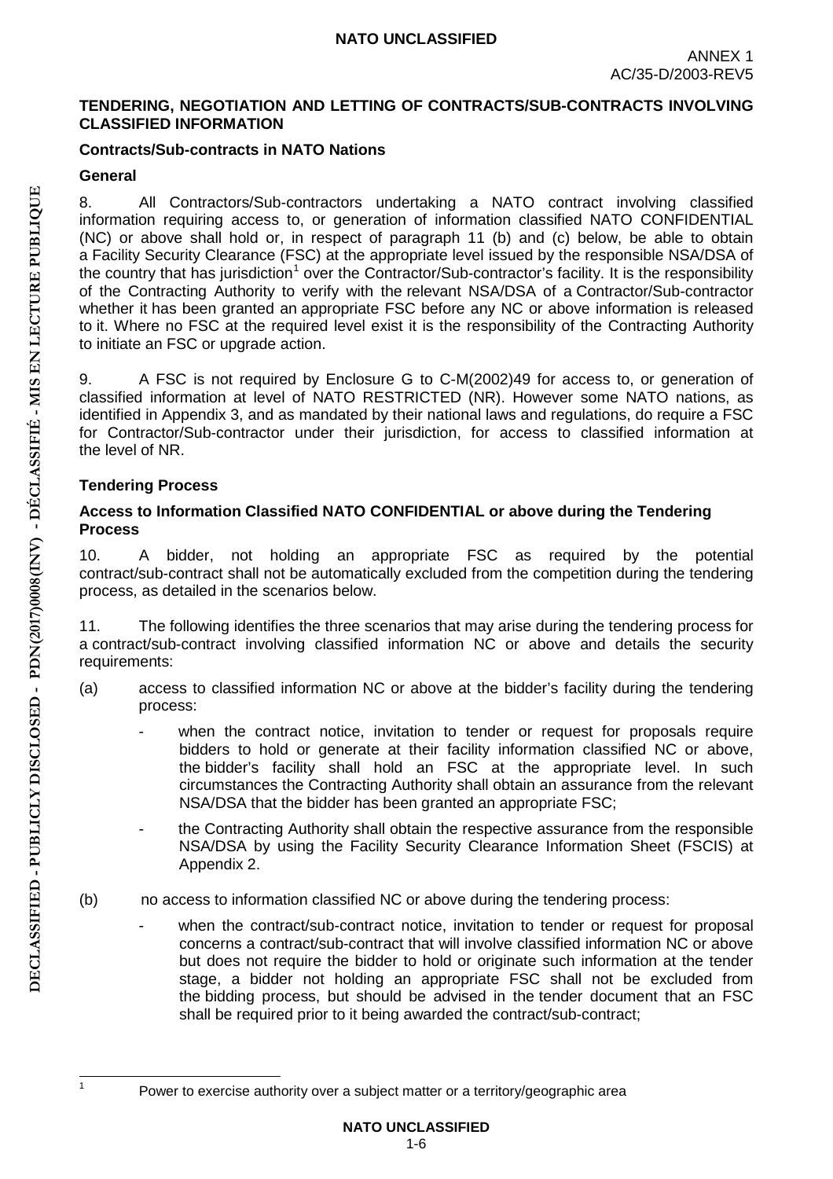## TENDERING, NEGOTIATION AND LETTING OF CONTRACTS/SUB-CONTRACTS INVOLVING CLASSIFIED INFORMATION

### Contracts/Sub-contracts in NATO Nations

#### General

8. All Contractors/Sub-contractors undertaking a NATO contract involving classified information requiring access to, or generation of information classified NATO CONFIDENTIAL (NC) or above shall hold or, in respect of paragraph 11 (b) and (c) below, be able to obtain a Facility Security Clearance (FSC) at the appropriate level issued by the responsible NSA/DSA of the country that has jurisdiction[1] over the Contractor/Sub-contractor's facility. It is the responsibility of the Contracting Authority to verify with the relevant NSA/DSA of a Contractor/Sub-contractor whether it has been granted an appropriate FSC before any NC or above information is released to it. Where no FSC at the required level exist it is the responsibility of the Contracting Authority to initiate an FSC or upgrade action.

9. A FSC is not required by Enclosure G to C-M(2002)49 for access to, or generation of classified information at level of NATO RESTRICTED (NR). However some NATO nations, as identified in Appendix 3, and as mandated by their national laws and regulations, do require a FSC for Contractor/Sub-contractor under their jurisdiction, for access to classified information at the level of NR.

#### Tendering Process

#### Access to Information Classified NATO CONFIDENTIAL or above during the Tendering Process

10. A bidder, not holding an appropriate FSC as required by the potential contract/sub-contract shall not be automatically excluded from the competition during the tendering process, as detailed in the scenarios below.

11. The following identifies the three scenarios that may arise during the tendering process for a contract/sub-contract involving classified information NC or above and details the security requirements:

(a) access to classified information NC or above at the bidder's facility during the tendering process:

- when the contract notice, invitation to tender or request for proposals require bidders to hold or generate at their facility information classified NC or above, the bidder's facility shall hold an FSC at the appropriate level. In such circumstances the Contracting Authority shall obtain an assurance from the relevant NSA/DSA that the bidder has been granted an appropriate FSC;
- the Contracting Authority shall obtain the respective assurance from the responsible NSA/DSA by using the Facility Security Clearance Information Sheet (FSCIS) at Appendix 2.

(b) no access to information classified NC or above during the tendering process:

- when the contract/sub-contract notice, invitation to tender or request for proposal concerns a contract/sub-contract that will involve classified information NC or above but does not require the bidder to hold or originate such information at the tender stage, a bidder not holding an appropriate FSC shall not be excluded from the bidding process, but should be advised in the tender document that an FSC shall be required prior to it being awarded the contract/sub-contract;

---

[1] Power to exercise authority over a subject matter or a territory/geographic area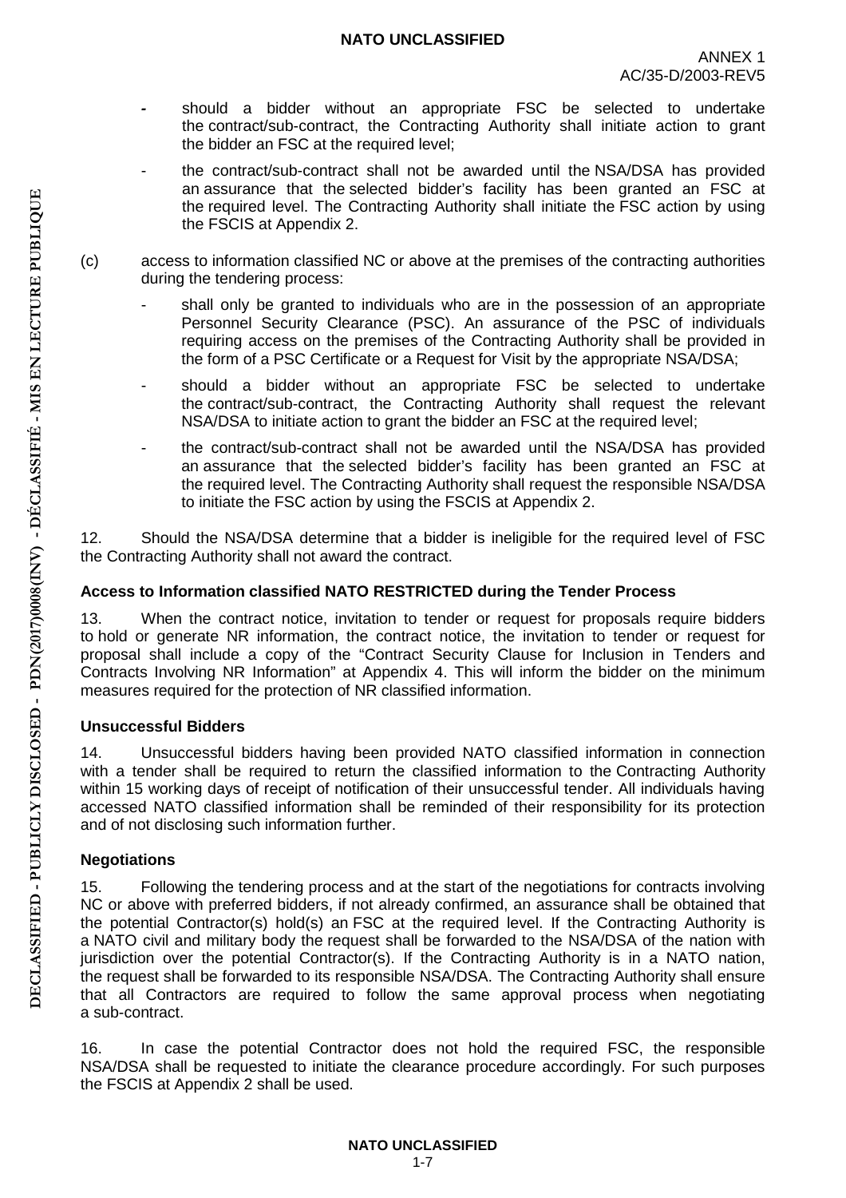- should a bidder without an appropriate FSC be selected to undertake the contract/sub-contract, the Contracting Authority shall initiate action to grant the bidder an FSC at the required level;
- the contract/sub-contract shall not be awarded until the NSA/DSA has provided an assurance that the selected bidder's facility has been granted an FSC at the required level. The Contracting Authority shall initiate the FSC action by using the FSCIS at Appendix 2.

(c) access to information classified NC or above at the premises of the contracting authorities during the tendering process:

- shall only be granted to individuals who are in the possession of an appropriate Personnel Security Clearance (PSC). An assurance of the PSC of individuals requiring access on the premises of the Contracting Authority shall be provided in the form of a PSC Certificate or a Request for Visit by the appropriate NSA/DSA;
- should a bidder without an appropriate FSC be selected to undertake the contract/sub-contract, the Contracting Authority shall request the relevant NSA/DSA to initiate action to grant the bidder an FSC at the required level;
- the contract/sub-contract shall not be awarded until the NSA/DSA has provided an assurance that the selected bidder's facility has been granted an FSC at the required level. The Contracting Authority shall request the responsible NSA/DSA to initiate the FSC action by using the FSCIS at Appendix 2.

12. Should the NSA/DSA determine that a bidder is ineligible for the required level of FSC the Contracting Authority shall not award the contract.

**Access to Information classified NATO RESTRICTED during the Tender Process**

13. When the contract notice, invitation to tender or request for proposals require bidders to hold or generate NR information, the contract notice, the invitation to tender or request for proposal shall include a copy of the "Contract Security Clause for Inclusion in Tenders and Contracts Involving NR Information" at Appendix 4. This will inform the bidder on the minimum measures required for the protection of NR classified information.

**Unsuccessful Bidders**

14. Unsuccessful bidders having been provided NATO classified information in connection with a tender shall be required to return the classified information to the Contracting Authority within 15 working days of receipt of notification of their unsuccessful tender. All individuals having accessed NATO classified information shall be reminded of their responsibility for its protection and of not disclosing such information further.

**Negotiations**

15. Following the tendering process and at the start of the negotiations for contracts involving NC or above with preferred bidders, if not already confirmed, an assurance shall be obtained that the potential Contractor(s) hold(s) an FSC at the required level. If the Contracting Authority is a NATO civil and military body the request shall be forwarded to the NSA/DSA of the nation with jurisdiction over the potential Contractor(s). If the Contracting Authority is in a NATO nation, the request shall be forwarded to its responsible NSA/DSA. The Contracting Authority shall ensure that all Contractors are required to follow the same approval process when negotiating a sub-contract.

16. In case the potential Contractor does not hold the required FSC, the responsible NSA/DSA shall be requested to initiate the clearance procedure accordingly. For such purposes the FSCIS at Appendix 2 shall be used.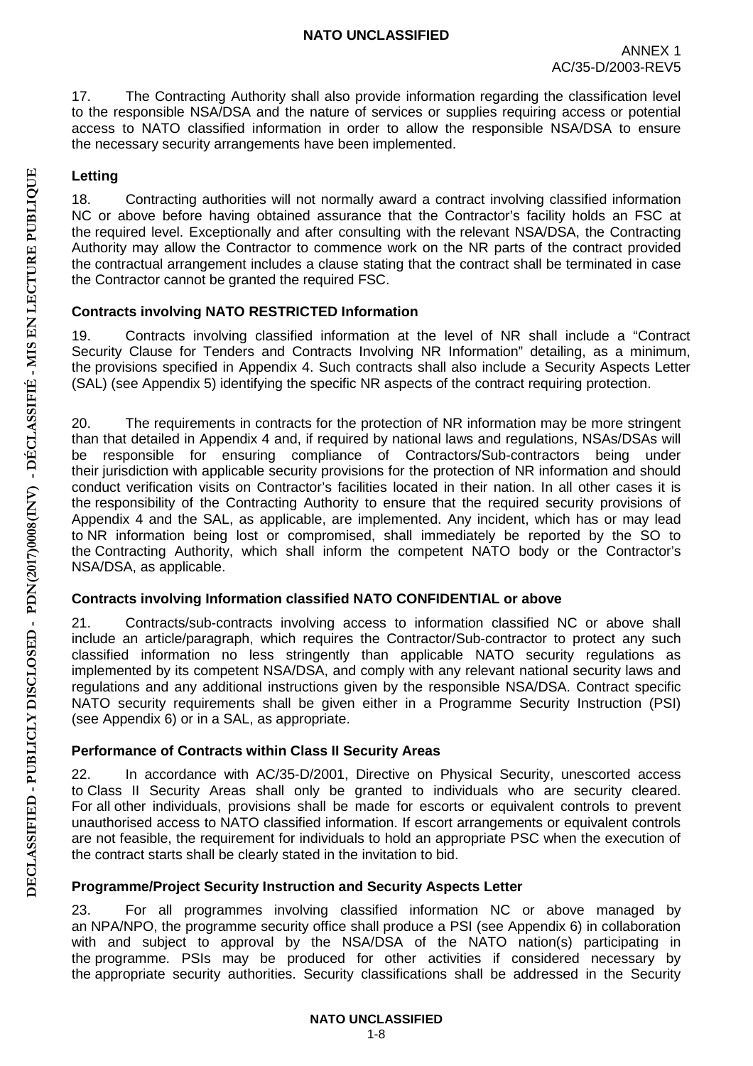17. The Contracting Authority shall also provide information regarding the classification level to the responsible NSA/DSA and the nature of services or supplies requiring access or potential access to NATO classified information in order to allow the responsible NSA/DSA to ensure the necessary security arrangements have been implemented.

**Letting**

18. Contracting authorities will not normally award a contract involving classified information NC or above before having obtained assurance that the Contractor's facility holds an FSC at the required level. Exceptionally and after consulting with the relevant NSA/DSA, the Contracting Authority may allow the Contractor to commence work on the NR parts of the contract provided the contractual arrangement includes a clause stating that the contract shall be terminated in case the Contractor cannot be granted the required FSC.

**Contracts involving NATO RESTRICTED Information**

19. Contracts involving classified information at the level of NR shall include a "Contract Security Clause for Tenders and Contracts Involving NR Information" detailing, as a minimum, the provisions specified in Appendix 4. Such contracts shall also include a Security Aspects Letter (SAL) (see Appendix 5) identifying the specific NR aspects of the contract requiring protection.

20. The requirements in contracts for the protection of NR information may be more stringent than that detailed in Appendix 4 and, if required by national laws and regulations, NSAs/DSAs will be responsible for ensuring compliance of Contractors/Sub-contractors being under their jurisdiction with applicable security provisions for the protection of NR information and should conduct verification visits on Contractor's facilities located in their nation. In all other cases it is the responsibility of the Contracting Authority to ensure that the required security provisions of Appendix 4 and the SAL, as applicable, are implemented. Any incident, which has or may lead to NR information being lost or compromised, shall immediately be reported by the SO to the Contracting Authority, which shall inform the competent NATO body or the Contractor's NSA/DSA, as applicable.

**Contracts involving Information classified NATO CONFIDENTIAL or above**

21. Contracts/sub-contracts involving access to information classified NC or above shall include an article/paragraph, which requires the Contractor/Sub-contractor to protect any such classified information no less stringently than applicable NATO security regulations as implemented by its competent NSA/DSA, and comply with any relevant national security laws and regulations and any additional instructions given by the responsible NSA/DSA. Contract specific NATO security requirements shall be given either in a Programme Security Instruction (PSI) (see Appendix 6) or in a SAL, as appropriate.

**Performance of Contracts within Class II Security Areas**

22. In accordance with AC/35-D/2001, Directive on Physical Security, unescorted access to Class II Security Areas shall only be granted to individuals who are security cleared. For all other individuals, provisions shall be made for escorts or equivalent controls to prevent unauthorised access to NATO classified information. If escort arrangements or equivalent controls are not feasible, the requirement for individuals to hold an appropriate PSC when the execution of the contract starts shall be clearly stated in the invitation to bid.

**Programme/Project Security Instruction and Security Aspects Letter**

23. For all programmes involving classified information NC or above managed by an NPA/NPO, the programme security office shall produce a PSI (see Appendix 6) in collaboration with and subject to approval by the NSA/DSA of the NATO nation(s) participating in the programme. PSIs may be produced for other activities if considered necessary by the appropriate security authorities. Security classifications shall be addressed in the Security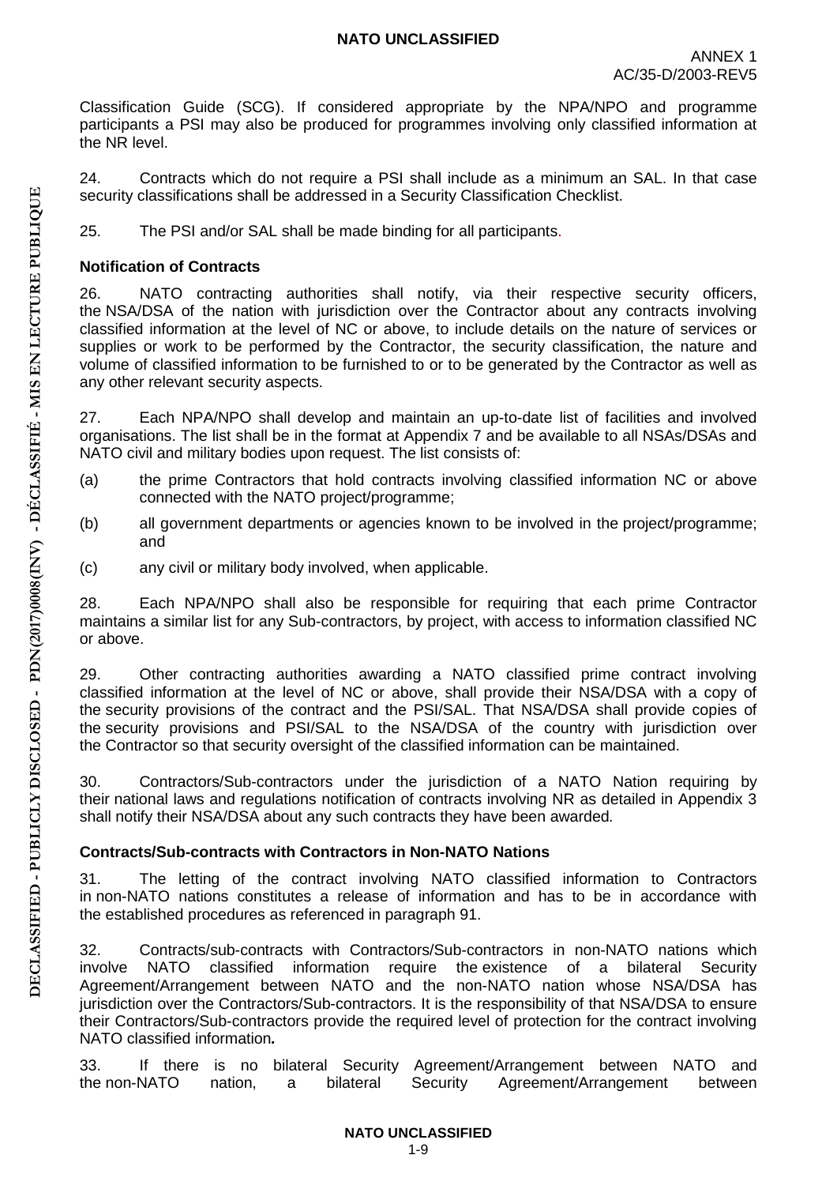Classification Guide (SCG). If considered appropriate by the NPA/NPO and programme participants a PSI may also be produced for programmes involving only classified information at the NR level.

24. Contracts which do not require a PSI shall include as a minimum an SAL. In that case security classifications shall be addressed in a Security Classification Checklist.

25. The PSI and/or SAL shall be made binding for all participants.

**Notification of Contracts**

26. NATO contracting authorities shall notify, via their respective security officers, the NSA/DSA of the nation with jurisdiction over the Contractor about any contracts involving classified information at the level of NC or above, to include details on the nature of services or supplies or work to be performed by the Contractor, the security classification, the nature and volume of classified information to be furnished to or to be generated by the Contractor as well as any other relevant security aspects.

27. Each NPA/NPO shall develop and maintain an up-to-date list of facilities and involved organisations. The list shall be in the format at Appendix 7 and be available to all NSAs/DSAs and NATO civil and military bodies upon request. The list consists of:

(a) the prime Contractors that hold contracts involving classified information NC or above connected with the NATO project/programme;

(b) all government departments or agencies known to be involved in the project/programme; and

(c) any civil or military body involved, when applicable.

28. Each NPA/NPO shall also be responsible for requiring that each prime Contractor maintains a similar list for any Sub-contractors, by project, with access to information classified NC or above.

29. Other contracting authorities awarding a NATO classified prime contract involving classified information at the level of NC or above, shall provide their NSA/DSA with a copy of the security provisions of the contract and the PSI/SAL. That NSA/DSA shall provide copies of the security provisions and PSI/SAL to the NSA/DSA of the country with jurisdiction over the Contractor so that security oversight of the classified information can be maintained.

30. Contractors/Sub-contractors under the jurisdiction of a NATO Nation requiring by their national laws and regulations notification of contracts involving NR as detailed in Appendix 3 shall notify their NSA/DSA about any such contracts they have been awarded*.*

**Contracts/Sub-contracts with Contractors in Non-NATO Nations**

31. The letting of the contract involving NATO classified information to Contractors in non-NATO nations constitutes a release of information and has to be in accordance with the established procedures as referenced in paragraph 91.

32. Contracts/sub-contracts with Contractors/Sub-contractors in non-NATO nations which involve NATO classified information require the existence of a bilateral Security Agreement/Arrangement between NATO and the non-NATO nation whose NSA/DSA has jurisdiction over the Contractors/Sub-contractors. It is the responsibility of that NSA/DSA to ensure their Contractors/Sub-contractors provide the required level of protection for the contract involving NATO classified information***.***

33. If there is no bilateral Security Agreement/Arrangement between NATO and the non-NATO nation, a bilateral Security Agreement/Arrangement between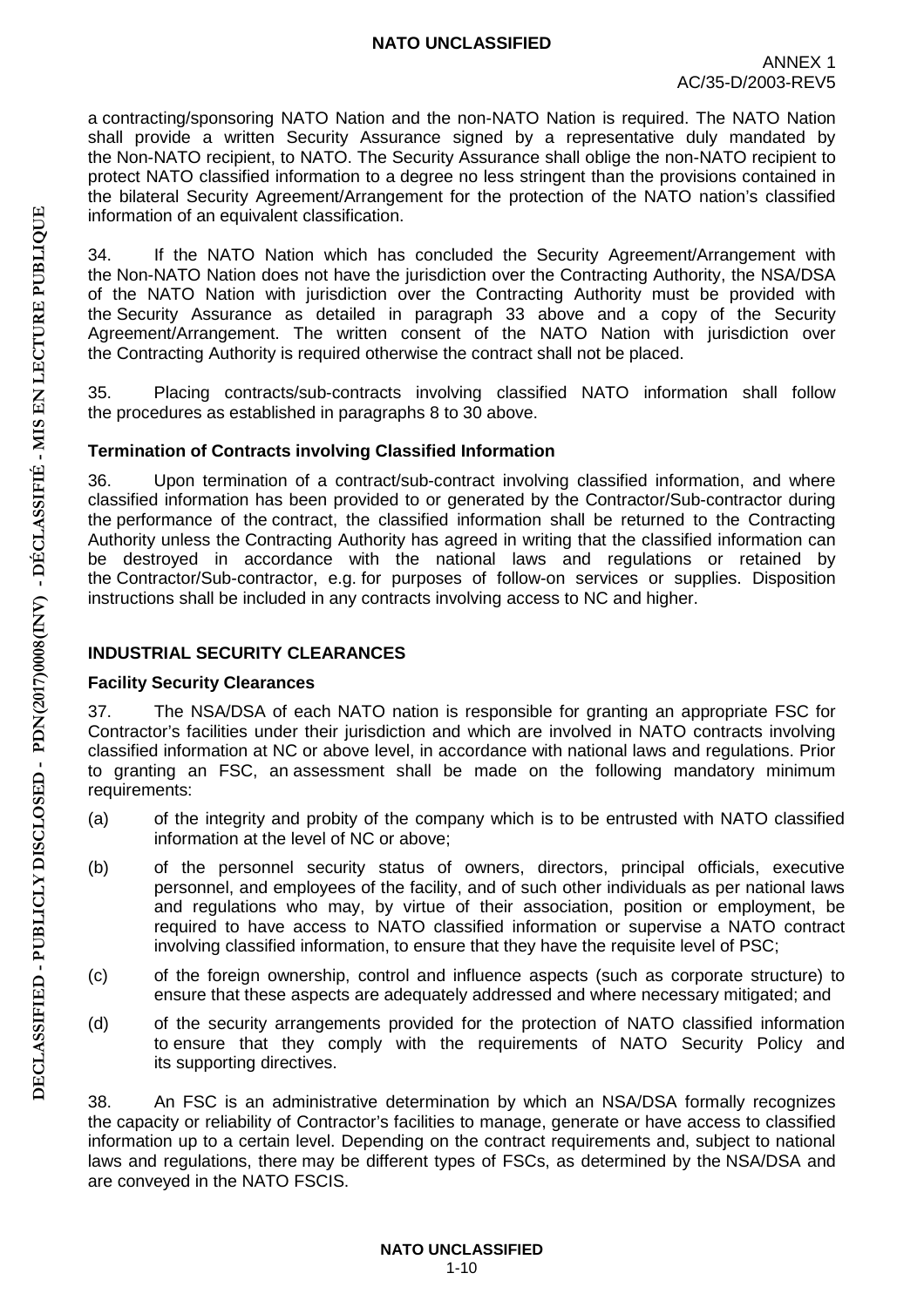a contracting/sponsoring NATO Nation and the non-NATO Nation is required. The NATO Nation shall provide a written Security Assurance signed by a representative duly mandated by the Non-NATO recipient, to NATO. The Security Assurance shall oblige the non-NATO recipient to protect NATO classified information to a degree no less stringent than the provisions contained in the bilateral Security Agreement/Arrangement for the protection of the NATO nation's classified information of an equivalent classification.

34. If the NATO Nation which has concluded the Security Agreement/Arrangement with the Non-NATO Nation does not have the jurisdiction over the Contracting Authority, the NSA/DSA of the NATO Nation with jurisdiction over the Contracting Authority must be provided with the Security Assurance as detailed in paragraph 33 above and a copy of the Security Agreement/Arrangement. The written consent of the NATO Nation with jurisdiction over the Contracting Authority is required otherwise the contract shall not be placed.

35. Placing contracts/sub-contracts involving classified NATO information shall follow the procedures as established in paragraphs 8 to 30 above.

**Termination of Contracts involving Classified Information**

36. Upon termination of a contract/sub-contract involving classified information, and where classified information has been provided to or generated by the Contractor/Sub-contractor during the performance of the contract, the classified information shall be returned to the Contracting Authority unless the Contracting Authority has agreed in writing that the classified information can be destroyed in accordance with the national laws and regulations or retained by the Contractor/Sub-contractor, e.g. for purposes of follow-on services or supplies. Disposition instructions shall be included in any contracts involving access to NC and higher.

## INDUSTRIAL SECURITY CLEARANCES

### Facility Security Clearances

37. The NSA/DSA of each NATO nation is responsible for granting an appropriate FSC for Contractor's facilities under their jurisdiction and which are involved in NATO contracts involving classified information at NC or above level, in accordance with national laws and regulations. Prior to granting an FSC, an assessment shall be made on the following mandatory minimum requirements:

(a) of the integrity and probity of the company which is to be entrusted with NATO classified information at the level of NC or above;

(b) of the personnel security status of owners, directors, principal officials, executive personnel, and employees of the facility, and of such other individuals as per national laws and regulations who may, by virtue of their association, position or employment, be required to have access to NATO classified information or supervise a NATO contract involving classified information, to ensure that they have the requisite level of PSC;

(c) of the foreign ownership, control and influence aspects (such as corporate structure) to ensure that these aspects are adequately addressed and where necessary mitigated; and

(d) of the security arrangements provided for the protection of NATO classified information to ensure that they comply with the requirements of NATO Security Policy and its supporting directives.

38. An FSC is an administrative determination by which an NSA/DSA formally recognizes the capacity or reliability of Contractor's facilities to manage, generate or have access to classified information up to a certain level. Depending on the contract requirements and, subject to national laws and regulations, there may be different types of FSCs, as determined by the NSA/DSA and are conveyed in the NATO FSCIS.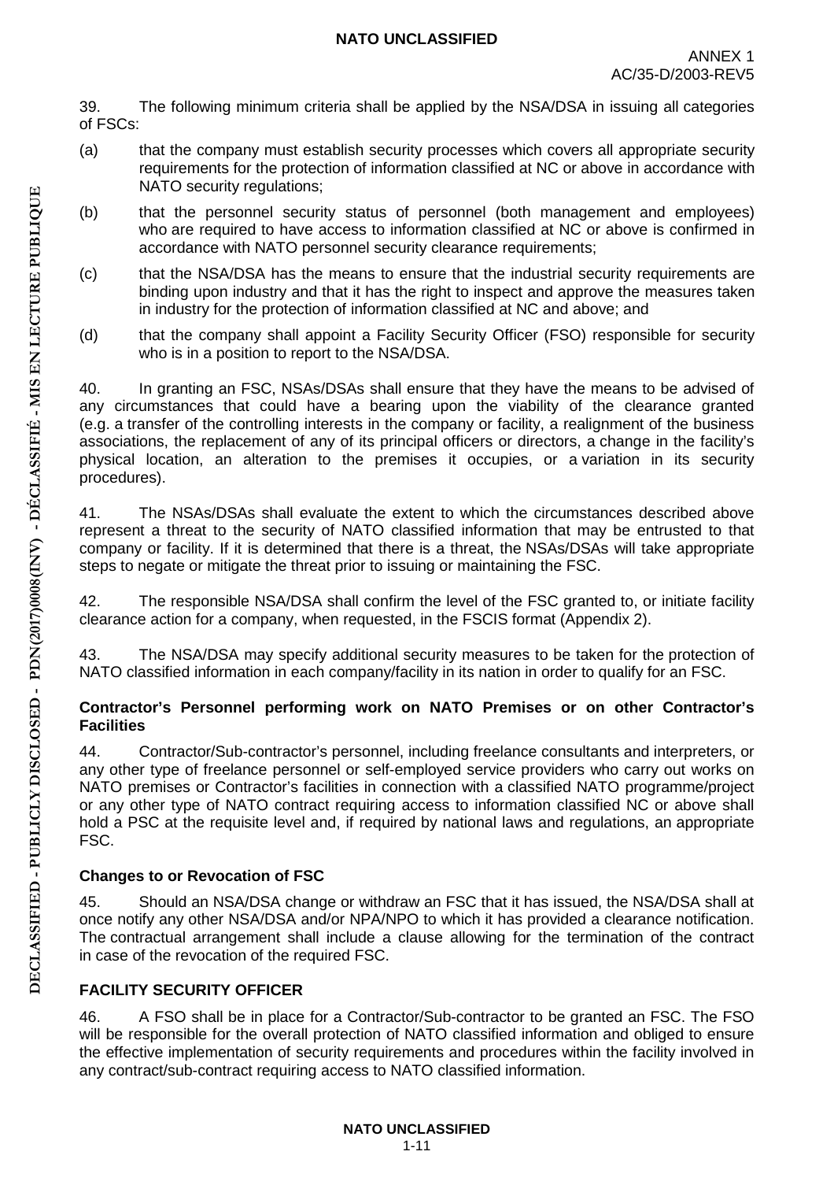39. The following minimum criteria shall be applied by the NSA/DSA in issuing all categories of FSCs:

(a) that the company must establish security processes which covers all appropriate security requirements for the protection of information classified at NC or above in accordance with NATO security regulations;

(b) that the personnel security status of personnel (both management and employees) who are required to have access to information classified at NC or above is confirmed in accordance with NATO personnel security clearance requirements;

(c) that the NSA/DSA has the means to ensure that the industrial security requirements are binding upon industry and that it has the right to inspect and approve the measures taken in industry for the protection of information classified at NC and above; and

(d) that the company shall appoint a Facility Security Officer (FSO) responsible for security who is in a position to report to the NSA/DSA.

40. In granting an FSC, NSAs/DSAs shall ensure that they have the means to be advised of any circumstances that could have a bearing upon the viability of the clearance granted (e.g. a transfer of the controlling interests in the company or facility, a realignment of the business associations, the replacement of any of its principal officers or directors, a change in the facility's physical location, an alteration to the premises it occupies, or a variation in its security procedures).

41. The NSAs/DSAs shall evaluate the extent to which the circumstances described above represent a threat to the security of NATO classified information that may be entrusted to that company or facility. If it is determined that there is a threat, the NSAs/DSAs will take appropriate steps to negate or mitigate the threat prior to issuing or maintaining the FSC.

42. The responsible NSA/DSA shall confirm the level of the FSC granted to, or initiate facility clearance action for a company, when requested, in the FSCIS format (Appendix 2).

43. The NSA/DSA may specify additional security measures to be taken for the protection of NATO classified information in each company/facility in its nation in order to qualify for an FSC.

### Contractor's Personnel performing work on NATO Premises or on other Contractor's Facilities

44. Contractor/Sub-contractor's personnel, including freelance consultants and interpreters, or any other type of freelance personnel or self-employed service providers who carry out works on NATO premises or Contractor's facilities in connection with a classified NATO programme/project or any other type of NATO contract requiring access to information classified NC or above shall hold a PSC at the requisite level and, if required by national laws and regulations, an appropriate FSC.

### Changes to or Revocation of FSC

45. Should an NSA/DSA change or withdraw an FSC that it has issued, the NSA/DSA shall at once notify any other NSA/DSA and/or NPA/NPO to which it has provided a clearance notification. The contractual arrangement shall include a clause allowing for the termination of the contract in case of the revocation of the required FSC.

## FACILITY SECURITY OFFICER

46. A FSO shall be in place for a Contractor/Sub-contractor to be granted an FSC. The FSO will be responsible for the overall protection of NATO classified information and obliged to ensure the effective implementation of security requirements and procedures within the facility involved in any contract/sub-contract requiring access to NATO classified information.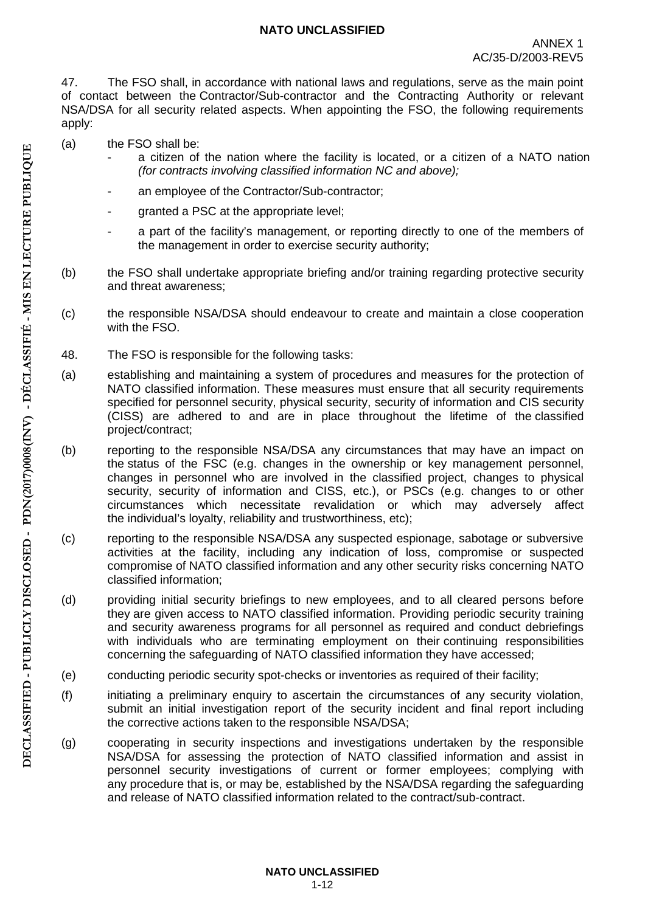47. The FSO shall, in accordance with national laws and regulations, serve as the main point of contact between the Contractor/Sub-contractor and the Contracting Authority or relevant NSA/DSA for all security related aspects. When appointing the FSO, the following requirements apply:

(a) the FSO shall be:
- a citizen of the nation where the facility is located, or a citizen of a NATO nation *(for contracts involving classified information NC and above);*
- an employee of the Contractor/Sub-contractor;
- granted a PSC at the appropriate level;
- a part of the facility's management, or reporting directly to one of the members of the management in order to exercise security authority;

(b) the FSO shall undertake appropriate briefing and/or training regarding protective security and threat awareness;

(c) the responsible NSA/DSA should endeavour to create and maintain a close cooperation with the FSO.

48. The FSO is responsible for the following tasks:

(a) establishing and maintaining a system of procedures and measures for the protection of NATO classified information. These measures must ensure that all security requirements specified for personnel security, physical security, security of information and CIS security (CISS) are adhered to and are in place throughout the lifetime of the classified project/contract;

(b) reporting to the responsible NSA/DSA any circumstances that may have an impact on the status of the FSC (e.g. changes in the ownership or key management personnel, changes in personnel who are involved in the classified project, changes to physical security, security of information and CISS, etc.), or PSCs (e.g. changes to or other circumstances which necessitate revalidation or which may adversely affect the individual's loyalty, reliability and trustworthiness, etc);

(c) reporting to the responsible NSA/DSA any suspected espionage, sabotage or subversive activities at the facility, including any indication of loss, compromise or suspected compromise of NATO classified information and any other security risks concerning NATO classified information;

(d) providing initial security briefings to new employees, and to all cleared persons before they are given access to NATO classified information. Providing periodic security training and security awareness programs for all personnel as required and conduct debriefings with individuals who are terminating employment on their continuing responsibilities concerning the safeguarding of NATO classified information they have accessed;

(e) conducting periodic security spot-checks or inventories as required of their facility;

(f) initiating a preliminary enquiry to ascertain the circumstances of any security violation, submit an initial investigation report of the security incident and final report including the corrective actions taken to the responsible NSA/DSA;

(g) cooperating in security inspections and investigations undertaken by the responsible NSA/DSA for assessing the protection of NATO classified information and assist in personnel security investigations of current or former employees; complying with any procedure that is, or may be, established by the NSA/DSA regarding the safeguarding and release of NATO classified information related to the contract/sub-contract.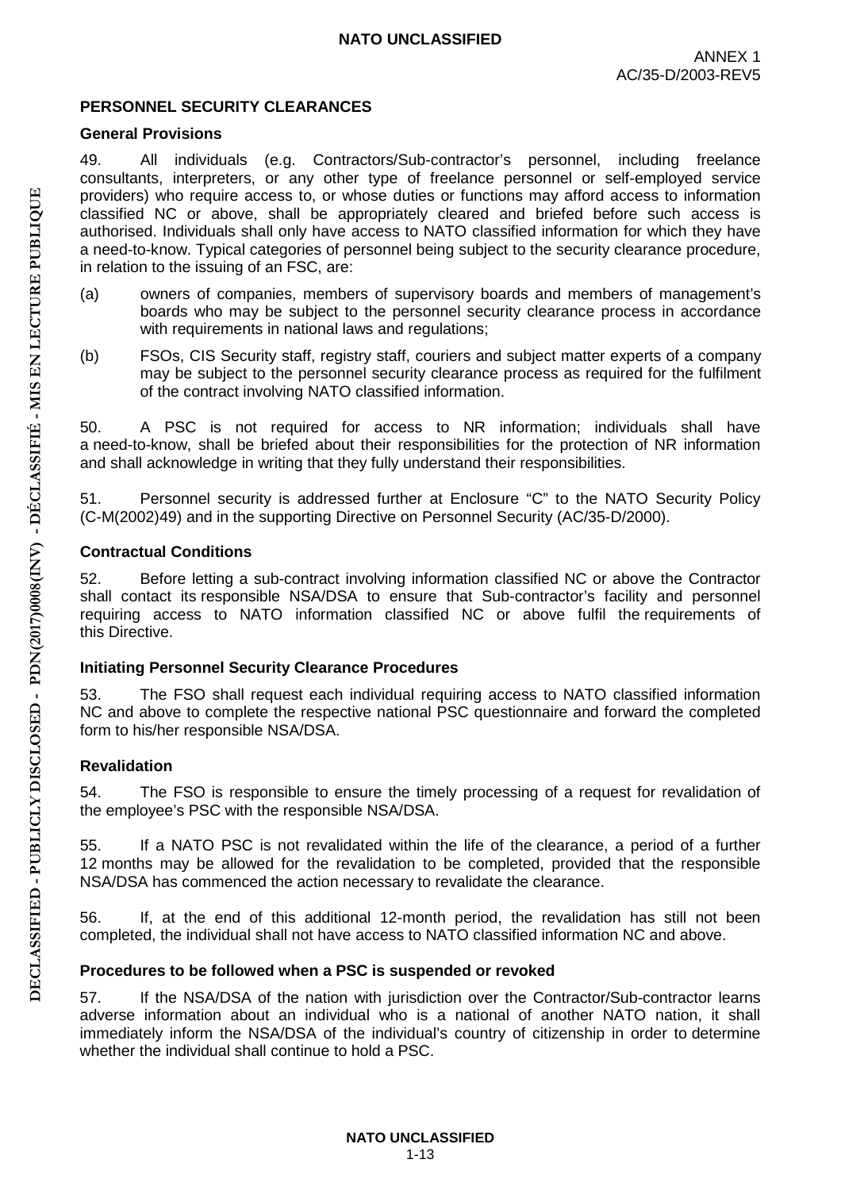## PERSONNEL SECURITY CLEARANCES

### General Provisions

49. All individuals (e.g. Contractors/Sub-contractor's personnel, including freelance consultants, interpreters, or any other type of freelance personnel or self-employed service providers) who require access to, or whose duties or functions may afford access to information classified NC or above, shall be appropriately cleared and briefed before such access is authorised. Individuals shall only have access to NATO classified information for which they have a need-to-know. Typical categories of personnel being subject to the security clearance procedure, in relation to the issuing of an FSC, are:

(a) owners of companies, members of supervisory boards and members of management's boards who may be subject to the personnel security clearance process in accordance with requirements in national laws and regulations;

(b) FSOs, CIS Security staff, registry staff, couriers and subject matter experts of a company may be subject to the personnel security clearance process as required for the fulfilment of the contract involving NATO classified information.

50. A PSC is not required for access to NR information; individuals shall have a need-to-know, shall be briefed about their responsibilities for the protection of NR information and shall acknowledge in writing that they fully understand their responsibilities.

51. Personnel security is addressed further at Enclosure "C" to the NATO Security Policy (C-M(2002)49) and in the supporting Directive on Personnel Security (AC/35-D/2000).

### Contractual Conditions

52. Before letting a sub-contract involving information classified NC or above the Contractor shall contact its responsible NSA/DSA to ensure that Sub-contractor's facility and personnel requiring access to NATO information classified NC or above fulfil the requirements of this Directive.

### Initiating Personnel Security Clearance Procedures

53. The FSO shall request each individual requiring access to NATO classified information NC and above to complete the respective national PSC questionnaire and forward the completed form to his/her responsible NSA/DSA.

### Revalidation

54. The FSO is responsible to ensure the timely processing of a request for revalidation of the employee's PSC with the responsible NSA/DSA.

55. If a NATO PSC is not revalidated within the life of the clearance, a period of a further 12 months may be allowed for the revalidation to be completed, provided that the responsible NSA/DSA has commenced the action necessary to revalidate the clearance.

56. If, at the end of this additional 12-month period, the revalidation has still not been completed, the individual shall not have access to NATO classified information NC and above.

### Procedures to be followed when a PSC is suspended or revoked

57. If the NSA/DSA of the nation with jurisdiction over the Contractor/Sub-contractor learns adverse information about an individual who is a national of another NATO nation, it shall immediately inform the NSA/DSA of the individual's country of citizenship in order to determine whether the individual shall continue to hold a PSC.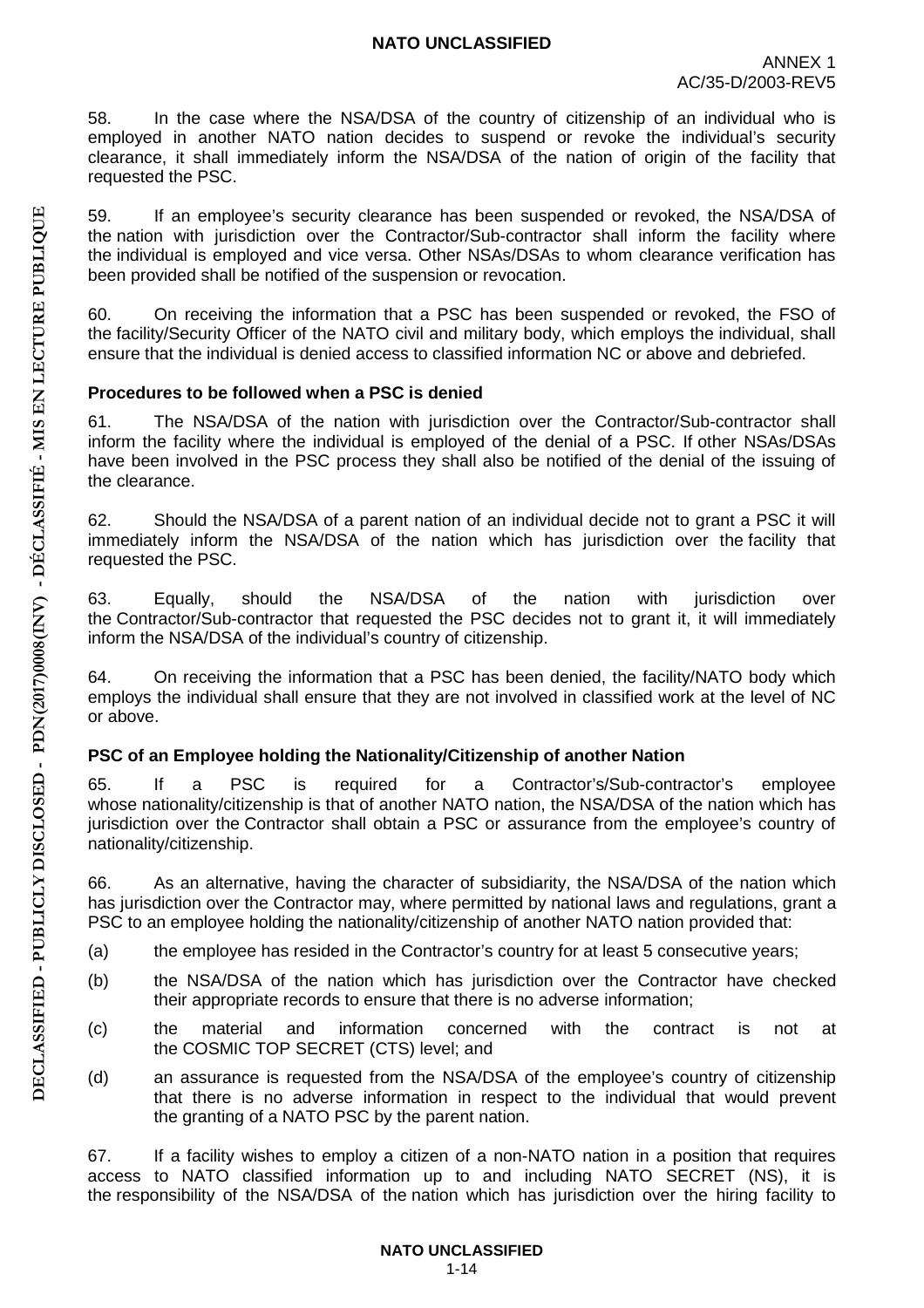58. In the case where the NSA/DSA of the country of citizenship of an individual who is employed in another NATO nation decides to suspend or revoke the individual's security clearance, it shall immediately inform the NSA/DSA of the nation of origin of the facility that requested the PSC.

59. If an employee's security clearance has been suspended or revoked, the NSA/DSA of the nation with jurisdiction over the Contractor/Sub-contractor shall inform the facility where the individual is employed and vice versa. Other NSAs/DSAs to whom clearance verification has been provided shall be notified of the suspension or revocation.

60. On receiving the information that a PSC has been suspended or revoked, the FSO of the facility/Security Officer of the NATO civil and military body, which employs the individual, shall ensure that the individual is denied access to classified information NC or above and debriefed.

**Procedures to be followed when a PSC is denied**

61. The NSA/DSA of the nation with jurisdiction over the Contractor/Sub-contractor shall inform the facility where the individual is employed of the denial of a PSC. If other NSAs/DSAs have been involved in the PSC process they shall also be notified of the denial of the issuing of the clearance.

62. Should the NSA/DSA of a parent nation of an individual decide not to grant a PSC it will immediately inform the NSA/DSA of the nation which has jurisdiction over the facility that requested the PSC.

63. Equally, should the NSA/DSA of the nation with jurisdiction over the Contractor/Sub-contractor that requested the PSC decides not to grant it, it will immediately inform the NSA/DSA of the individual's country of citizenship.

64. On receiving the information that a PSC has been denied, the facility/NATO body which employs the individual shall ensure that they are not involved in classified work at the level of NC or above.

**PSC of an Employee holding the Nationality/Citizenship of another Nation**

65. If a PSC is required for a Contractor's/Sub-contractor's employee whose nationality/citizenship is that of another NATO nation, the NSA/DSA of the nation which has jurisdiction over the Contractor shall obtain a PSC or assurance from the employee's country of nationality/citizenship.

66. As an alternative, having the character of subsidiarity, the NSA/DSA of the nation which has jurisdiction over the Contractor may, where permitted by national laws and regulations, grant a PSC to an employee holding the nationality/citizenship of another NATO nation provided that:

(a) the employee has resided in the Contractor's country for at least 5 consecutive years;

(b) the NSA/DSA of the nation which has jurisdiction over the Contractor have checked their appropriate records to ensure that there is no adverse information;

(c) the material and information concerned with the contract is not at the COSMIC TOP SECRET (CTS) level; and

(d) an assurance is requested from the NSA/DSA of the employee's country of citizenship that there is no adverse information in respect to the individual that would prevent the granting of a NATO PSC by the parent nation.

67. If a facility wishes to employ a citizen of a non-NATO nation in a position that requires access to NATO classified information up to and including NATO SECRET (NS), it is the responsibility of the NSA/DSA of the nation which has jurisdiction over the hiring facility to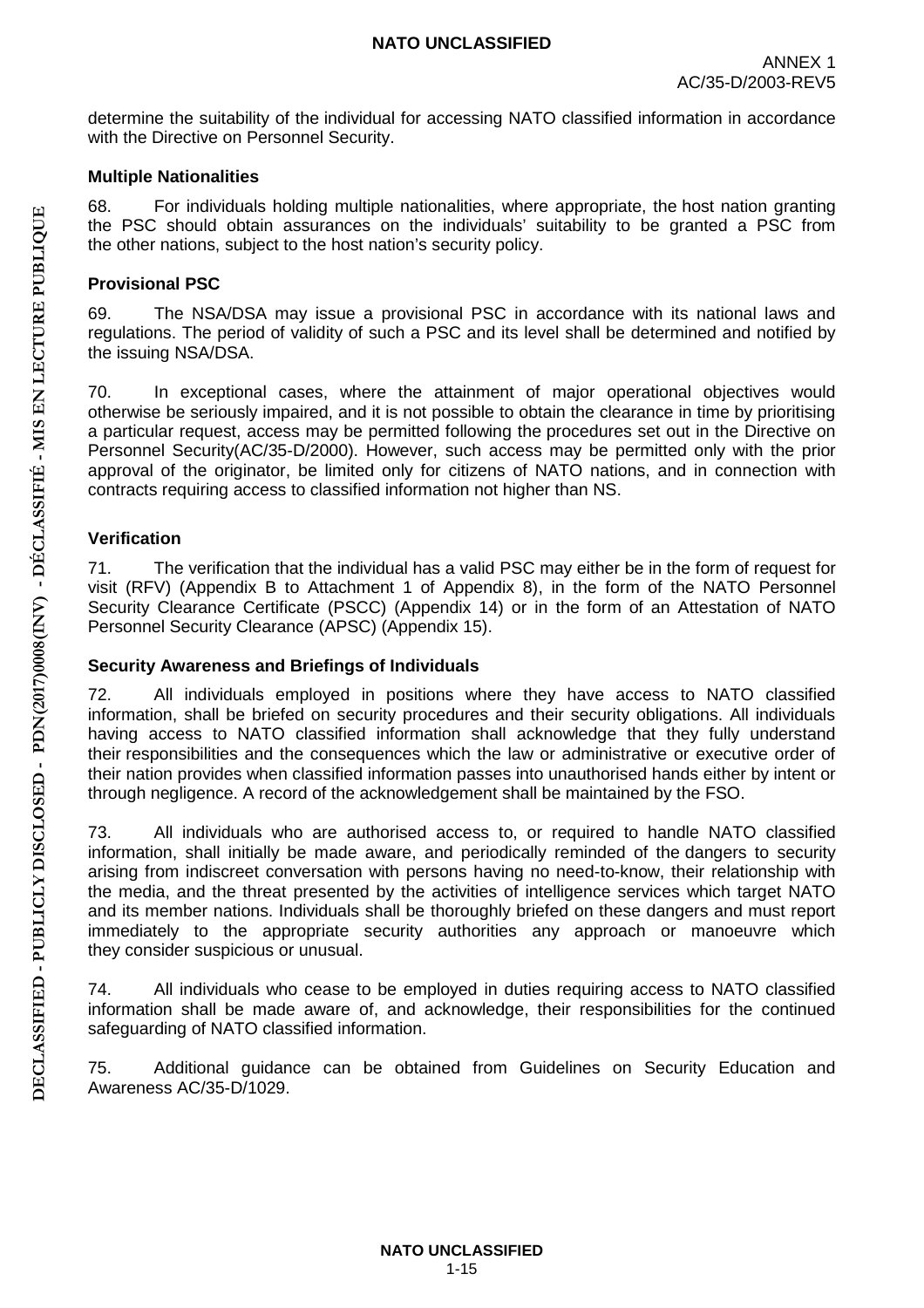determine the suitability of the individual for accessing NATO classified information in accordance with the Directive on Personnel Security.

### Multiple Nationalities

68. For individuals holding multiple nationalities, where appropriate, the host nation granting the PSC should obtain assurances on the individuals' suitability to be granted a PSC from the other nations, subject to the host nation's security policy.

### Provisional PSC

69. The NSA/DSA may issue a provisional PSC in accordance with its national laws and regulations. The period of validity of such a PSC and its level shall be determined and notified by the issuing NSA/DSA.

70. In exceptional cases, where the attainment of major operational objectives would otherwise be seriously impaired, and it is not possible to obtain the clearance in time by prioritising a particular request, access may be permitted following the procedures set out in the Directive on Personnel Security(AC/35-D/2000). However, such access may be permitted only with the prior approval of the originator, be limited only for citizens of NATO nations, and in connection with contracts requiring access to classified information not higher than NS.

### Verification

71. The verification that the individual has a valid PSC may either be in the form of request for visit (RFV) (Appendix B to Attachment 1 of Appendix 8), in the form of the NATO Personnel Security Clearance Certificate (PSCC) (Appendix 14) or in the form of an Attestation of NATO Personnel Security Clearance (APSC) (Appendix 15).

### Security Awareness and Briefings of Individuals

72. All individuals employed in positions where they have access to NATO classified information, shall be briefed on security procedures and their security obligations. All individuals having access to NATO classified information shall acknowledge that they fully understand their responsibilities and the consequences which the law or administrative or executive order of their nation provides when classified information passes into unauthorised hands either by intent or through negligence. A record of the acknowledgement shall be maintained by the FSO.

73. All individuals who are authorised access to, or required to handle NATO classified information, shall initially be made aware, and periodically reminded of the dangers to security arising from indiscreet conversation with persons having no need-to-know, their relationship with the media, and the threat presented by the activities of intelligence services which target NATO and its member nations. Individuals shall be thoroughly briefed on these dangers and must report immediately to the appropriate security authorities any approach or manoeuvre which they consider suspicious or unusual.

74. All individuals who cease to be employed in duties requiring access to NATO classified information shall be made aware of, and acknowledge, their responsibilities for the continued safeguarding of NATO classified information.

75. Additional guidance can be obtained from Guidelines on Security Education and Awareness AC/35-D/1029.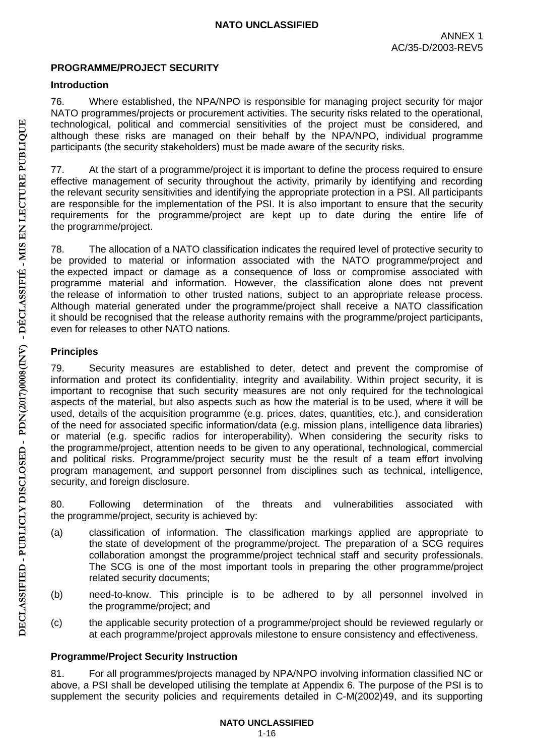## PROGRAMME/PROJECT SECURITY

### Introduction

76. Where established, the NPA/NPO is responsible for managing project security for major NATO programmes/projects or procurement activities. The security risks related to the operational, technological, political and commercial sensitivities of the project must be considered, and although these risks are managed on their behalf by the NPA/NPO, individual programme participants (the security stakeholders) must be made aware of the security risks.

77. At the start of a programme/project it is important to define the process required to ensure effective management of security throughout the activity, primarily by identifying and recording the relevant security sensitivities and identifying the appropriate protection in a PSI. All participants are responsible for the implementation of the PSI. It is also important to ensure that the security requirements for the programme/project are kept up to date during the entire life of the programme/project.

78. The allocation of a NATO classification indicates the required level of protective security to be provided to material or information associated with the NATO programme/project and the expected impact or damage as a consequence of loss or compromise associated with programme material and information. However, the classification alone does not prevent the release of information to other trusted nations, subject to an appropriate release process. Although material generated under the programme/project shall receive a NATO classification it should be recognised that the release authority remains with the programme/project participants, even for releases to other NATO nations.

### Principles

79. Security measures are established to deter, detect and prevent the compromise of information and protect its confidentiality, integrity and availability. Within project security, it is important to recognise that such security measures are not only required for the technological aspects of the material, but also aspects such as how the material is to be used, where it will be used, details of the acquisition programme (e.g. prices, dates, quantities, etc.), and consideration of the need for associated specific information/data (e.g. mission plans, intelligence data libraries) or material (e.g. specific radios for interoperability). When considering the security risks to the programme/project, attention needs to be given to any operational, technological, commercial and political risks. Programme/project security must be the result of a team effort involving program management, and support personnel from disciplines such as technical, intelligence, security, and foreign disclosure.

80. Following determination of the threats and vulnerabilities associated with the programme/project, security is achieved by:

(a) classification of information. The classification markings applied are appropriate to the state of development of the programme/project. The preparation of a SCG requires collaboration amongst the programme/project technical staff and security professionals. The SCG is one of the most important tools in preparing the other programme/project related security documents;

(b) need-to-know. This principle is to be adhered to by all personnel involved in the programme/project; and

(c) the applicable security protection of a programme/project should be reviewed regularly or at each programme/project approvals milestone to ensure consistency and effectiveness.

### Programme/Project Security Instruction

81. For all programmes/projects managed by NPA/NPO involving information classified NC or above, a PSI shall be developed utilising the template at Appendix 6. The purpose of the PSI is to supplement the security policies and requirements detailed in C-M(2002)49, and its supporting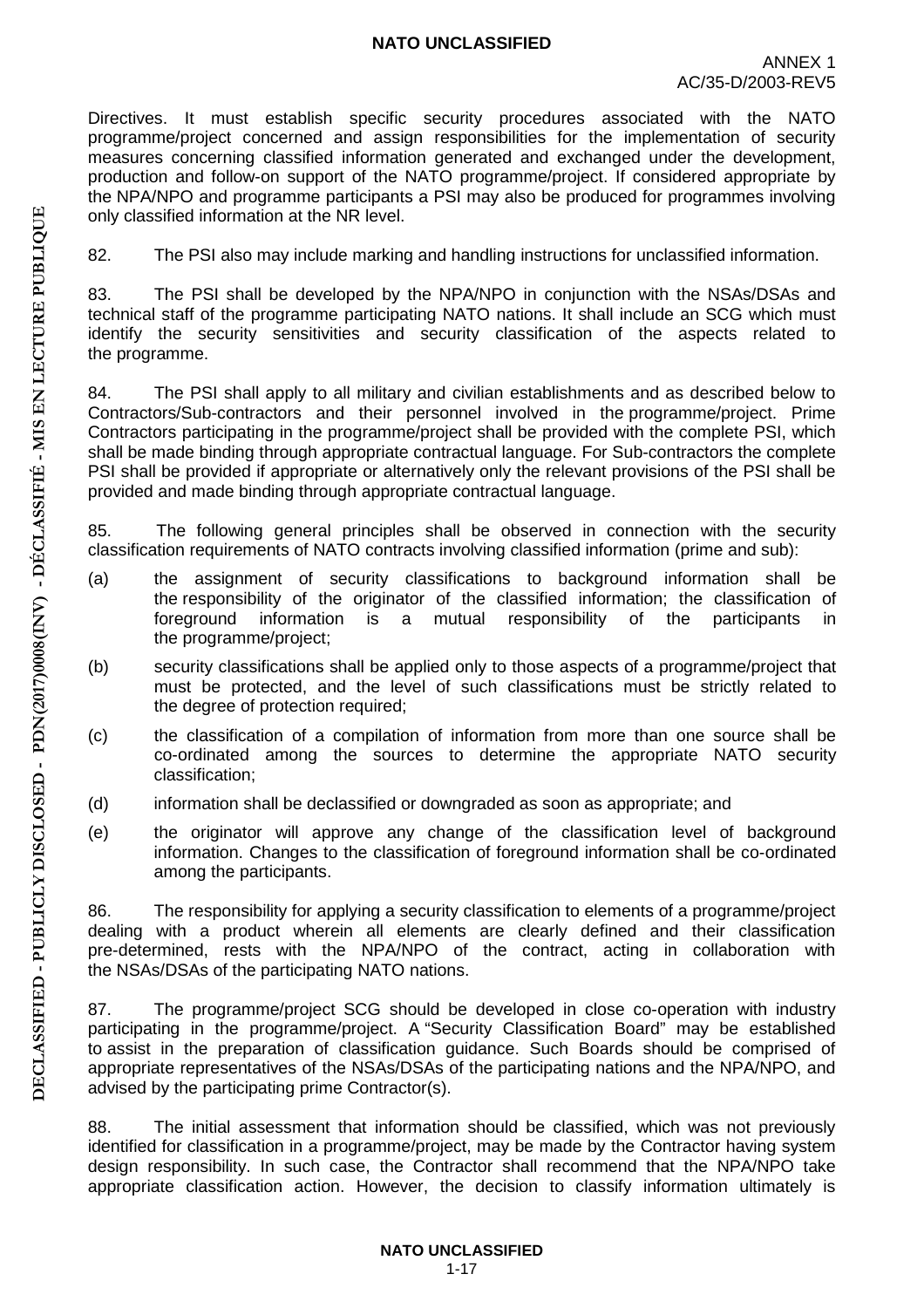Directives. It must establish specific security procedures associated with the NATO programme/project concerned and assign responsibilities for the implementation of security measures concerning classified information generated and exchanged under the development, production and follow-on support of the NATO programme/project. If considered appropriate by the NPA/NPO and programme participants a PSI may also be produced for programmes involving only classified information at the NR level.

82. The PSI also may include marking and handling instructions for unclassified information.

83. The PSI shall be developed by the NPA/NPO in conjunction with the NSAs/DSAs and technical staff of the programme participating NATO nations. It shall include an SCG which must identify the security sensitivities and security classification of the aspects related to the programme.

84. The PSI shall apply to all military and civilian establishments and as described below to Contractors/Sub-contractors and their personnel involved in the programme/project. Prime Contractors participating in the programme/project shall be provided with the complete PSI, which shall be made binding through appropriate contractual language. For Sub-contractors the complete PSI shall be provided if appropriate or alternatively only the relevant provisions of the PSI shall be provided and made binding through appropriate contractual language.

85. The following general principles shall be observed in connection with the security classification requirements of NATO contracts involving classified information (prime and sub):

(a) the assignment of security classifications to background information shall be the responsibility of the originator of the classified information; the classification of foreground information is a mutual responsibility of the participants in the programme/project;

(b) security classifications shall be applied only to those aspects of a programme/project that must be protected, and the level of such classifications must be strictly related to the degree of protection required;

(c) the classification of a compilation of information from more than one source shall be co-ordinated among the sources to determine the appropriate NATO security classification;

(d) information shall be declassified or downgraded as soon as appropriate; and

(e) the originator will approve any change of the classification level of background information. Changes to the classification of foreground information shall be co-ordinated among the participants.

86. The responsibility for applying a security classification to elements of a programme/project dealing with a product wherein all elements are clearly defined and their classification pre-determined, rests with the NPA/NPO of the contract, acting in collaboration with the NSAs/DSAs of the participating NATO nations.

87. The programme/project SCG should be developed in close co-operation with industry participating in the programme/project. A "Security Classification Board" may be established to assist in the preparation of classification guidance. Such Boards should be comprised of appropriate representatives of the NSAs/DSAs of the participating nations and the NPA/NPO, and advised by the participating prime Contractor(s).

88. The initial assessment that information should be classified, which was not previously identified for classification in a programme/project, may be made by the Contractor having system design responsibility. In such case, the Contractor shall recommend that the NPA/NPO take appropriate classification action. However, the decision to classify information ultimately is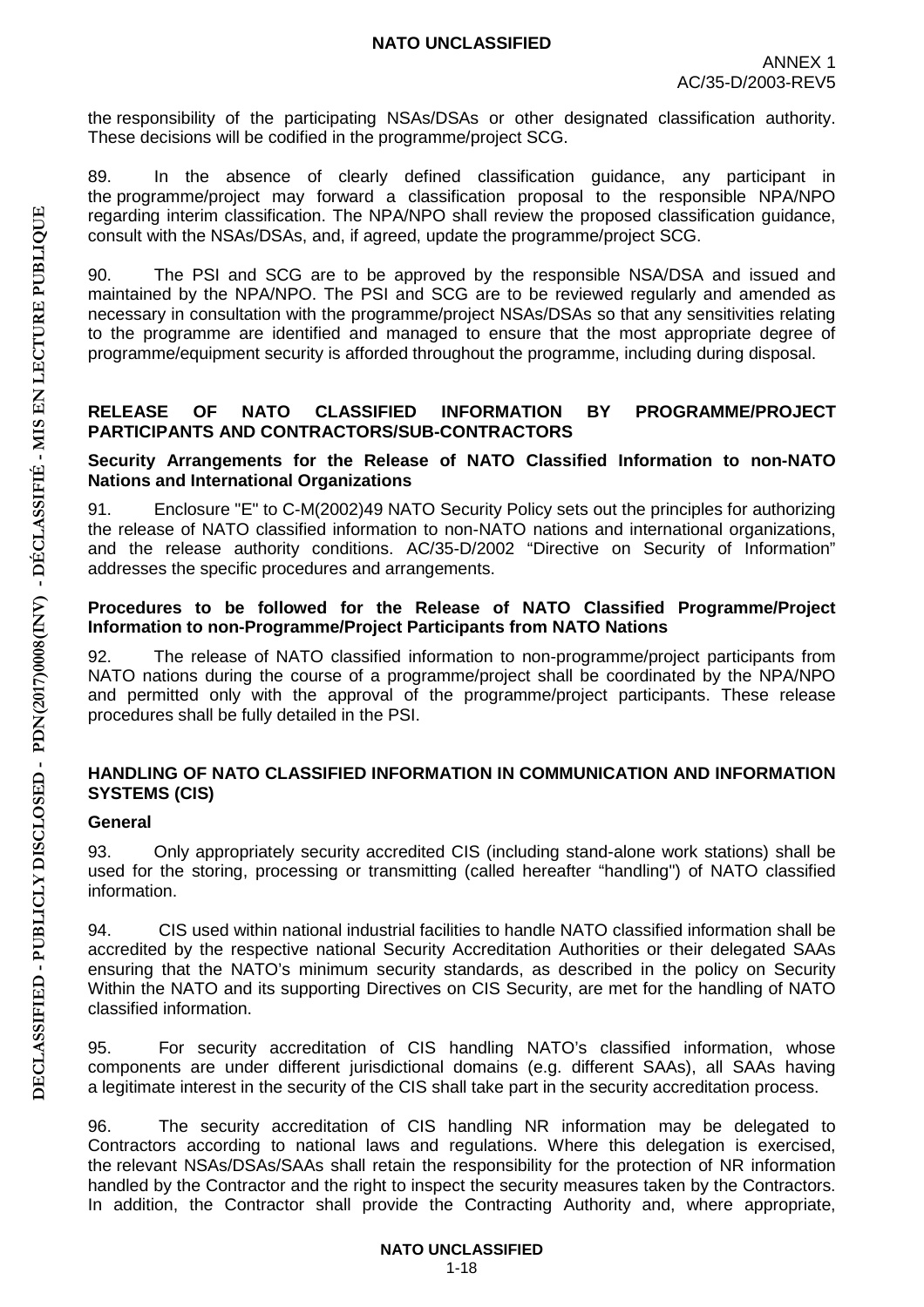the responsibility of the participating NSAs/DSAs or other designated classification authority. These decisions will be codified in the programme/project SCG.

89. In the absence of clearly defined classification guidance, any participant in the programme/project may forward a classification proposal to the responsible NPA/NPO regarding interim classification. The NPA/NPO shall review the proposed classification guidance, consult with the NSAs/DSAs, and, if agreed, update the programme/project SCG.

90. The PSI and SCG are to be approved by the responsible NSA/DSA and issued and maintained by the NPA/NPO. The PSI and SCG are to be reviewed regularly and amended as necessary in consultation with the programme/project NSAs/DSAs so that any sensitivities relating to the programme are identified and managed to ensure that the most appropriate degree of programme/equipment security is afforded throughout the programme, including during disposal.

## RELEASE OF NATO CLASSIFIED INFORMATION BY PROGRAMME/PROJECT PARTICIPANTS AND CONTRACTORS/SUB-CONTRACTORS

### Security Arrangements for the Release of NATO Classified Information to non-NATO Nations and International Organizations

91. Enclosure "E" to C-M(2002)49 NATO Security Policy sets out the principles for authorizing the release of NATO classified information to non-NATO nations and international organizations, and the release authority conditions. AC/35-D/2002 "Directive on Security of Information" addresses the specific procedures and arrangements.

### Procedures to be followed for the Release of NATO Classified Programme/Project Information to non-Programme/Project Participants from NATO Nations

92. The release of NATO classified information to non-programme/project participants from NATO nations during the course of a programme/project shall be coordinated by the NPA/NPO and permitted only with the approval of the programme/project participants. These release procedures shall be fully detailed in the PSI.

## HANDLING OF NATO CLASSIFIED INFORMATION IN COMMUNICATION AND INFORMATION SYSTEMS (CIS)

### General

93. Only appropriately security accredited CIS (including stand-alone work stations) shall be used for the storing, processing or transmitting (called hereafter "handling") of NATO classified information.

94. CIS used within national industrial facilities to handle NATO classified information shall be accredited by the respective national Security Accreditation Authorities or their delegated SAAs ensuring that the NATO's minimum security standards, as described in the policy on Security Within the NATO and its supporting Directives on CIS Security, are met for the handling of NATO classified information.

95. For security accreditation of CIS handling NATO's classified information, whose components are under different jurisdictional domains (e.g. different SAAs), all SAAs having a legitimate interest in the security of the CIS shall take part in the security accreditation process.

96. The security accreditation of CIS handling NR information may be delegated to Contractors according to national laws and regulations. Where this delegation is exercised, the relevant NSAs/DSAs/SAAs shall retain the responsibility for the protection of NR information handled by the Contractor and the right to inspect the security measures taken by the Contractors. In addition, the Contractor shall provide the Contracting Authority and, where appropriate,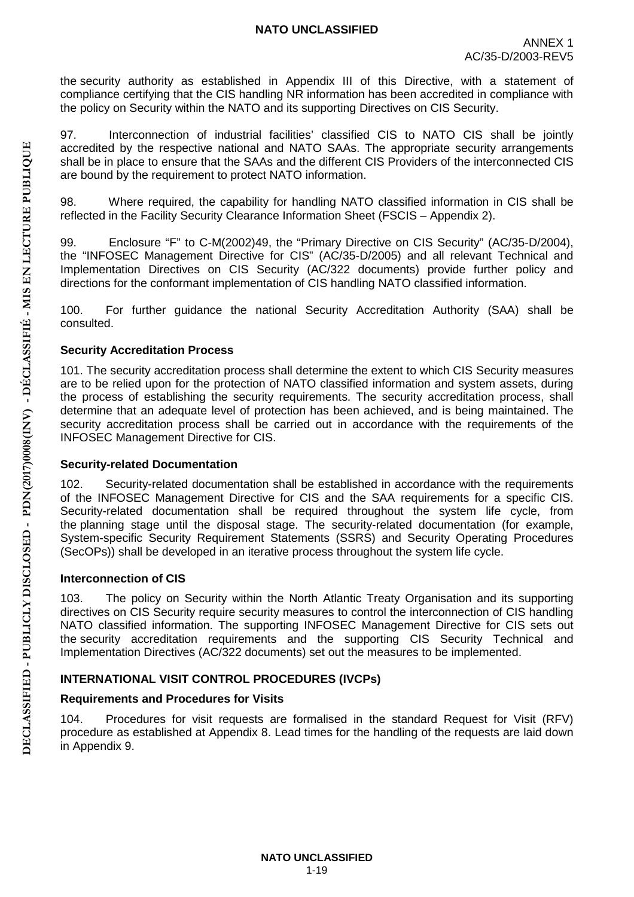the security authority as established in Appendix III of this Directive, with a statement of compliance certifying that the CIS handling NR information has been accredited in compliance with the policy on Security within the NATO and its supporting Directives on CIS Security.

97. Interconnection of industrial facilities' classified CIS to NATO CIS shall be jointly accredited by the respective national and NATO SAAs. The appropriate security arrangements shall be in place to ensure that the SAAs and the different CIS Providers of the interconnected CIS are bound by the requirement to protect NATO information.

98. Where required, the capability for handling NATO classified information in CIS shall be reflected in the Facility Security Clearance Information Sheet (FSCIS – Appendix 2).

99. Enclosure "F" to C-M(2002)49, the "Primary Directive on CIS Security" (AC/35-D/2004), the "INFOSEC Management Directive for CIS" (AC/35-D/2005) and all relevant Technical and Implementation Directives on CIS Security (AC/322 documents) provide further policy and directions for the conformant implementation of CIS handling NATO classified information.

100. For further guidance the national Security Accreditation Authority (SAA) shall be consulted.

### Security Accreditation Process

101. The security accreditation process shall determine the extent to which CIS Security measures are to be relied upon for the protection of NATO classified information and system assets, during the process of establishing the security requirements. The security accreditation process, shall determine that an adequate level of protection has been achieved, and is being maintained. The security accreditation process shall be carried out in accordance with the requirements of the INFOSEC Management Directive for CIS.

### Security-related Documentation

102. Security-related documentation shall be established in accordance with the requirements of the INFOSEC Management Directive for CIS and the SAA requirements for a specific CIS. Security-related documentation shall be required throughout the system life cycle, from the planning stage until the disposal stage. The security-related documentation (for example, System-specific Security Requirement Statements (SSRS) and Security Operating Procedures (SecOPs)) shall be developed in an iterative process throughout the system life cycle.

### Interconnection of CIS

103. The policy on Security within the North Atlantic Treaty Organisation and its supporting directives on CIS Security require security measures to control the interconnection of CIS handling NATO classified information. The supporting INFOSEC Management Directive for CIS sets out the security accreditation requirements and the supporting CIS Security Technical and Implementation Directives (AC/322 documents) set out the measures to be implemented.

## INTERNATIONAL VISIT CONTROL PROCEDURES (IVCPs)

### Requirements and Procedures for Visits

104. Procedures for visit requests are formalised in the standard Request for Visit (RFV) procedure as established at Appendix 8. Lead times for the handling of the requests are laid down in Appendix 9.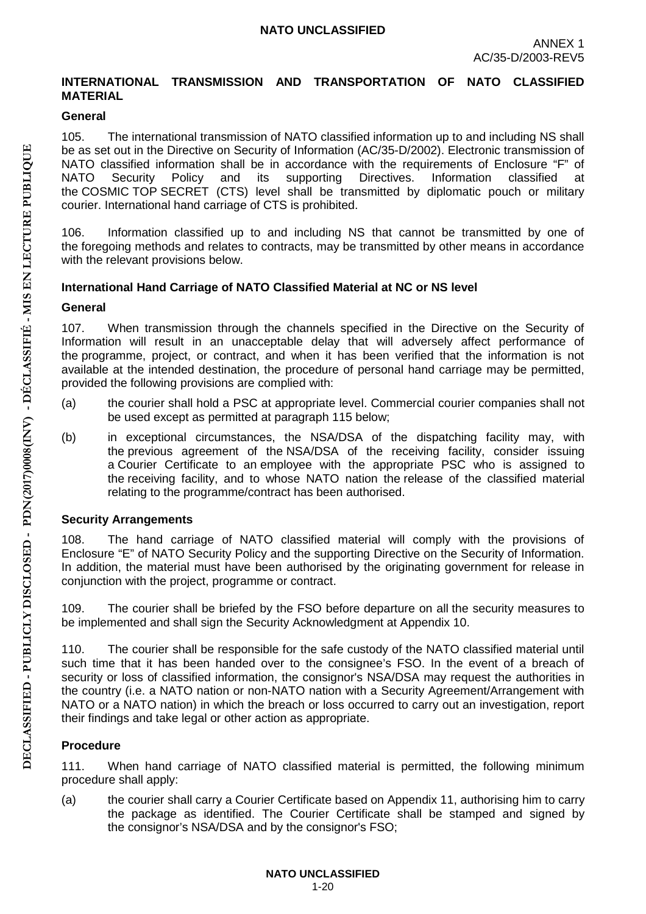## INTERNATIONAL TRANSMISSION AND TRANSPORTATION OF NATO CLASSIFIED MATERIAL

### General

105. The international transmission of NATO classified information up to and including NS shall be as set out in the Directive on Security of Information (AC/35-D/2002). Electronic transmission of NATO classified information shall be in accordance with the requirements of Enclosure "F" of NATO Security Policy and its supporting Directives. Information classified at the COSMIC TOP SECRET (CTS) level shall be transmitted by diplomatic pouch or military courier. International hand carriage of CTS is prohibited.

106. Information classified up to and including NS that cannot be transmitted by one of the foregoing methods and relates to contracts, may be transmitted by other means in accordance with the relevant provisions below.

### International Hand Carriage of NATO Classified Material at NC or NS level

### General

107. When transmission through the channels specified in the Directive on the Security of Information will result in an unacceptable delay that will adversely affect performance of the programme, project, or contract, and when it has been verified that the information is not available at the intended destination, the procedure of personal hand carriage may be permitted, provided the following provisions are complied with:

(a) the courier shall hold a PSC at appropriate level. Commercial courier companies shall not be used except as permitted at paragraph 115 below;

(b) in exceptional circumstances, the NSA/DSA of the dispatching facility may, with the previous agreement of the NSA/DSA of the receiving facility, consider issuing a Courier Certificate to an employee with the appropriate PSC who is assigned to the receiving facility, and to whose NATO nation the release of the classified material relating to the programme/contract has been authorised.

### Security Arrangements

108. The hand carriage of NATO classified material will comply with the provisions of Enclosure "E" of NATO Security Policy and the supporting Directive on the Security of Information. In addition, the material must have been authorised by the originating government for release in conjunction with the project, programme or contract.

109. The courier shall be briefed by the FSO before departure on all the security measures to be implemented and shall sign the Security Acknowledgment at Appendix 10.

110. The courier shall be responsible for the safe custody of the NATO classified material until such time that it has been handed over to the consignee's FSO. In the event of a breach of security or loss of classified information, the consignor's NSA/DSA may request the authorities in the country (i.e. a NATO nation or non-NATO nation with a Security Agreement/Arrangement with NATO or a NATO nation) in which the breach or loss occurred to carry out an investigation, report their findings and take legal or other action as appropriate.

### Procedure

111. When hand carriage of NATO classified material is permitted, the following minimum procedure shall apply:

(a) the courier shall carry a Courier Certificate based on Appendix 11, authorising him to carry the package as identified. The Courier Certificate shall be stamped and signed by the consignor's NSA/DSA and by the consignor's FSO;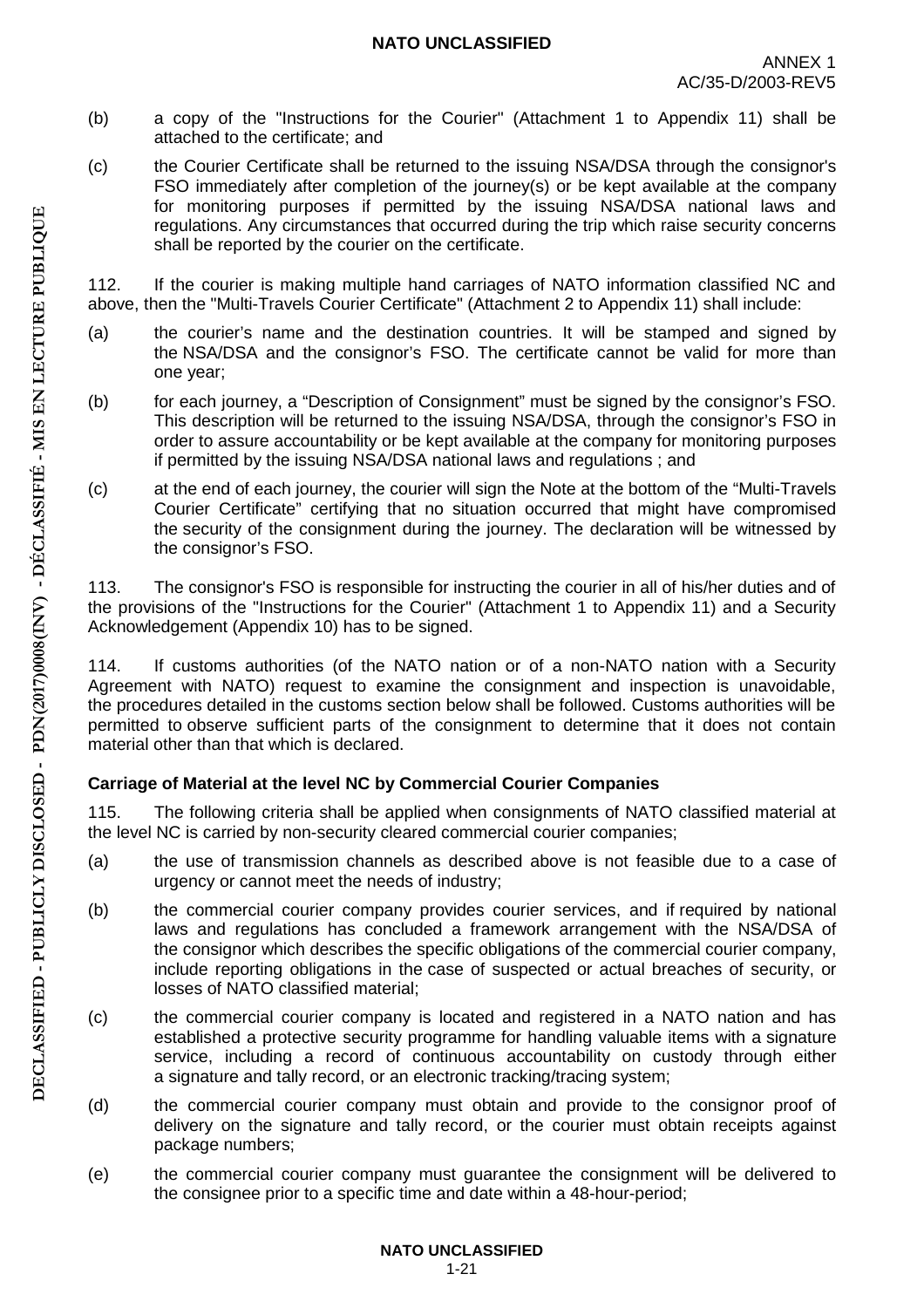(b) a copy of the "Instructions for the Courier" (Attachment 1 to Appendix 11) shall be attached to the certificate; and

(c) the Courier Certificate shall be returned to the issuing NSA/DSA through the consignor's FSO immediately after completion of the journey(s) or be kept available at the company for monitoring purposes if permitted by the issuing NSA/DSA national laws and regulations. Any circumstances that occurred during the trip which raise security concerns shall be reported by the courier on the certificate.

112. If the courier is making multiple hand carriages of NATO information classified NC and above, then the "Multi-Travels Courier Certificate" (Attachment 2 to Appendix 11) shall include:

(a) the courier's name and the destination countries. It will be stamped and signed by the NSA/DSA and the consignor's FSO. The certificate cannot be valid for more than one year;

(b) for each journey, a "Description of Consignment" must be signed by the consignor's FSO. This description will be returned to the issuing NSA/DSA, through the consignor's FSO in order to assure accountability or be kept available at the company for monitoring purposes if permitted by the issuing NSA/DSA national laws and regulations ; and

(c) at the end of each journey, the courier will sign the Note at the bottom of the "Multi-Travels Courier Certificate" certifying that no situation occurred that might have compromised the security of the consignment during the journey. The declaration will be witnessed by the consignor's FSO.

113. The consignor's FSO is responsible for instructing the courier in all of his/her duties and of the provisions of the "Instructions for the Courier" (Attachment 1 to Appendix 11) and a Security Acknowledgement (Appendix 10) has to be signed.

114. If customs authorities (of the NATO nation or of a non-NATO nation with a Security Agreement with NATO) request to examine the consignment and inspection is unavoidable, the procedures detailed in the customs section below shall be followed. Customs authorities will be permitted to observe sufficient parts of the consignment to determine that it does not contain material other than that which is declared.

**Carriage of Material at the level NC by Commercial Courier Companies**

115. The following criteria shall be applied when consignments of NATO classified material at the level NC is carried by non-security cleared commercial courier companies;

(a) the use of transmission channels as described above is not feasible due to a case of urgency or cannot meet the needs of industry;

(b) the commercial courier company provides courier services, and if required by national laws and regulations has concluded a framework arrangement with the NSA/DSA of the consignor which describes the specific obligations of the commercial courier company, include reporting obligations in the case of suspected or actual breaches of security, or losses of NATO classified material;

(c) the commercial courier company is located and registered in a NATO nation and has established a protective security programme for handling valuable items with a signature service, including a record of continuous accountability on custody through either a signature and tally record, or an electronic tracking/tracing system;

(d) the commercial courier company must obtain and provide to the consignor proof of delivery on the signature and tally record, or the courier must obtain receipts against package numbers;

(e) the commercial courier company must guarantee the consignment will be delivered to the consignee prior to a specific time and date within a 48-hour-period;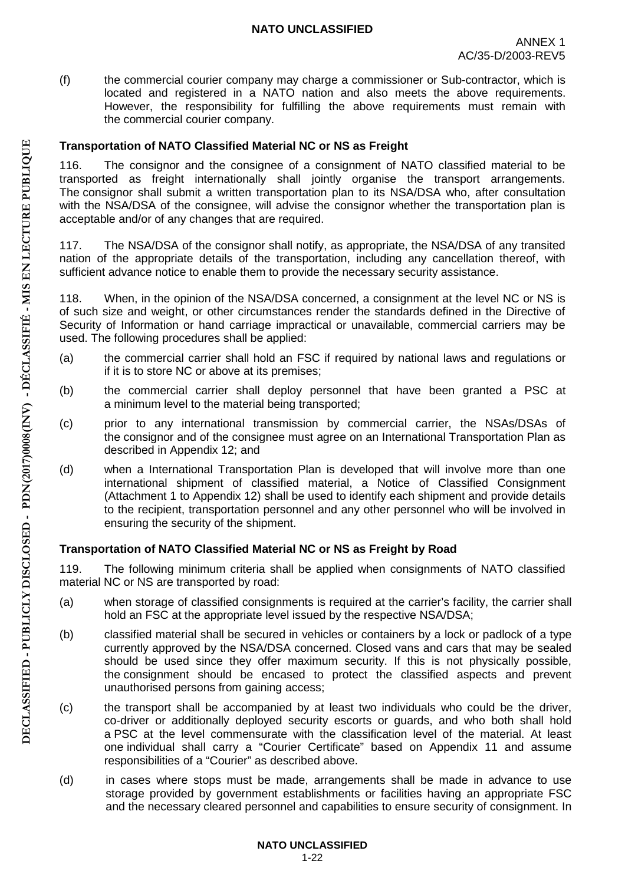(f) the commercial courier company may charge a commissioner or Sub-contractor, which is located and registered in a NATO nation and also meets the above requirements. However, the responsibility for fulfilling the above requirements must remain with the commercial courier company.

**Transportation of NATO Classified Material NC or NS as Freight**

116. The consignor and the consignee of a consignment of NATO classified material to be transported as freight internationally shall jointly organise the transport arrangements. The consignor shall submit a written transportation plan to its NSA/DSA who, after consultation with the NSA/DSA of the consignee, will advise the consignor whether the transportation plan is acceptable and/or of any changes that are required.

117. The NSA/DSA of the consignor shall notify, as appropriate, the NSA/DSA of any transited nation of the appropriate details of the transportation, including any cancellation thereof, with sufficient advance notice to enable them to provide the necessary security assistance.

118. When, in the opinion of the NSA/DSA concerned, a consignment at the level NC or NS is of such size and weight, or other circumstances render the standards defined in the Directive of Security of Information or hand carriage impractical or unavailable, commercial carriers may be used. The following procedures shall be applied:

(a) the commercial carrier shall hold an FSC if required by national laws and regulations or if it is to store NC or above at its premises;

(b) the commercial carrier shall deploy personnel that have been granted a PSC at a minimum level to the material being transported;

(c) prior to any international transmission by commercial carrier, the NSAs/DSAs of the consignor and of the consignee must agree on an International Transportation Plan as described in Appendix 12; and

(d) when a International Transportation Plan is developed that will involve more than one international shipment of classified material, a Notice of Classified Consignment (Attachment 1 to Appendix 12) shall be used to identify each shipment and provide details to the recipient, transportation personnel and any other personnel who will be involved in ensuring the security of the shipment.

**Transportation of NATO Classified Material NC or NS as Freight by Road**

119. The following minimum criteria shall be applied when consignments of NATO classified material NC or NS are transported by road:

(a) when storage of classified consignments is required at the carrier's facility, the carrier shall hold an FSC at the appropriate level issued by the respective NSA/DSA;

(b) classified material shall be secured in vehicles or containers by a lock or padlock of a type currently approved by the NSA/DSA concerned. Closed vans and cars that may be sealed should be used since they offer maximum security. If this is not physically possible, the consignment should be encased to protect the classified aspects and prevent unauthorised persons from gaining access;

(c) the transport shall be accompanied by at least two individuals who could be the driver, co-driver or additionally deployed security escorts or guards, and who both shall hold a PSC at the level commensurate with the classification level of the material. At least one individual shall carry a "Courier Certificate" based on Appendix 11 and assume responsibilities of a "Courier" as described above.

(d) in cases where stops must be made, arrangements shall be made in advance to use storage provided by government establishments or facilities having an appropriate FSC and the necessary cleared personnel and capabilities to ensure security of consignment. In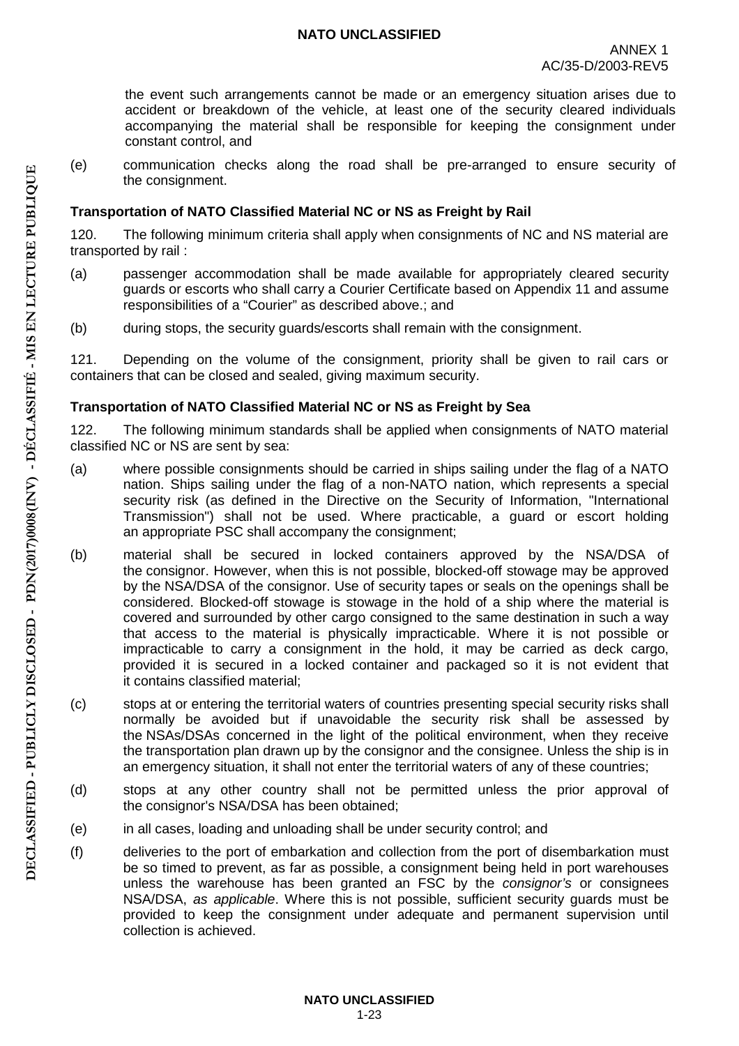the event such arrangements cannot be made or an emergency situation arises due to accident or breakdown of the vehicle, at least one of the security cleared individuals accompanying the material shall be responsible for keeping the consignment under constant control, and

(e) communication checks along the road shall be pre-arranged to ensure security of the consignment.

**Transportation of NATO Classified Material NC or NS as Freight by Rail**

120. The following minimum criteria shall apply when consignments of NC and NS material are transported by rail :

(a) passenger accommodation shall be made available for appropriately cleared security guards or escorts who shall carry a Courier Certificate based on Appendix 11 and assume responsibilities of a "Courier" as described above.; and

(b) during stops, the security guards/escorts shall remain with the consignment.

121. Depending on the volume of the consignment, priority shall be given to rail cars or containers that can be closed and sealed, giving maximum security.

**Transportation of NATO Classified Material NC or NS as Freight by Sea**

122. The following minimum standards shall be applied when consignments of NATO material classified NC or NS are sent by sea:

(a) where possible consignments should be carried in ships sailing under the flag of a NATO nation. Ships sailing under the flag of a non-NATO nation, which represents a special security risk (as defined in the Directive on the Security of Information, "International Transmission") shall not be used. Where practicable, a guard or escort holding an appropriate PSC shall accompany the consignment;

(b) material shall be secured in locked containers approved by the NSA/DSA of the consignor. However, when this is not possible, blocked-off stowage may be approved by the NSA/DSA of the consignor. Use of security tapes or seals on the openings shall be considered. Blocked-off stowage is stowage in the hold of a ship where the material is covered and surrounded by other cargo consigned to the same destination in such a way that access to the material is physically impracticable. Where it is not possible or impracticable to carry a consignment in the hold, it may be carried as deck cargo, provided it is secured in a locked container and packaged so it is not evident that it contains classified material;

(c) stops at or entering the territorial waters of countries presenting special security risks shall normally be avoided but if unavoidable the security risk shall be assessed by the NSAs/DSAs concerned in the light of the political environment, when they receive the transportation plan drawn up by the consignor and the consignee. Unless the ship is in an emergency situation, it shall not enter the territorial waters of any of these countries;

(d) stops at any other country shall not be permitted unless the prior approval of the consignor's NSA/DSA has been obtained;

(e) in all cases, loading and unloading shall be under security control; and

(f) deliveries to the port of embarkation and collection from the port of disembarkation must be so timed to prevent, as far as possible, a consignment being held in port warehouses unless the warehouse has been granted an FSC by the *consignor's* or consignees NSA/DSA, *as applicable*. Where this is not possible, sufficient security guards must be provided to keep the consignment under adequate and permanent supervision until collection is achieved.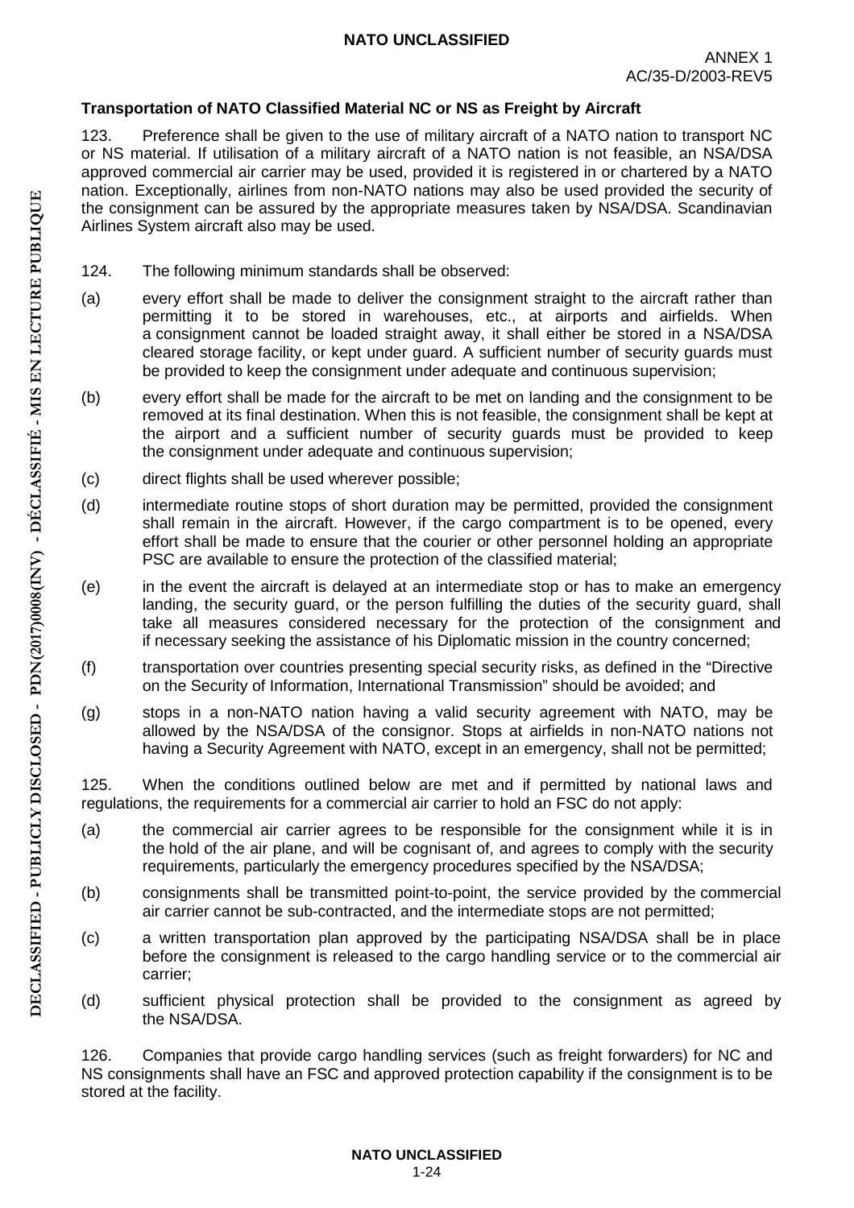**Transportation of NATO Classified Material NC or NS as Freight by Aircraft**

123. Preference shall be given to the use of military aircraft of a NATO nation to transport NC or NS material. If utilisation of a military aircraft of a NATO nation is not feasible, an NSA/DSA approved commercial air carrier may be used, provided it is registered in or chartered by a NATO nation. Exceptionally, airlines from non-NATO nations may also be used provided the security of the consignment can be assured by the appropriate measures taken by NSA/DSA. Scandinavian Airlines System aircraft also may be used.

124. The following minimum standards shall be observed:

(a) every effort shall be made to deliver the consignment straight to the aircraft rather than permitting it to be stored in warehouses, etc., at airports and airfields. When a consignment cannot be loaded straight away, it shall either be stored in a NSA/DSA cleared storage facility, or kept under guard. A sufficient number of security guards must be provided to keep the consignment under adequate and continuous supervision;

(b) every effort shall be made for the aircraft to be met on landing and the consignment to be removed at its final destination. When this is not feasible, the consignment shall be kept at the airport and a sufficient number of security guards must be provided to keep the consignment under adequate and continuous supervision;

(c) direct flights shall be used wherever possible;

(d) intermediate routine stops of short duration may be permitted, provided the consignment shall remain in the aircraft. However, if the cargo compartment is to be opened, every effort shall be made to ensure that the courier or other personnel holding an appropriate PSC are available to ensure the protection of the classified material;

(e) in the event the aircraft is delayed at an intermediate stop or has to make an emergency landing, the security guard, or the person fulfilling the duties of the security guard, shall take all measures considered necessary for the protection of the consignment and if necessary seeking the assistance of his Diplomatic mission in the country concerned;

(f) transportation over countries presenting special security risks, as defined in the "Directive on the Security of Information, International Transmission" should be avoided; and

(g) stops in a non-NATO nation having a valid security agreement with NATO, may be allowed by the NSA/DSA of the consignor. Stops at airfields in non-NATO nations not having a Security Agreement with NATO, except in an emergency, shall not be permitted;

125. When the conditions outlined below are met and if permitted by national laws and regulations, the requirements for a commercial air carrier to hold an FSC do not apply:

(a) the commercial air carrier agrees to be responsible for the consignment while it is in the hold of the air plane, and will be cognisant of, and agrees to comply with the security requirements, particularly the emergency procedures specified by the NSA/DSA;

(b) consignments shall be transmitted point-to-point, the service provided by the commercial air carrier cannot be sub-contracted, and the intermediate stops are not permitted;

(c) a written transportation plan approved by the participating NSA/DSA shall be in place before the consignment is released to the cargo handling service or to the commercial air carrier;

(d) sufficient physical protection shall be provided to the consignment as agreed by the NSA/DSA.

126. Companies that provide cargo handling services (such as freight forwarders) for NC and NS consignments shall have an FSC and approved protection capability if the consignment is to be stored at the facility.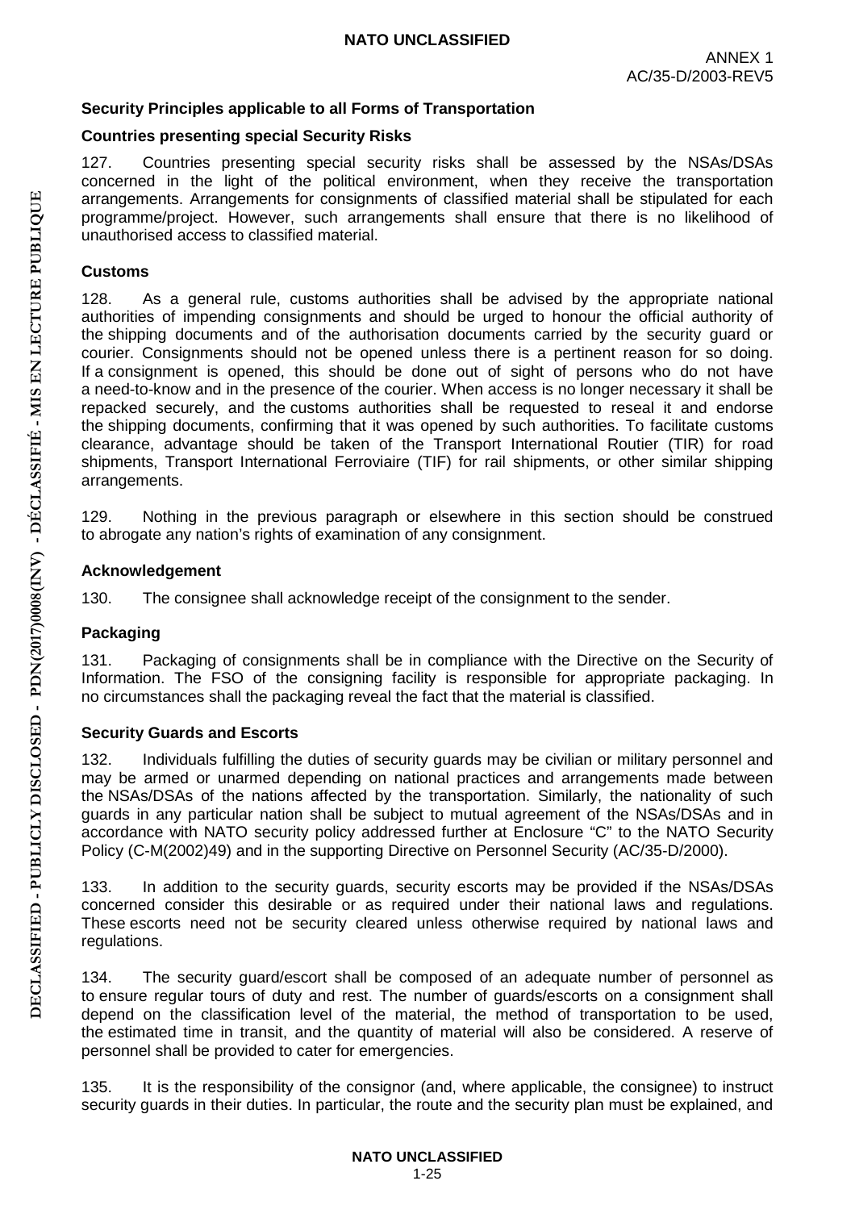## Security Principles applicable to all Forms of Transportation

### Countries presenting special Security Risks

127. Countries presenting special security risks shall be assessed by the NSAs/DSAs concerned in the light of the political environment, when they receive the transportation arrangements. Arrangements for consignments of classified material shall be stipulated for each programme/project. However, such arrangements shall ensure that there is no likelihood of unauthorised access to classified material.

### Customs

128. As a general rule, customs authorities shall be advised by the appropriate national authorities of impending consignments and should be urged to honour the official authority of the shipping documents and of the authorisation documents carried by the security guard or courier. Consignments should not be opened unless there is a pertinent reason for so doing. If a consignment is opened, this should be done out of sight of persons who do not have a need-to-know and in the presence of the courier. When access is no longer necessary it shall be repacked securely, and the customs authorities shall be requested to reseal it and endorse the shipping documents, confirming that it was opened by such authorities. To facilitate customs clearance, advantage should be taken of the Transport International Routier (TIR) for road shipments, Transport International Ferroviaire (TIF) for rail shipments, or other similar shipping arrangements.

129. Nothing in the previous paragraph or elsewhere in this section should be construed to abrogate any nation's rights of examination of any consignment.

### Acknowledgement

130. The consignee shall acknowledge receipt of the consignment to the sender.

### Packaging

131. Packaging of consignments shall be in compliance with the Directive on the Security of Information. The FSO of the consigning facility is responsible for appropriate packaging. In no circumstances shall the packaging reveal the fact that the material is classified.

### Security Guards and Escorts

132. Individuals fulfilling the duties of security guards may be civilian or military personnel and may be armed or unarmed depending on national practices and arrangements made between the NSAs/DSAs of the nations affected by the transportation. Similarly, the nationality of such guards in any particular nation shall be subject to mutual agreement of the NSAs/DSAs and in accordance with NATO security policy addressed further at Enclosure "C" to the NATO Security Policy (C-M(2002)49) and in the supporting Directive on Personnel Security (AC/35-D/2000).

133. In addition to the security guards, security escorts may be provided if the NSAs/DSAs concerned consider this desirable or as required under their national laws and regulations. These escorts need not be security cleared unless otherwise required by national laws and regulations.

134. The security guard/escort shall be composed of an adequate number of personnel as to ensure regular tours of duty and rest. The number of guards/escorts on a consignment shall depend on the classification level of the material, the method of transportation to be used, the estimated time in transit, and the quantity of material will also be considered. A reserve of personnel shall be provided to cater for emergencies.

135. It is the responsibility of the consignor (and, where applicable, the consignee) to instruct security guards in their duties. In particular, the route and the security plan must be explained, and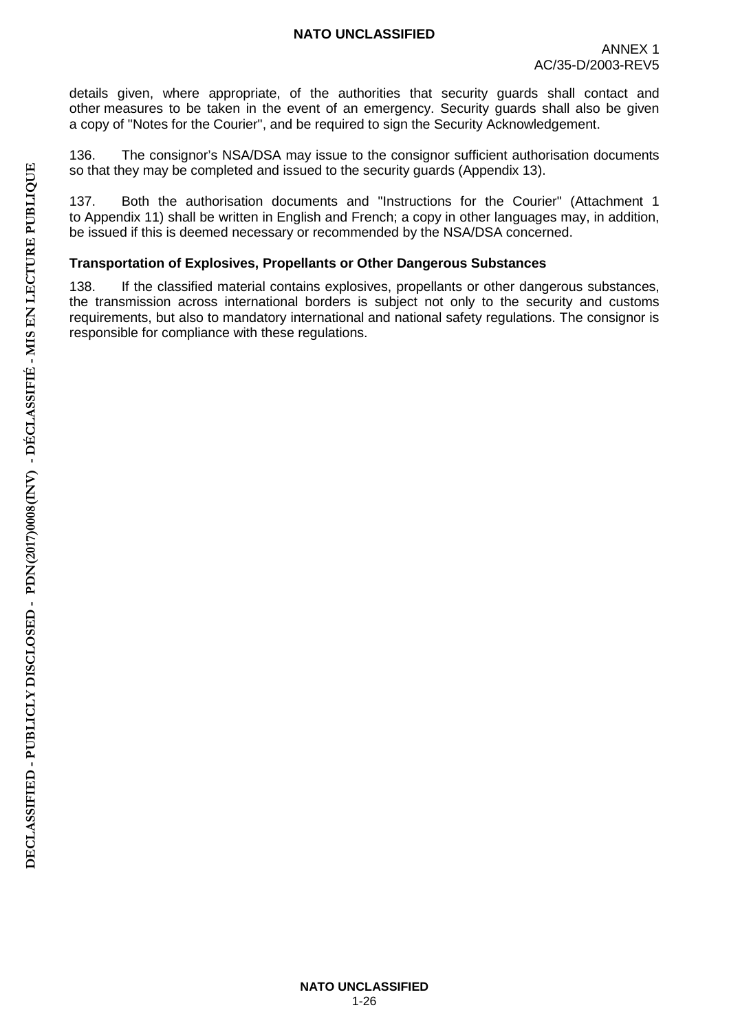details given, where appropriate, of the authorities that security guards shall contact and other measures to be taken in the event of an emergency. Security guards shall also be given a copy of "Notes for the Courier", and be required to sign the Security Acknowledgement.

136. The consignor's NSA/DSA may issue to the consignor sufficient authorisation documents so that they may be completed and issued to the security guards (Appendix 13).

137. Both the authorisation documents and "Instructions for the Courier" (Attachment 1 to Appendix 11) shall be written in English and French; a copy in other languages may, in addition, be issued if this is deemed necessary or recommended by the NSA/DSA concerned.

**Transportation of Explosives, Propellants or Other Dangerous Substances**

138. If the classified material contains explosives, propellants or other dangerous substances, the transmission across international borders is subject not only to the security and customs requirements, but also to mandatory international and national safety regulations. The consignor is responsible for compliance with these regulations.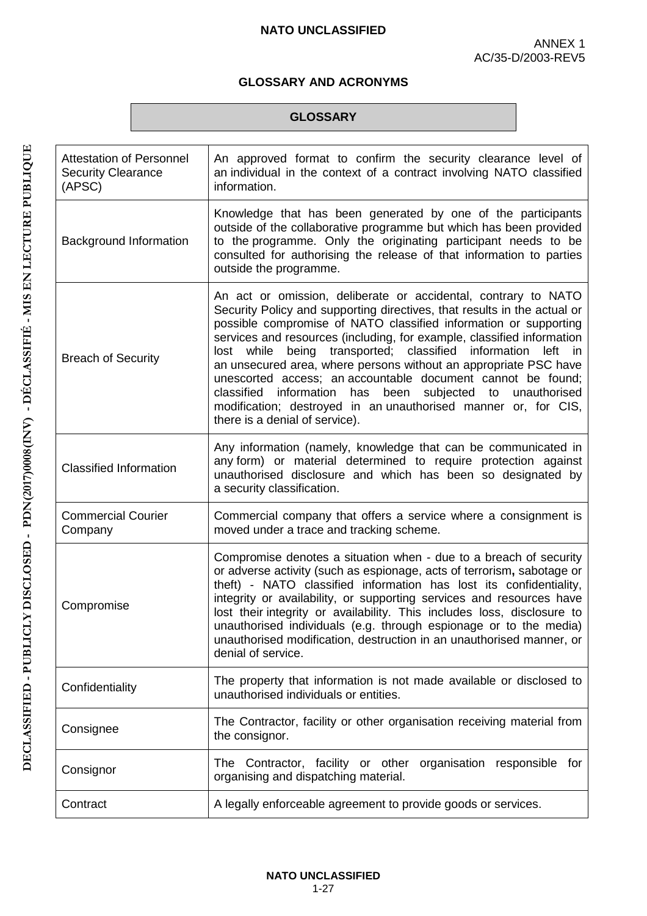ANNEX 1
AC/35-D/2003-REV5

## GLOSSARY AND ACRONYMS

### GLOSSARY

| Term | Definition |
|---|---|
| Attestation of Personnel Security Clearance (APSC) | An approved format to confirm the security clearance level of an individual in the context of a contract involving NATO classified information. |
| Background Information | Knowledge that has been generated by one of the participants outside of the collaborative programme but which has been provided to the programme. Only the originating participant needs to be consulted for authorising the release of that information to parties outside the programme. |
| Breach of Security | An act or omission, deliberate or accidental, contrary to NATO Security Policy and supporting directives, that results in the actual or possible compromise of NATO classified information or supporting services and resources (including, for example, classified information lost while being transported; classified information left in an unsecured area, where persons without an appropriate PSC have unescorted access; an accountable document cannot be found; classified information has been subjected to unauthorised modification; destroyed in an unauthorised manner or, for CIS, there is a denial of service). |
| Classified Information | Any information (namely, knowledge that can be communicated in any form) or material determined to require protection against unauthorised disclosure and which has been so designated by a security classification. |
| Commercial Courier Company | Commercial company that offers a service where a consignment is moved under a trace and tracking scheme. |
| Compromise | Compromise denotes a situation when - due to a breach of security or adverse activity (such as espionage, acts of terrorism**,** sabotage or theft) - NATO classified information has lost its confidentiality, integrity or availability, or supporting services and resources have lost their integrity or availability. This includes loss, disclosure to unauthorised individuals (e.g. through espionage or to the media) unauthorised modification, destruction in an unauthorised manner, or denial of service. |
| Confidentiality | The property that information is not made available or disclosed to unauthorised individuals or entities. |
| Consignee | The Contractor, facility or other organisation receiving material from the consignor. |
| Consignor | The Contractor, facility or other organisation responsible for organising and dispatching material. |
| Contract | A legally enforceable agreement to provide goods or services. |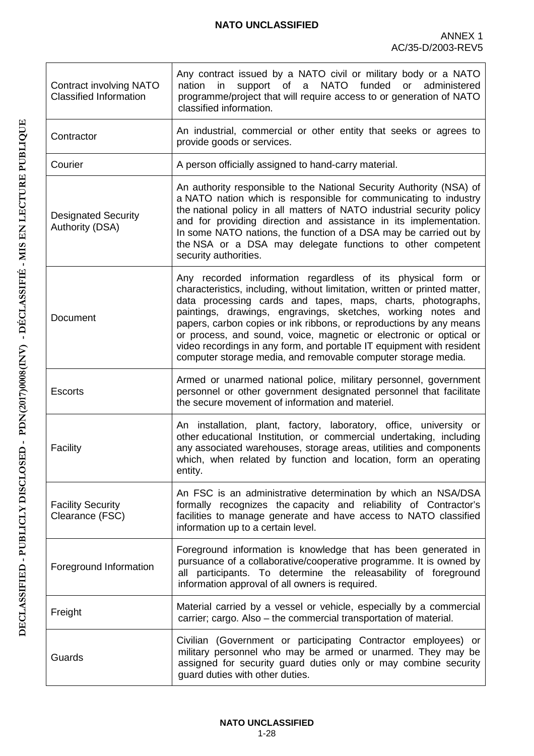| | |
|---|---|
| Contract involving NATO Classified Information | Any contract issued by a NATO civil or military body or a NATO nation in support of a NATO funded or administered programme/project that will require access to or generation of NATO classified information. |
| Contractor | An industrial, commercial or other entity that seeks or agrees to provide goods or services. |
| Courier | A person officially assigned to hand-carry material. |
| Designated Security Authority (DSA) | An authority responsible to the National Security Authority (NSA) of a NATO nation which is responsible for communicating to industry the national policy in all matters of NATO industrial security policy and for providing direction and assistance in its implementation. In some NATO nations, the function of a DSA may be carried out by the NSA or a DSA may delegate functions to other competent security authorities. |
| Document | Any recorded information regardless of its physical form or characteristics, including, without limitation, written or printed matter, data processing cards and tapes, maps, charts, photographs, paintings, drawings, engravings, sketches, working notes and papers, carbon copies or ink ribbons, or reproductions by any means or process, and sound, voice, magnetic or electronic or optical or video recordings in any form, and portable IT equipment with resident computer storage media, and removable computer storage media. |
| Escorts | Armed or unarmed national police, military personnel, government personnel or other government designated personnel that facilitate the secure movement of information and materiel. |
| Facility | An installation, plant, factory, laboratory, office, university or other educational Institution, or commercial undertaking, including any associated warehouses, storage areas, utilities and components which, when related by function and location, form an operating entity. |
| Facility Security Clearance (FSC) | An FSC is an administrative determination by which an NSA/DSA formally recognizes the capacity and reliability of Contractor's facilities to manage generate and have access to NATO classified information up to a certain level. |
| Foreground Information | Foreground information is knowledge that has been generated in pursuance of a collaborative/cooperative programme. It is owned by all participants. To determine the releasability of foreground information approval of all owners is required. |
| Freight | Material carried by a vessel or vehicle, especially by a commercial carrier; cargo. Also – the commercial transportation of material. |
| Guards | Civilian (Government or participating Contractor employees) or military personnel who may be armed or unarmed. They may be assigned for security guard duties only or may combine security guard duties with other duties. |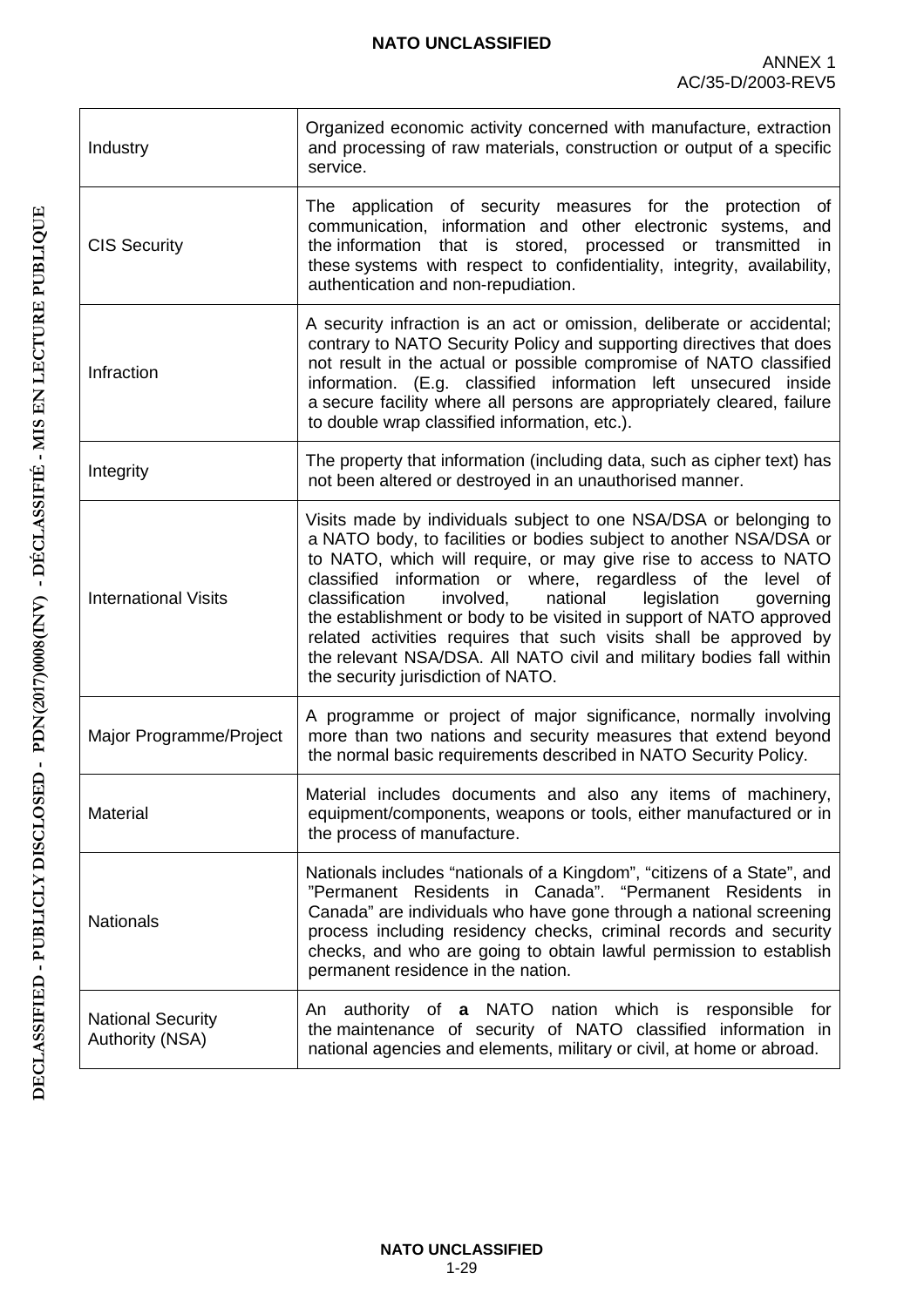| | |
|---|---|
| Industry | Organized economic activity concerned with manufacture, extraction and processing of raw materials, construction or output of a specific service. |
| CIS Security | The application of security measures for the protection of communication, information and other electronic systems, and the information that is stored, processed or transmitted in these systems with respect to confidentiality, integrity, availability, authentication and non-repudiation. |
| Infraction | A security infraction is an act or omission, deliberate or accidental; contrary to NATO Security Policy and supporting directives that does not result in the actual or possible compromise of NATO classified information. (E.g. classified information left unsecured inside a secure facility where all persons are appropriately cleared, failure to double wrap classified information, etc.). |
| Integrity | The property that information (including data, such as cipher text) has not been altered or destroyed in an unauthorised manner. |
| International Visits | Visits made by individuals subject to one NSA/DSA or belonging to a NATO body, to facilities or bodies subject to another NSA/DSA or to NATO, which will require, or may give rise to access to NATO classified information or where, regardless of the level of classification involved, national legislation governing the establishment or body to be visited in support of NATO approved related activities requires that such visits shall be approved by the relevant NSA/DSA. All NATO civil and military bodies fall within the security jurisdiction of NATO. |
| Major Programme/Project | A programme or project of major significance, normally involving more than two nations and security measures that extend beyond the normal basic requirements described in NATO Security Policy. |
| Material | Material includes documents and also any items of machinery, equipment/components, weapons or tools, either manufactured or in the process of manufacture. |
| Nationals | Nationals includes "nationals of a Kingdom", "citizens of a State", and "Permanent Residents in Canada". "Permanent Residents in Canada" are individuals who have gone through a national screening process including residency checks, criminal records and security checks, and who are going to obtain lawful permission to establish permanent residence in the nation. |
| National Security Authority (NSA) | An authority of **a** NATO nation which is responsible for the maintenance of security of NATO classified information in national agencies and elements, military or civil, at home or abroad. |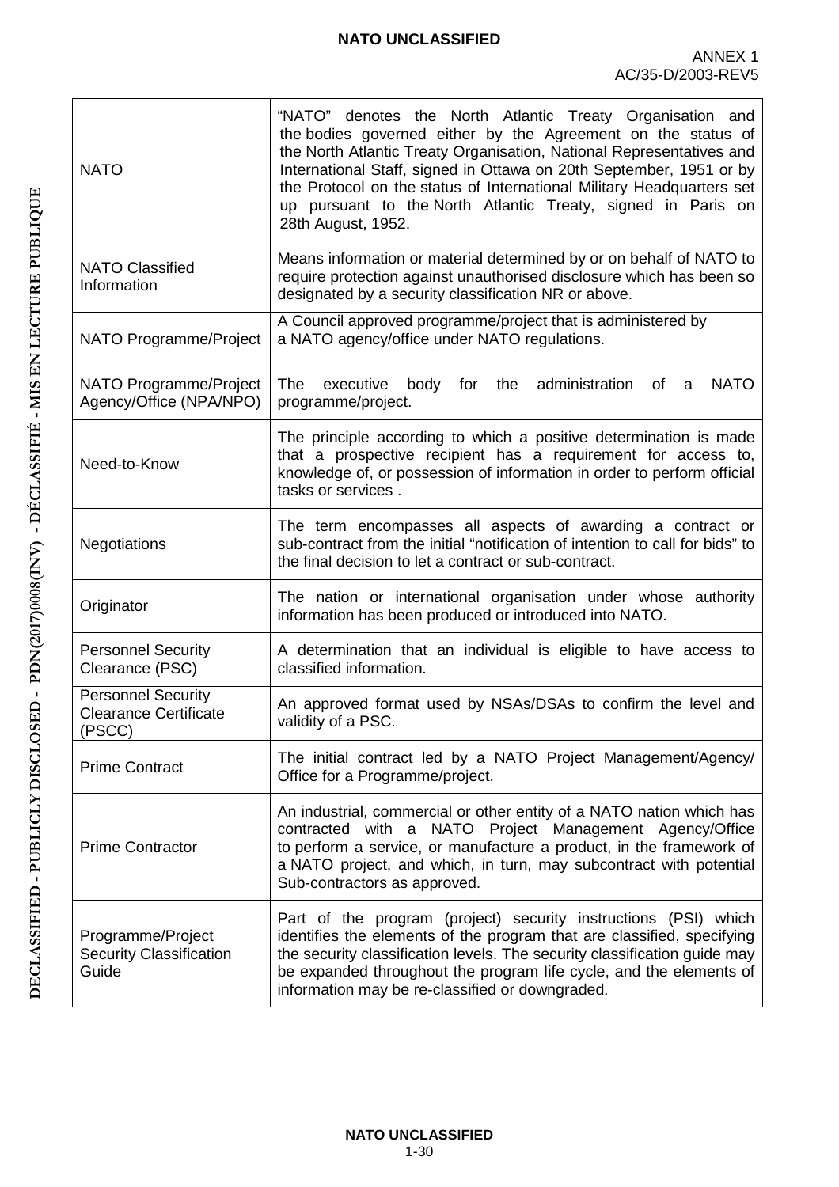| | |
|---|---|
| NATO | "NATO" denotes the North Atlantic Treaty Organisation and the bodies governed either by the Agreement on the status of the North Atlantic Treaty Organisation, National Representatives and International Staff, signed in Ottawa on 20th September, 1951 or by the Protocol on the status of International Military Headquarters set up pursuant to the North Atlantic Treaty, signed in Paris on 28th August, 1952. |
| NATO Classified Information | Means information or material determined by or on behalf of NATO to require protection against unauthorised disclosure which has been so designated by a security classification NR or above. |
| NATO Programme/Project | A Council approved programme/project that is administered by a NATO agency/office under NATO regulations. |
| NATO Programme/Project Agency/Office (NPA/NPO) | The executive body for the administration of a NATO programme/project. |
| Need-to-Know | The principle according to which a positive determination is made that a prospective recipient has a requirement for access to, knowledge of, or possession of information in order to perform official tasks or services . |
| Negotiations | The term encompasses all aspects of awarding a contract or sub-contract from the initial "notification of intention to call for bids" to the final decision to let a contract or sub-contract. |
| Originator | The nation or international organisation under whose authority information has been produced or introduced into NATO. |
| Personnel Security Clearance (PSC) | A determination that an individual is eligible to have access to classified information. |
| Personnel Security Clearance Certificate (PSCC) | An approved format used by NSAs/DSAs to confirm the level and validity of a PSC. |
| Prime Contract | The initial contract led by a NATO Project Management/Agency/ Office for a Programme/project. |
| Prime Contractor | An industrial, commercial or other entity of a NATO nation which has contracted with a NATO Project Management Agency/Office to perform a service, or manufacture a product, in the framework of a NATO project, and which, in turn, may subcontract with potential Sub-contractors as approved. |
| Programme/Project Security Classification Guide | Part of the program (project) security instructions (PSI) which identifies the elements of the program that are classified, specifying the security classification levels. The security classification guide may be expanded throughout the program life cycle, and the elements of information may be re-classified or downgraded. |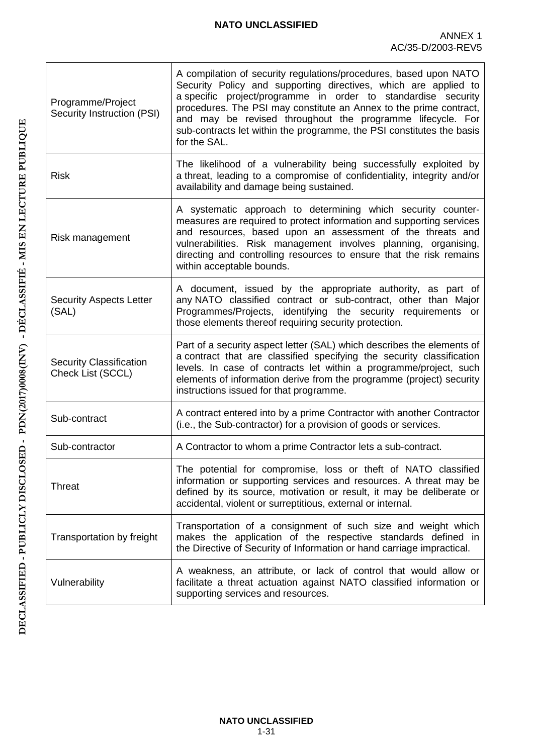| | |
|---|---|
| Programme/Project Security Instruction (PSI) | A compilation of security regulations/procedures, based upon NATO Security Policy and supporting directives, which are applied to a specific project/programme in order to standardise security procedures. The PSI may constitute an Annex to the prime contract, and may be revised throughout the programme lifecycle. For sub-contracts let within the programme, the PSI constitutes the basis for the SAL. |
| Risk | The likelihood of a vulnerability being successfully exploited by a threat, leading to a compromise of confidentiality, integrity and/or availability and damage being sustained. |
| Risk management | A systematic approach to determining which security counter-measures are required to protect information and supporting services and resources, based upon an assessment of the threats and vulnerabilities. Risk management involves planning, organising, directing and controlling resources to ensure that the risk remains within acceptable bounds. |
| Security Aspects Letter (SAL) | A document, issued by the appropriate authority, as part of any NATO classified contract or sub-contract, other than Major Programmes/Projects, identifying the security requirements or those elements thereof requiring security protection. |
| Security Classification Check List (SCCL) | Part of a security aspect letter (SAL) which describes the elements of a contract that are classified specifying the security classification levels. In case of contracts let within a programme/project, such elements of information derive from the programme (project) security instructions issued for that programme. |
| Sub-contract | A contract entered into by a prime Contractor with another Contractor (i.e., the Sub-contractor) for a provision of goods or services. |
| Sub-contractor | A Contractor to whom a prime Contractor lets a sub-contract. |
| Threat | The potential for compromise, loss or theft of NATO classified information or supporting services and resources. A threat may be defined by its source, motivation or result, it may be deliberate or accidental, violent or surreptitious, external or internal. |
| Transportation by freight | Transportation of a consignment of such size and weight which makes the application of the respective standards defined in the Directive of Security of Information or hand carriage impractical. |
| Vulnerability | A weakness, an attribute, or lack of control that would allow or facilitate a threat actuation against NATO classified information or supporting services and resources. |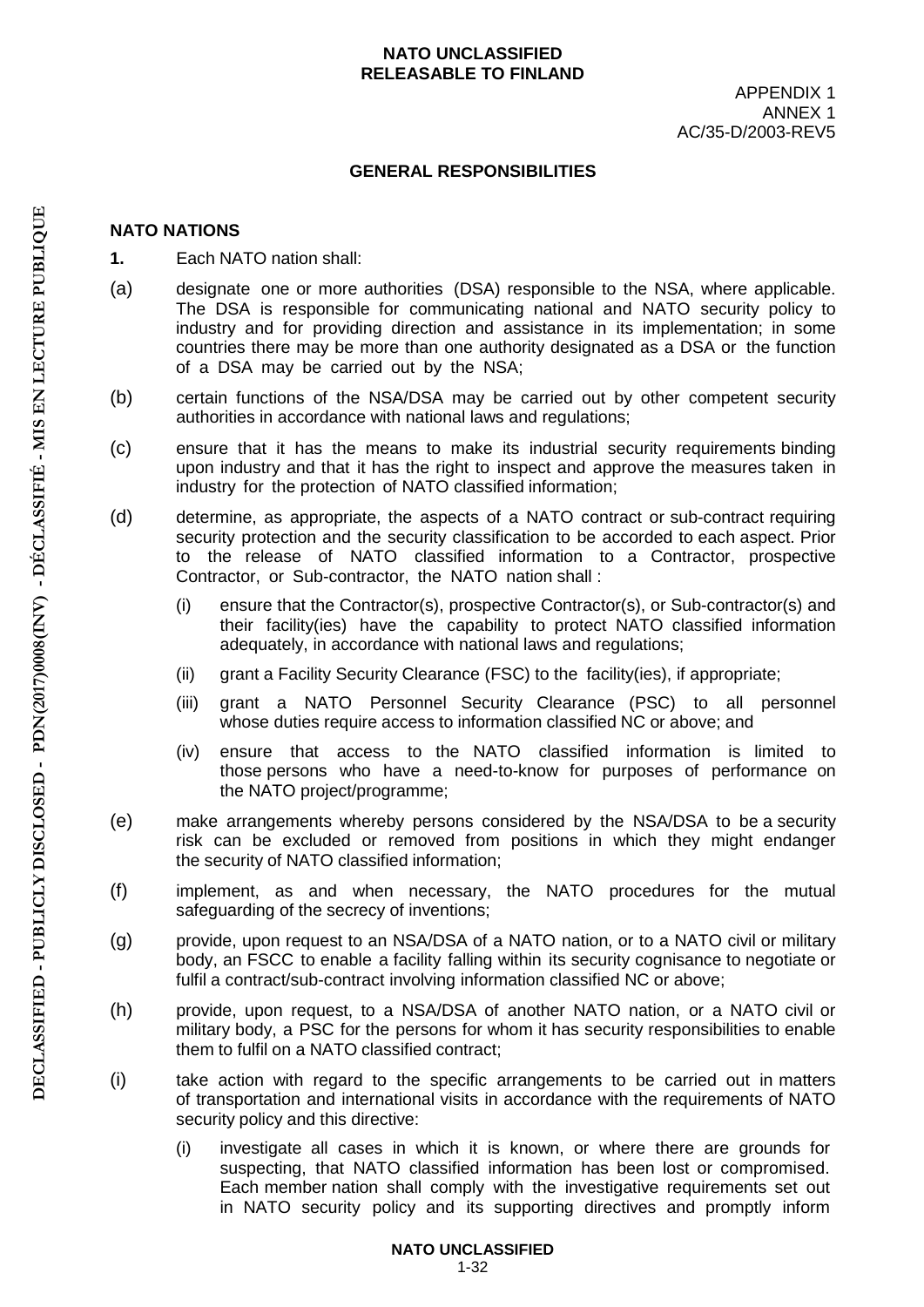## GENERAL RESPONSIBILITIES

### NATO NATIONS

**1.** Each NATO nation shall:

(a) designate one or more authorities (DSA) responsible to the NSA, where applicable. The DSA is responsible for communicating national and NATO security policy to industry and for providing direction and assistance in its implementation; in some countries there may be more than one authority designated as a DSA or the function of a DSA may be carried out by the NSA;

(b) certain functions of the NSA/DSA may be carried out by other competent security authorities in accordance with national laws and regulations;

(c) ensure that it has the means to make its industrial security requirements binding upon industry and that it has the right to inspect and approve the measures taken in industry for the protection of NATO classified information;

(d) determine, as appropriate, the aspects of a NATO contract or sub-contract requiring security protection and the security classification to be accorded to each aspect. Prior to the release of NATO classified information to a Contractor, prospective Contractor, or Sub-contractor, the NATO nation shall :

  (i) ensure that the Contractor(s), prospective Contractor(s), or Sub-contractor(s) and their facility(ies) have the capability to protect NATO classified information adequately, in accordance with national laws and regulations;

  (ii) grant a Facility Security Clearance (FSC) to the facility(ies), if appropriate;

  (iii) grant a NATO Personnel Security Clearance (PSC) to all personnel whose duties require access to information classified NC or above; and

  (iv) ensure that access to the NATO classified information is limited to those persons who have a need-to-know for purposes of performance on the NATO project/programme;

(e) make arrangements whereby persons considered by the NSA/DSA to be a security risk can be excluded or removed from positions in which they might endanger the security of NATO classified information;

(f) implement, as and when necessary, the NATO procedures for the mutual safeguarding of the secrecy of inventions;

(g) provide, upon request to an NSA/DSA of a NATO nation, or to a NATO civil or military body, an FSCC to enable a facility falling within its security cognisance to negotiate or fulfil a contract/sub-contract involving information classified NC or above;

(h) provide, upon request, to a NSA/DSA of another NATO nation, or a NATO civil or military body, a PSC for the persons for whom it has security responsibilities to enable them to fulfil on a NATO classified contract;

(i) take action with regard to the specific arrangements to be carried out in matters of transportation and international visits in accordance with the requirements of NATO security policy and this directive:

  (i) investigate all cases in which it is known, or where there are grounds for suspecting, that NATO classified information has been lost or compromised. Each member nation shall comply with the investigative requirements set out in NATO security policy and its supporting directives and promptly inform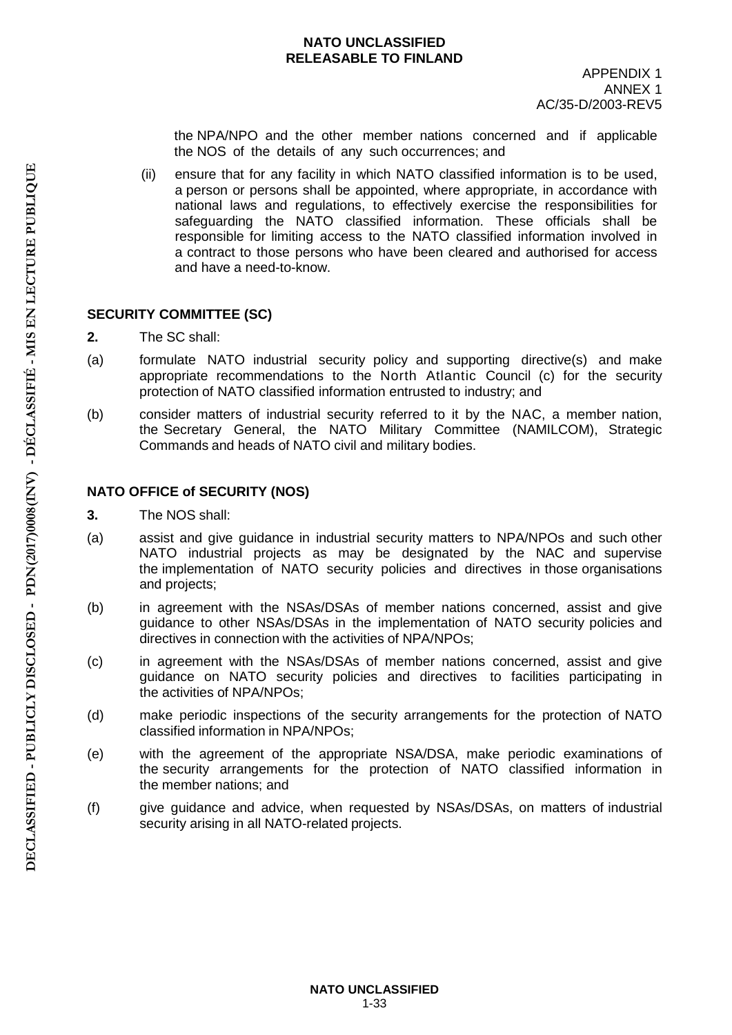the NPA/NPO and the other member nations concerned and if applicable the NOS of the details of any such occurrences; and

(ii) ensure that for any facility in which NATO classified information is to be used, a person or persons shall be appointed, where appropriate, in accordance with national laws and regulations, to effectively exercise the responsibilities for safeguarding the NATO classified information. These officials shall be responsible for limiting access to the NATO classified information involved in a contract to those persons who have been cleared and authorised for access and have a need-to-know.

## SECURITY COMMITTEE (SC)

**2.** The SC shall:

(a) formulate NATO industrial security policy and supporting directive(s) and make appropriate recommendations to the North Atlantic Council (c) for the security protection of NATO classified information entrusted to industry; and

(b) consider matters of industrial security referred to it by the NAC, a member nation, the Secretary General, the NATO Military Committee (NAMILCOM), Strategic Commands and heads of NATO civil and military bodies.

## NATO OFFICE of SECURITY (NOS)

**3.** The NOS shall:

(a) assist and give guidance in industrial security matters to NPA/NPOs and such other NATO industrial projects as may be designated by the NAC and supervise the implementation of NATO security policies and directives in those organisations and projects;

(b) in agreement with the NSAs/DSAs of member nations concerned, assist and give guidance to other NSAs/DSAs in the implementation of NATO security policies and directives in connection with the activities of NPA/NPOs;

(c) in agreement with the NSAs/DSAs of member nations concerned, assist and give guidance on NATO security policies and directives to facilities participating in the activities of NPA/NPOs;

(d) make periodic inspections of the security arrangements for the protection of NATO classified information in NPA/NPOs;

(e) with the agreement of the appropriate NSA/DSA, make periodic examinations of the security arrangements for the protection of NATO classified information in the member nations; and

(f) give guidance and advice, when requested by NSAs/DSAs, on matters of industrial security arising in all NATO-related projects.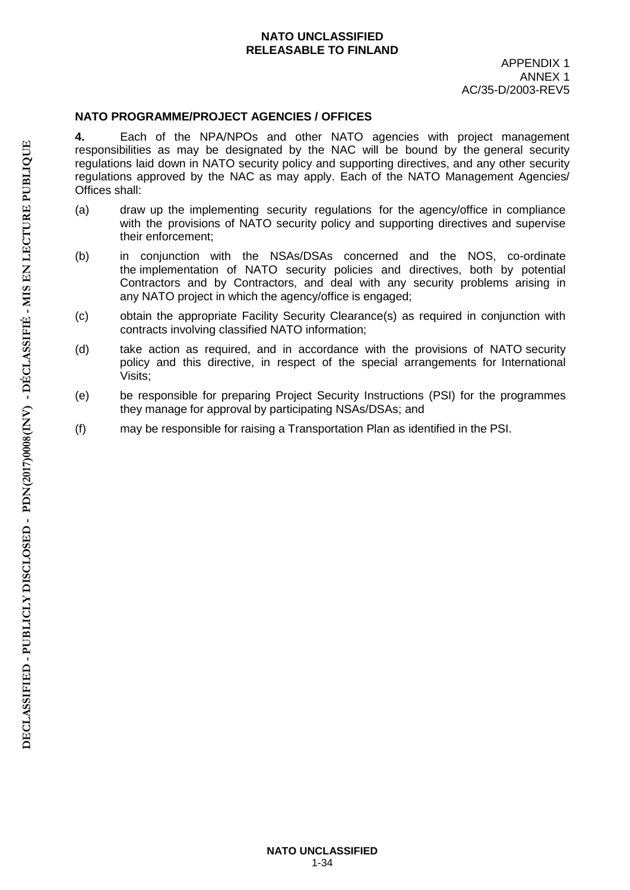## NATO PROGRAMME/PROJECT AGENCIES / OFFICES

**4.** Each of the NPA/NPOs and other NATO agencies with project management responsibilities as may be designated by the NAC will be bound by the general security regulations laid down in NATO security policy and supporting directives, and any other security regulations approved by the NAC as may apply. Each of the NATO Management Agencies/ Offices shall:

(a) draw up the implementing security regulations for the agency/office in compliance with the provisions of NATO security policy and supporting directives and supervise their enforcement;

(b) in conjunction with the NSAs/DSAs concerned and the NOS, co-ordinate the implementation of NATO security policies and directives, both by potential Contractors and by Contractors, and deal with any security problems arising in any NATO project in which the agency/office is engaged;

(c) obtain the appropriate Facility Security Clearance(s) as required in conjunction with contracts involving classified NATO information;

(d) take action as required, and in accordance with the provisions of NATO security policy and this directive, in respect of the special arrangements for International Visits;

(e) be responsible for preparing Project Security Instructions (PSI) for the programmes they manage for approval by participating NSAs/DSAs; and

(f) may be responsible for raising a Transportation Plan as identified in the PSI.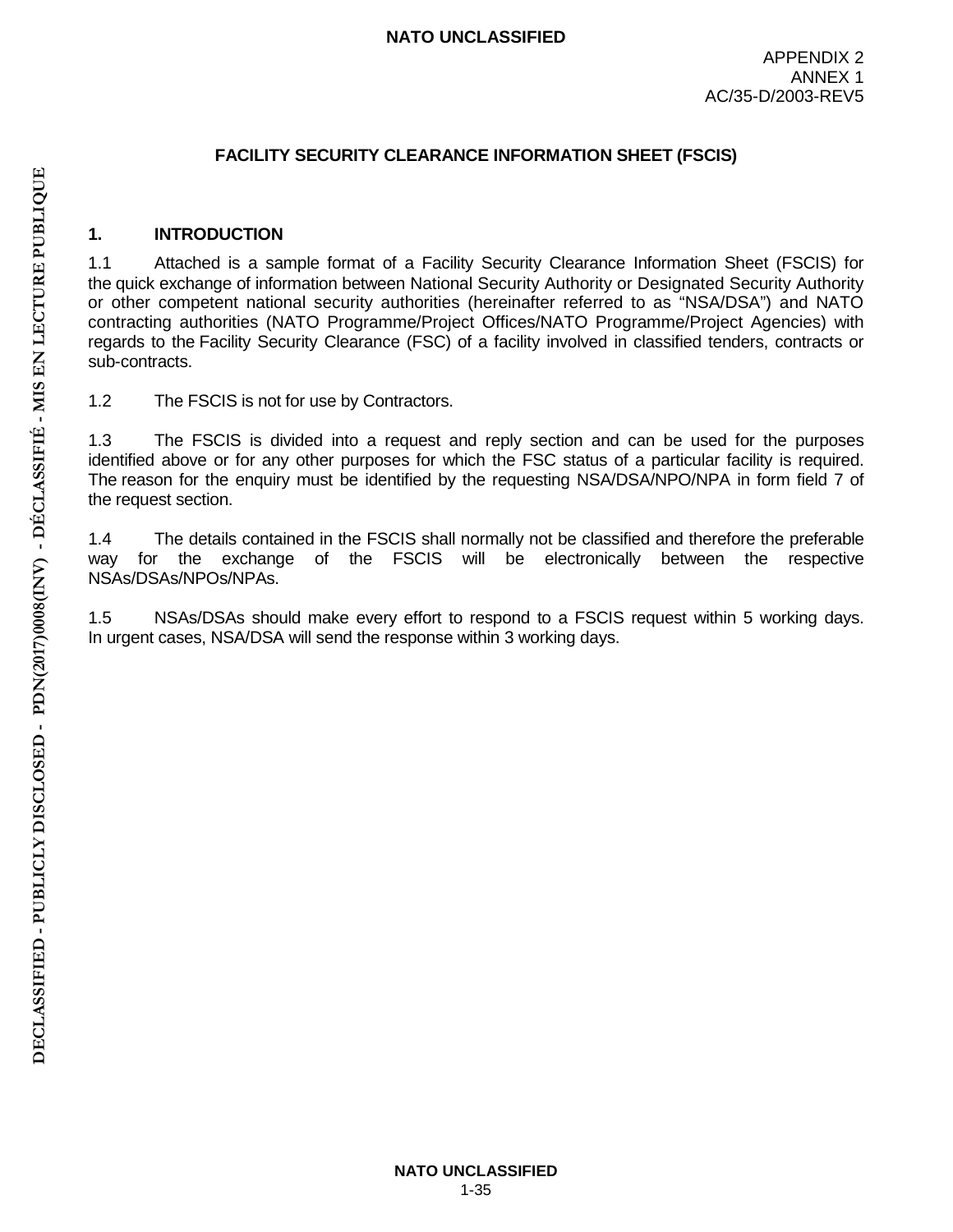# FACILITY SECURITY CLEARANCE INFORMATION SHEET (FSCIS)

## 1. INTRODUCTION

1.1 Attached is a sample format of a Facility Security Clearance Information Sheet (FSCIS) for the quick exchange of information between National Security Authority or Designated Security Authority or other competent national security authorities (hereinafter referred to as "NSA/DSA") and NATO contracting authorities (NATO Programme/Project Offices/NATO Programme/Project Agencies) with regards to the Facility Security Clearance (FSC) of a facility involved in classified tenders, contracts or sub-contracts.

1.2 The FSCIS is not for use by Contractors.

1.3 The FSCIS is divided into a request and reply section and can be used for the purposes identified above or for any other purposes for which the FSC status of a particular facility is required. The reason for the enquiry must be identified by the requesting NSA/DSA/NPO/NPA in form field 7 of the request section.

1.4 The details contained in the FSCIS shall normally not be classified and therefore the preferable way for the exchange of the FSCIS will be electronically between the respective NSAs/DSAs/NPOs/NPAs.

1.5 NSAs/DSAs should make every effort to respond to a FSCIS request within 5 working days. In urgent cases, NSA/DSA will send the response within 3 working days.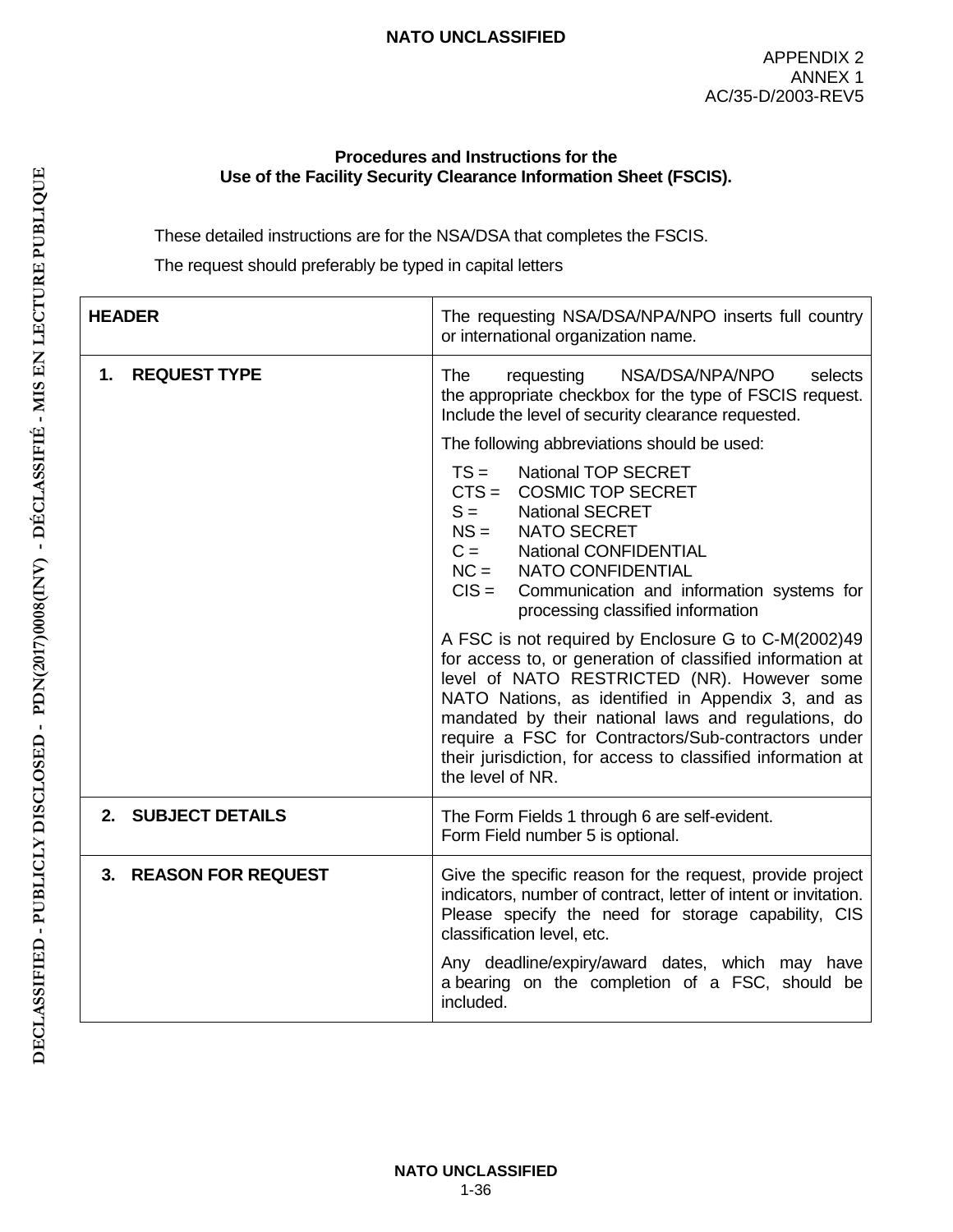APPENDIX 2
ANNEX 1
AC/35-D/2003-REV5

**Procedures and Instructions for the Use of the Facility Security Clearance Information Sheet (FSCIS).**

These detailed instructions are for the NSA/DSA that completes the FSCIS.

The request should preferably be typed in capital letters

| | |
|---|---|
| **HEADER** | The requesting NSA/DSA/NPA/NPO inserts full country or international organization name. |
| **1. REQUEST TYPE** | The requesting NSA/DSA/NPA/NPO selects the appropriate checkbox for the type of FSCIS request. Include the level of security clearance requested.<br><br>The following abbreviations should be used:<br><br>TS = National TOP SECRET<br>CTS = COSMIC TOP SECRET<br>S = National SECRET<br>NS = NATO SECRET<br>C = National CONFIDENTIAL<br>NC = NATO CONFIDENTIAL<br>CIS = Communication and information systems for processing classified information<br><br>A FSC is not required by Enclosure G to C-M(2002)49 for access to, or generation of classified information at level of NATO RESTRICTED (NR). However some NATO Nations, as identified in Appendix 3, and as mandated by their national laws and regulations, do require a FSC for Contractors/Sub-contractors under their jurisdiction, for access to classified information at the level of NR. |
| **2. SUBJECT DETAILS** | The Form Fields 1 through 6 are self-evident.<br>Form Field number 5 is optional. |
| **3. REASON FOR REQUEST** | Give the specific reason for the request, provide project indicators, number of contract, letter of intent or invitation. Please specify the need for storage capability, CIS classification level, etc.<br><br>Any deadline/expiry/award dates, which may have a bearing on the completion of a FSC, should be included. |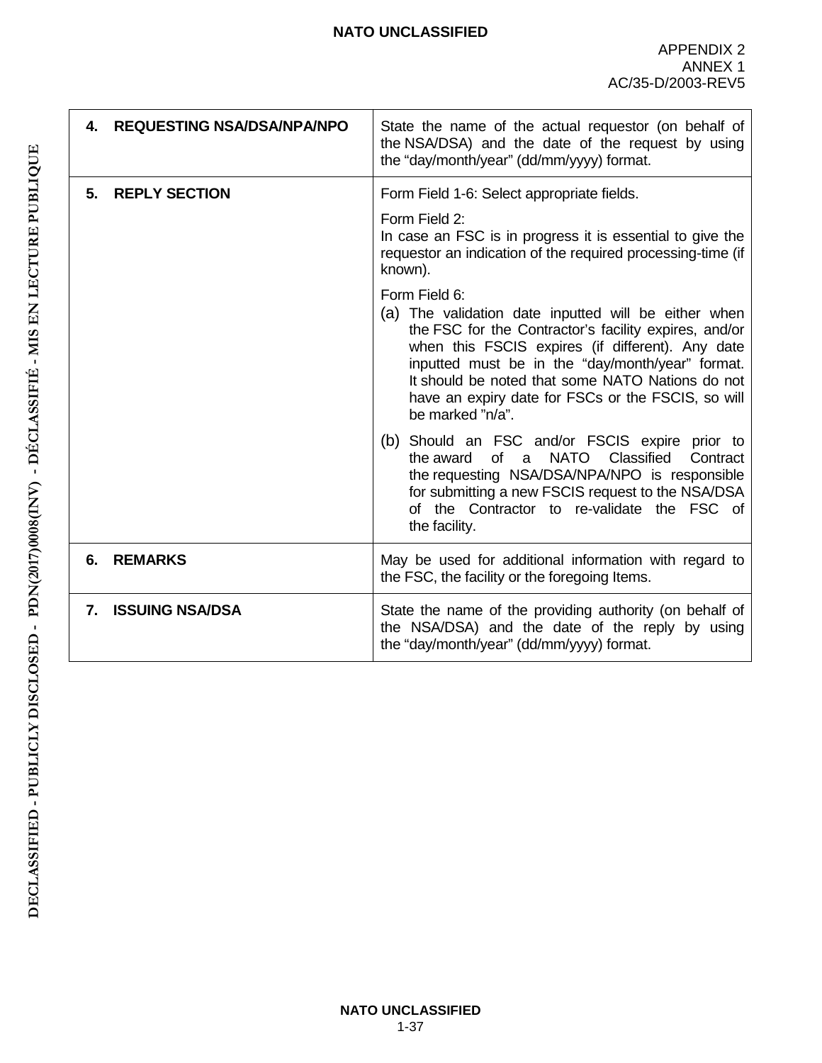| | |
|---|---|
| **4. REQUESTING NSA/DSA/NPA/NPO** | State the name of the actual requestor (on behalf of the NSA/DSA) and the date of the request by using the "day/month/year" (dd/mm/yyyy) format. |
| **5. REPLY SECTION** | Form Field 1-6: Select appropriate fields.<br><br>Form Field 2:<br>In case an FSC is in progress it is essential to give the requestor an indication of the required processing-time (if known).<br><br>Form Field 6:<br>(a) The validation date inputted will be either when the FSC for the Contractor's facility expires, and/or when this FSCIS expires (if different). Any date inputted must be in the "day/month/year" format. It should be noted that some NATO Nations do not have an expiry date for FSCs or the FSCIS, so will be marked "n/a".<br><br>(b) Should an FSC and/or FSCIS expire prior to the award of a NATO Classified Contract the requesting NSA/DSA/NPA/NPO is responsible for submitting a new FSCIS request to the NSA/DSA of the Contractor to re-validate the FSC of the facility. |
| **6. REMARKS** | May be used for additional information with regard to the FSC, the facility or the foregoing Items. |
| **7. ISSUING NSA/DSA** | State the name of the providing authority (on behalf of the NSA/DSA) and the date of the reply by using the "day/month/year" (dd/mm/yyyy) format. |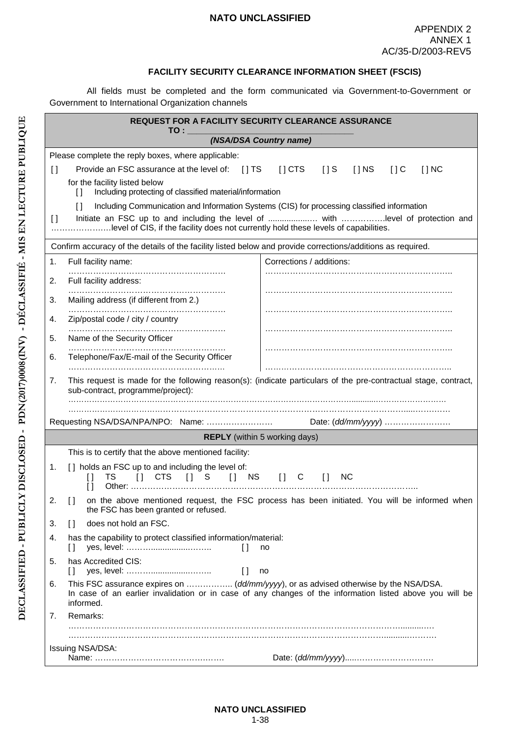APPENDIX 2
ANNEX 1
AC/35-D/2003-REV5

## FACILITY SECURITY CLEARANCE INFORMATION SHEET (FSCIS)

All fields must be completed and the form communicated via Government-to-Government or Government to International Organization channels

**REQUEST FOR A FACILITY SECURITY CLEARANCE ASSURANCE**

**TO : ___________________________________**

***(NSA/DSA Country name)***

Please complete the reply boxes, where applicable:

[ ] Provide an FSC assurance at the level of: [ ] TS [ ] CTS [ ] S [ ] NS [ ] C [ ] NC

for the facility listed below

[ ] Including protecting of classified material/information

[ ] Including Communication and Information Systems (CIS) for processing classified information

[ ] Initiate an FSC up to and including the level of .................... with …………….level of protection and …………………level of CIS, if the facility does not currently hold these levels of capabilities.

Confirm accuracy of the details of the facility listed below and provide corrections/additions as required.

| | | Corrections / additions: |
|---|---|---|
| 1. | Full facility name: ………………………………………………… | ………………………………………………………….. |
| 2. | Full facility address: ………………………………………………… | ………………………………………………………….. |
| 3. | Mailing address (if different from 2.) ………………………………………………… | ………………………………………………………….. |
| 4. | Zip/postal code / city / country ………………………………………………… | ………………………………………………………….. |
| 5. | Name of the Security Officer ………………………………………………… | ………………………………………………………….. |
| 6. | Telephone/Fax/E-mail of the Security Officer ………………………………………………… | ………………………………………………………….. |

7. This request is made for the following reason(s): (indicate particulars of the pre-contractual stage, contract, sub-contract, programme/project):
………………………………………………………………………………………………………………………
………………………………………………………………………………………………………………………

Requesting NSA/DSA/NPA/NPO: Name: …………………… Date: *(dd/mm/yyyy)* …………………….

**REPLY** (within 5 working days)

This is to certify that the above mentioned facility:

1. [ ] holds an FSC up to and including the level of:
   [ ] TS [ ] CTS [ ] S [ ] NS [ ] C [ ] NC
   [ ] Other: ………………………………………………………………………………………..
2. [ ] on the above mentioned request, the FSC process has been initiated. You will be informed when the FSC has been granted or refused.
3. [ ] does not hold an FSC.
4. has the capability to protect classified information/material:
   [ ] yes, level: ……….................…….. [ ] no
5. has Accredited CIS:
   [ ] yes, level: ……….................…….. [ ] no
6. This FSC assurance expires on …………….. *(dd/mm/yyyy)*, or as advised otherwise by the NSA/DSA.
   In case of an earlier invalidation or in case of any changes of the information listed above you will be informed.
7. Remarks:
   ………………………………………………………………………………………………………………
   ………………………………………………………………………………………………………………

Issuing NSA/DSA:
Name: ……………………………………….……. Date: *(dd/mm/yyyy)*....………………………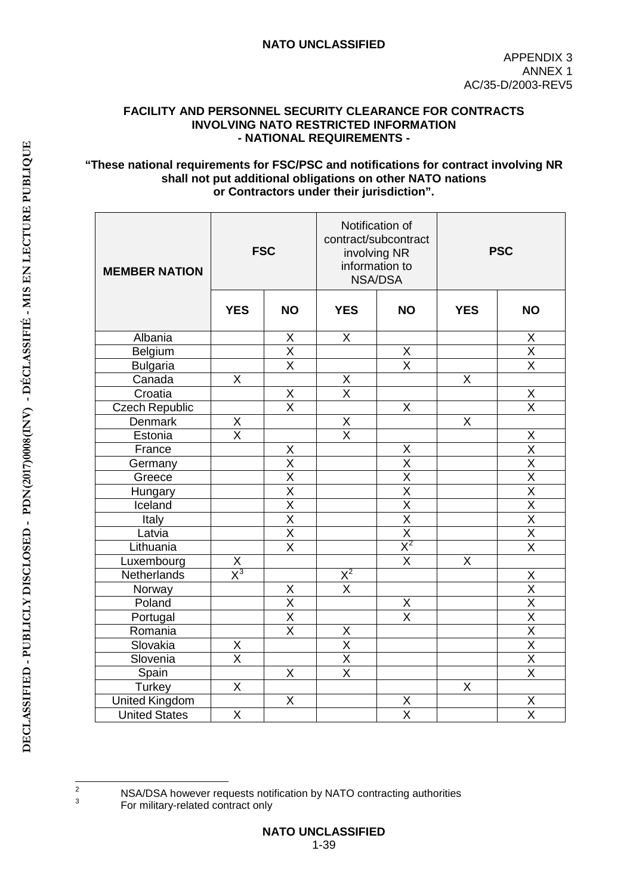APPENDIX 3
ANNEX 1
AC/35-D/2003-REV5

## FACILITY AND PERSONNEL SECURITY CLEARANCE FOR CONTRACTS INVOLVING NATO RESTRICTED INFORMATION - NATIONAL REQUIREMENTS -

**"These national requirements for FSC/PSC and notifications for contract involving NR shall not put additional obligations on other NATO nations or Contractors under their jurisdiction".**

| MEMBER NATION | FSC | | Notification of contract/subcontract involving NR information to NSA/DSA | | PSC | |
|---|---|---|---|---|---|---|
| | YES | NO | YES | NO | YES | NO |
| Albania | | X | X | | | X |
| Belgium | | X | | X | | X |
| Bulgaria | | X | | X | | X |
| Canada | X | | X | | X | |
| Croatia | | X | X | | | X |
| Czech Republic | | X | | X | | X |
| Denmark | X | | X | | X | |
| Estonia | X | | X | | | X |
| France | | X | | X | | X |
| Germany | | X | | X | | X |
| Greece | | X | | X | | X |
| Hungary | | X | | X | | X |
| Iceland | | X | | X | | X |
| Italy | | X | | X | | X |
| Latvia | | X | | X | | X |
| Lithuania | | X | | X[2] | | X |
| Luxembourg | X | | | X | X | |
| Netherlands | X[3] | | X[2] | | | X |
| Norway | | X | X | | | X |
| Poland | | X | | X | | X |
| Portugal | | X | | X | | X |
| Romania | | X | X | | | X |
| Slovakia | X | | X | | | X |
| Slovenia | X | | X | | | X |
| Spain | | X | X | | | X |
| Turkey | X | | | | X | |
| United Kingdom | | X | | X | | X |
| United States | X | | | X | | X |

[2] NSA/DSA however requests notification by NATO contracting authorities

[3] For military-related contract only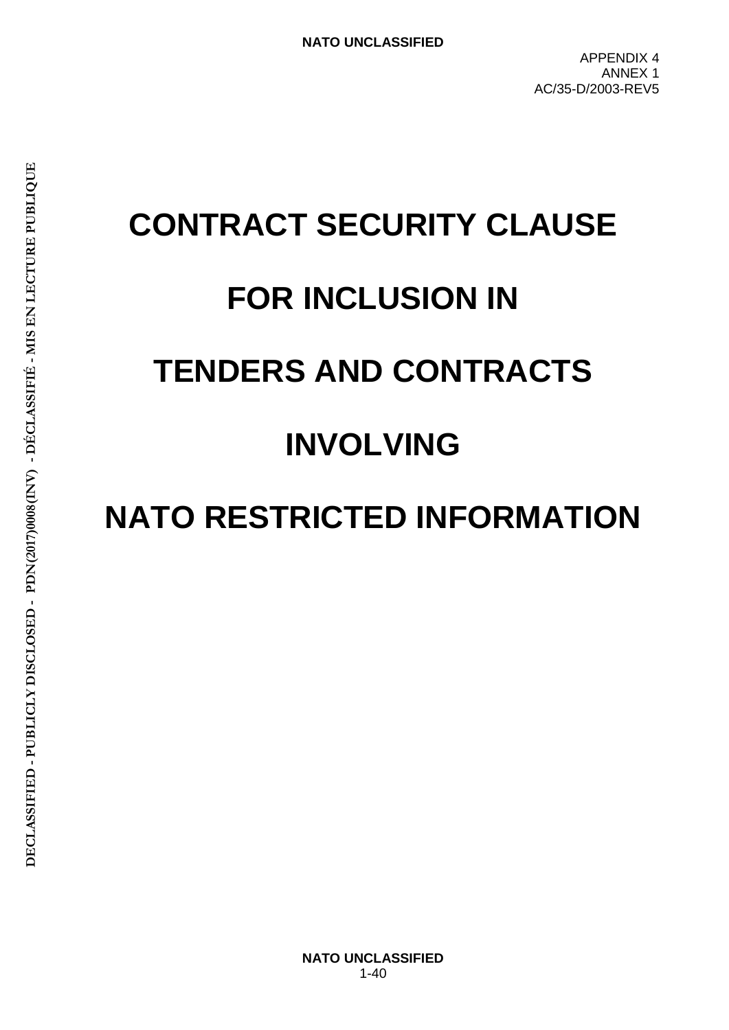APPENDIX 4
ANNEX 1
AC/35-D/2003-REV5

# CONTRACT SECURITY CLAUSE

# FOR INCLUSION IN

# TENDERS AND CONTRACTS

# INVOLVING

# NATO RESTRICTED INFORMATION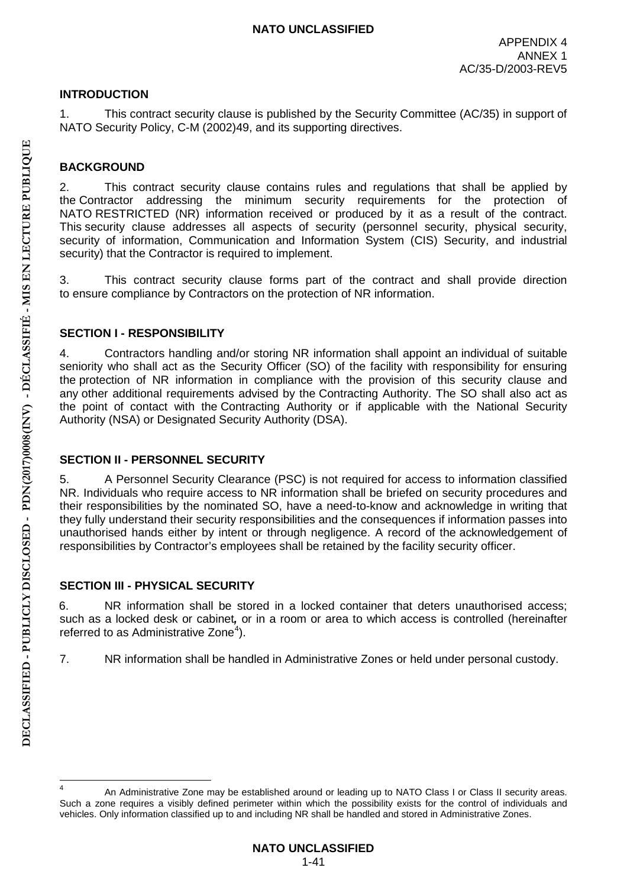APPENDIX 4
ANNEX 1
AC/35-D/2003-REV5

## INTRODUCTION

1. This contract security clause is published by the Security Committee (AC/35) in support of NATO Security Policy, C-M (2002)49, and its supporting directives.

## BACKGROUND

2. This contract security clause contains rules and regulations that shall be applied by the Contractor addressing the minimum security requirements for the protection of NATO RESTRICTED (NR) information received or produced by it as a result of the contract. This security clause addresses all aspects of security (personnel security, physical security, security of information, Communication and Information System (CIS) Security, and industrial security) that the Contractor is required to implement.

3. This contract security clause forms part of the contract and shall provide direction to ensure compliance by Contractors on the protection of NR information.

## SECTION I - RESPONSIBILITY

4. Contractors handling and/or storing NR information shall appoint an individual of suitable seniority who shall act as the Security Officer (SO) of the facility with responsibility for ensuring the protection of NR information in compliance with the provision of this security clause and any other additional requirements advised by the Contracting Authority. The SO shall also act as the point of contact with the Contracting Authority or if applicable with the National Security Authority (NSA) or Designated Security Authority (DSA).

## SECTION II - PERSONNEL SECURITY

5. A Personnel Security Clearance (PSC) is not required for access to information classified NR. Individuals who require access to NR information shall be briefed on security procedures and their responsibilities by the nominated SO, have a need-to-know and acknowledge in writing that they fully understand their security responsibilities and the consequences if information passes into unauthorised hands either by intent or through negligence. A record of the acknowledgement of responsibilities by Contractor's employees shall be retained by the facility security officer.

## SECTION III - PHYSICAL SECURITY

6. NR information shall be stored in a locked container that deters unauthorised access; such as a locked desk or cabinet, or in a room or area to which access is controlled (hereinafter referred to as Administrative Zone[4]).

7. NR information shall be handled in Administrative Zones or held under personal custody.

---

[4] An Administrative Zone may be established around or leading up to NATO Class I or Class II security areas. Such a zone requires a visibly defined perimeter within which the possibility exists for the control of individuals and vehicles. Only information classified up to and including NR shall be handled and stored in Administrative Zones.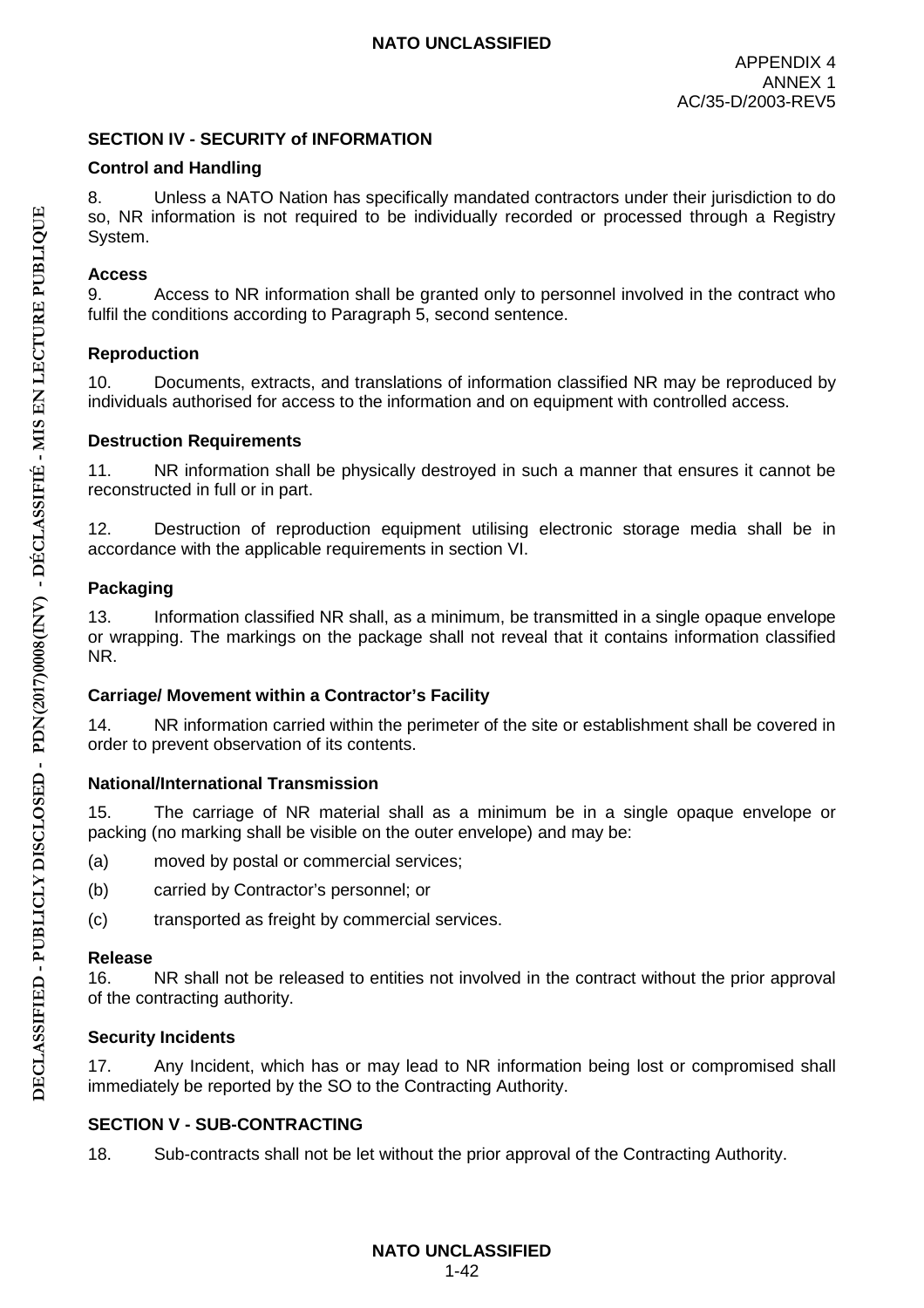## SECTION IV - SECURITY of INFORMATION

### Control and Handling

8. Unless a NATO Nation has specifically mandated contractors under their jurisdiction to do so, NR information is not required to be individually recorded or processed through a Registry System.

### Access

9. Access to NR information shall be granted only to personnel involved in the contract who fulfil the conditions according to Paragraph 5, second sentence.

### Reproduction

10. Documents, extracts, and translations of information classified NR may be reproduced by individuals authorised for access to the information and on equipment with controlled access.

### Destruction Requirements

11. NR information shall be physically destroyed in such a manner that ensures it cannot be reconstructed in full or in part.

12. Destruction of reproduction equipment utilising electronic storage media shall be in accordance with the applicable requirements in section VI.

### Packaging

13. Information classified NR shall, as a minimum, be transmitted in a single opaque envelope or wrapping. The markings on the package shall not reveal that it contains information classified NR.

### Carriage/ Movement within a Contractor's Facility

14. NR information carried within the perimeter of the site or establishment shall be covered in order to prevent observation of its contents.

### National/International Transmission

15. The carriage of NR material shall as a minimum be in a single opaque envelope or packing (no marking shall be visible on the outer envelope) and may be:

(a) moved by postal or commercial services;

(b) carried by Contractor's personnel; or

(c) transported as freight by commercial services.

### Release

16. NR shall not be released to entities not involved in the contract without the prior approval of the contracting authority.

### Security Incidents

17. Any Incident, which has or may lead to NR information being lost or compromised shall immediately be reported by the SO to the Contracting Authority.

## SECTION V - SUB-CONTRACTING

18. Sub-contracts shall not be let without the prior approval of the Contracting Authority.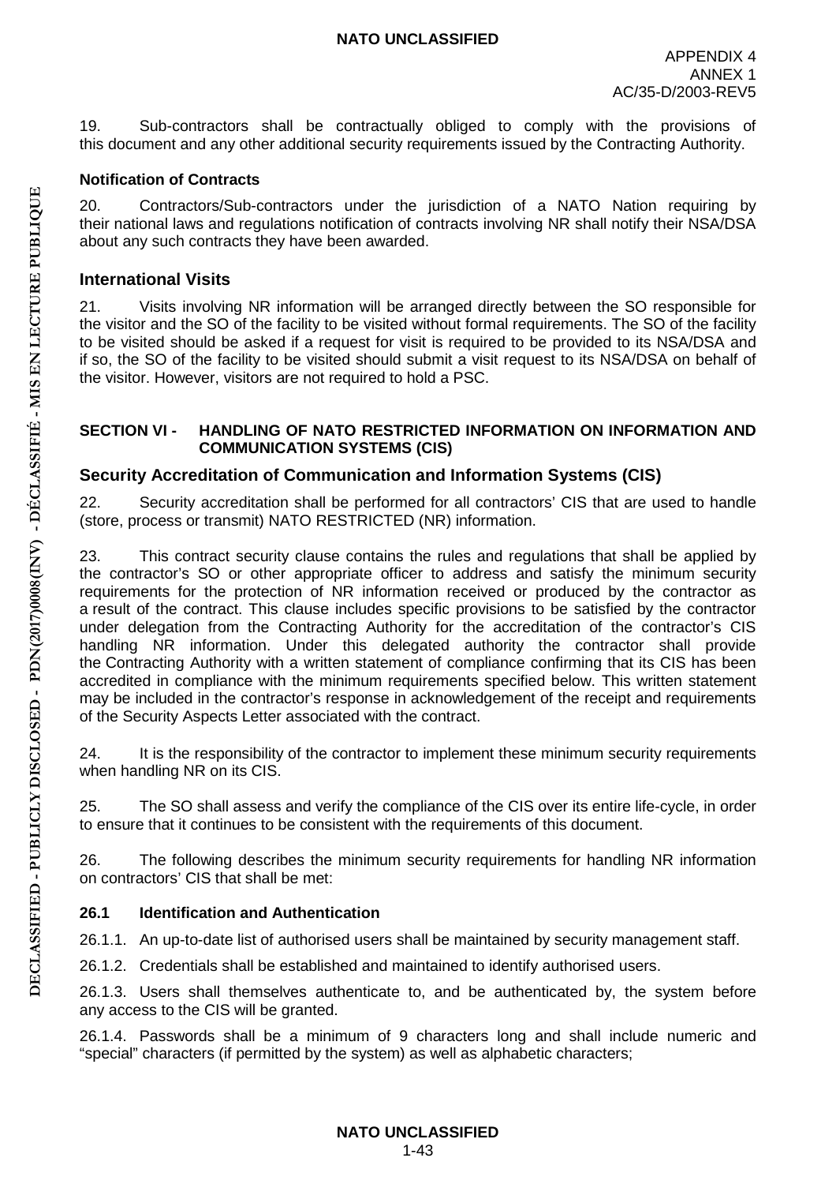19. Sub-contractors shall be contractually obliged to comply with the provisions of this document and any other additional security requirements issued by the Contracting Authority.

**Notification of Contracts**

20. Contractors/Sub-contractors under the jurisdiction of a NATO Nation requiring by their national laws and regulations notification of contracts involving NR shall notify their NSA/DSA about any such contracts they have been awarded.

### International Visits

21. Visits involving NR information will be arranged directly between the SO responsible for the visitor and the SO of the facility to be visited without formal requirements. The SO of the facility to be visited should be asked if a request for visit is required to be provided to its NSA/DSA and if so, the SO of the facility to be visited should submit a visit request to its NSA/DSA on behalf of the visitor. However, visitors are not required to hold a PSC.

**SECTION VI - HANDLING OF NATO RESTRICTED INFORMATION ON INFORMATION AND COMMUNICATION SYSTEMS (CIS)**

### Security Accreditation of Communication and Information Systems (CIS)

22. Security accreditation shall be performed for all contractors' CIS that are used to handle (store, process or transmit) NATO RESTRICTED (NR) information.

23. This contract security clause contains the rules and regulations that shall be applied by the contractor's SO or other appropriate officer to address and satisfy the minimum security requirements for the protection of NR information received or produced by the contractor as a result of the contract. This clause includes specific provisions to be satisfied by the contractor under delegation from the Contracting Authority for the accreditation of the contractor's CIS handling NR information. Under this delegated authority the contractor shall provide the Contracting Authority with a written statement of compliance confirming that its CIS has been accredited in compliance with the minimum requirements specified below. This written statement may be included in the contractor's response in acknowledgement of the receipt and requirements of the Security Aspects Letter associated with the contract.

24. It is the responsibility of the contractor to implement these minimum security requirements when handling NR on its CIS.

25. The SO shall assess and verify the compliance of the CIS over its entire life-cycle, in order to ensure that it continues to be consistent with the requirements of this document.

26. The following describes the minimum security requirements for handling NR information on contractors' CIS that shall be met:

**26.1 Identification and Authentication**

26.1.1. An up-to-date list of authorised users shall be maintained by security management staff.

26.1.2. Credentials shall be established and maintained to identify authorised users.

26.1.3. Users shall themselves authenticate to, and be authenticated by, the system before any access to the CIS will be granted.

26.1.4. Passwords shall be a minimum of 9 characters long and shall include numeric and "special" characters (if permitted by the system) as well as alphabetic characters;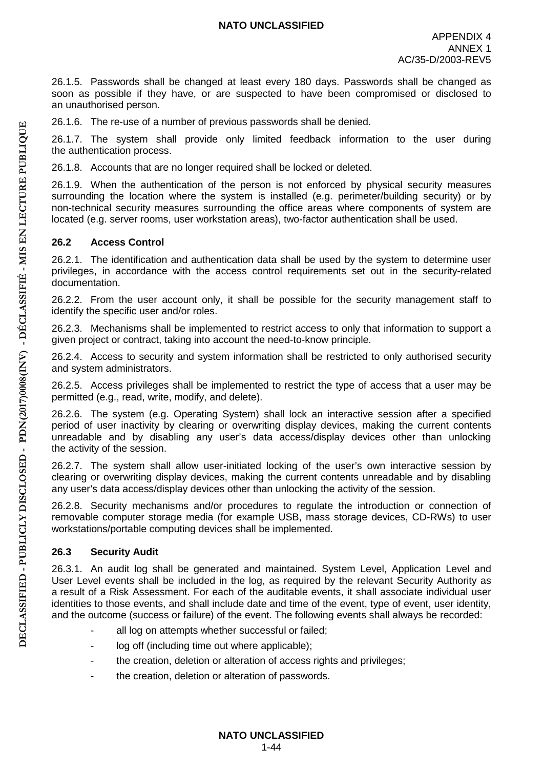26.1.5. Passwords shall be changed at least every 180 days. Passwords shall be changed as soon as possible if they have, or are suspected to have been compromised or disclosed to an unauthorised person.

26.1.6. The re-use of a number of previous passwords shall be denied.

26.1.7. The system shall provide only limited feedback information to the user during the authentication process.

26.1.8. Accounts that are no longer required shall be locked or deleted.

26.1.9. When the authentication of the person is not enforced by physical security measures surrounding the location where the system is installed (e.g. perimeter/building security) or by non-technical security measures surrounding the office areas where components of system are located (e.g. server rooms, user workstation areas), two-factor authentication shall be used.

### 26.2 Access Control

26.2.1. The identification and authentication data shall be used by the system to determine user privileges, in accordance with the access control requirements set out in the security-related documentation.

26.2.2. From the user account only, it shall be possible for the security management staff to identify the specific user and/or roles.

26.2.3. Mechanisms shall be implemented to restrict access to only that information to support a given project or contract, taking into account the need-to-know principle.

26.2.4. Access to security and system information shall be restricted to only authorised security and system administrators.

26.2.5. Access privileges shall be implemented to restrict the type of access that a user may be permitted (e.g., read, write, modify, and delete).

26.2.6. The system (e.g. Operating System) shall lock an interactive session after a specified period of user inactivity by clearing or overwriting display devices, making the current contents unreadable and by disabling any user's data access/display devices other than unlocking the activity of the session.

26.2.7. The system shall allow user-initiated locking of the user's own interactive session by clearing or overwriting display devices, making the current contents unreadable and by disabling any user's data access/display devices other than unlocking the activity of the session.

26.2.8. Security mechanisms and/or procedures to regulate the introduction or connection of removable computer storage media (for example USB, mass storage devices, CD-RWs) to user workstations/portable computing devices shall be implemented.

### 26.3 Security Audit

26.3.1. An audit log shall be generated and maintained. System Level, Application Level and User Level events shall be included in the log, as required by the relevant Security Authority as a result of a Risk Assessment. For each of the auditable events, it shall associate individual user identities to those events, and shall include date and time of the event, type of event, user identity, and the outcome (success or failure) of the event. The following events shall always be recorded:

- all log on attempts whether successful or failed;
- log off (including time out where applicable);
- the creation, deletion or alteration of access rights and privileges;
- the creation, deletion or alteration of passwords.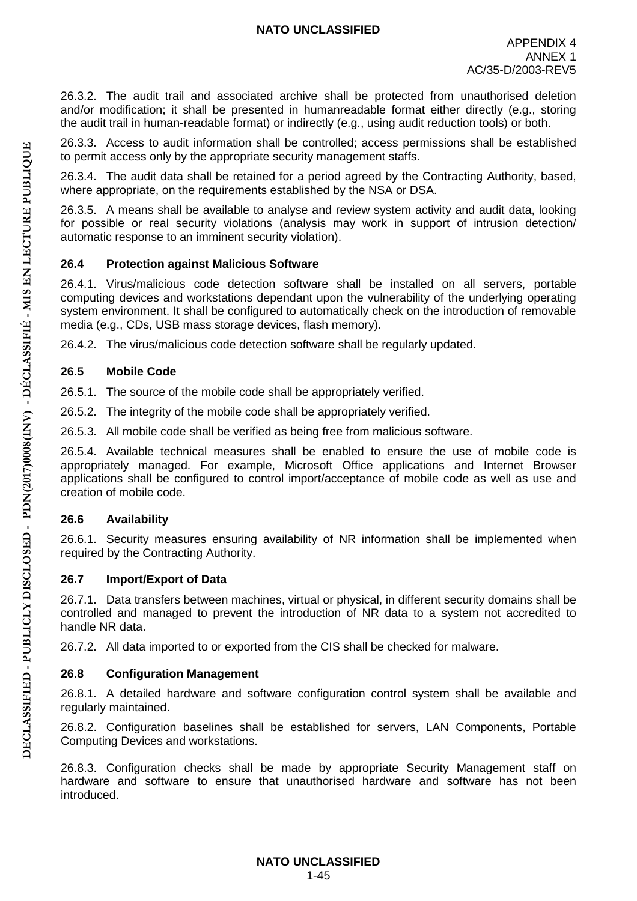26.3.2. The audit trail and associated archive shall be protected from unauthorised deletion and/or modification; it shall be presented in humanreadable format either directly (e.g., storing the audit trail in human-readable format) or indirectly (e.g., using audit reduction tools) or both.

26.3.3. Access to audit information shall be controlled; access permissions shall be established to permit access only by the appropriate security management staffs.

26.3.4. The audit data shall be retained for a period agreed by the Contracting Authority, based, where appropriate, on the requirements established by the NSA or DSA.

26.3.5. A means shall be available to analyse and review system activity and audit data, looking for possible or real security violations (analysis may work in support of intrusion detection/ automatic response to an imminent security violation).

### 26.4 Protection against Malicious Software

26.4.1. Virus/malicious code detection software shall be installed on all servers, portable computing devices and workstations dependant upon the vulnerability of the underlying operating system environment. It shall be configured to automatically check on the introduction of removable media (e.g., CDs, USB mass storage devices, flash memory).

26.4.2. The virus/malicious code detection software shall be regularly updated.

### 26.5 Mobile Code

26.5.1. The source of the mobile code shall be appropriately verified.

26.5.2. The integrity of the mobile code shall be appropriately verified.

26.5.3. All mobile code shall be verified as being free from malicious software.

26.5.4. Available technical measures shall be enabled to ensure the use of mobile code is appropriately managed. For example, Microsoft Office applications and Internet Browser applications shall be configured to control import/acceptance of mobile code as well as use and creation of mobile code.

### 26.6 Availability

26.6.1. Security measures ensuring availability of NR information shall be implemented when required by the Contracting Authority.

### 26.7 Import/Export of Data

26.7.1. Data transfers between machines, virtual or physical, in different security domains shall be controlled and managed to prevent the introduction of NR data to a system not accredited to handle NR data.

26.7.2. All data imported to or exported from the CIS shall be checked for malware.

### 26.8 Configuration Management

26.8.1. A detailed hardware and software configuration control system shall be available and regularly maintained.

26.8.2. Configuration baselines shall be established for servers, LAN Components, Portable Computing Devices and workstations.

26.8.3. Configuration checks shall be made by appropriate Security Management staff on hardware and software to ensure that unauthorised hardware and software has not been introduced.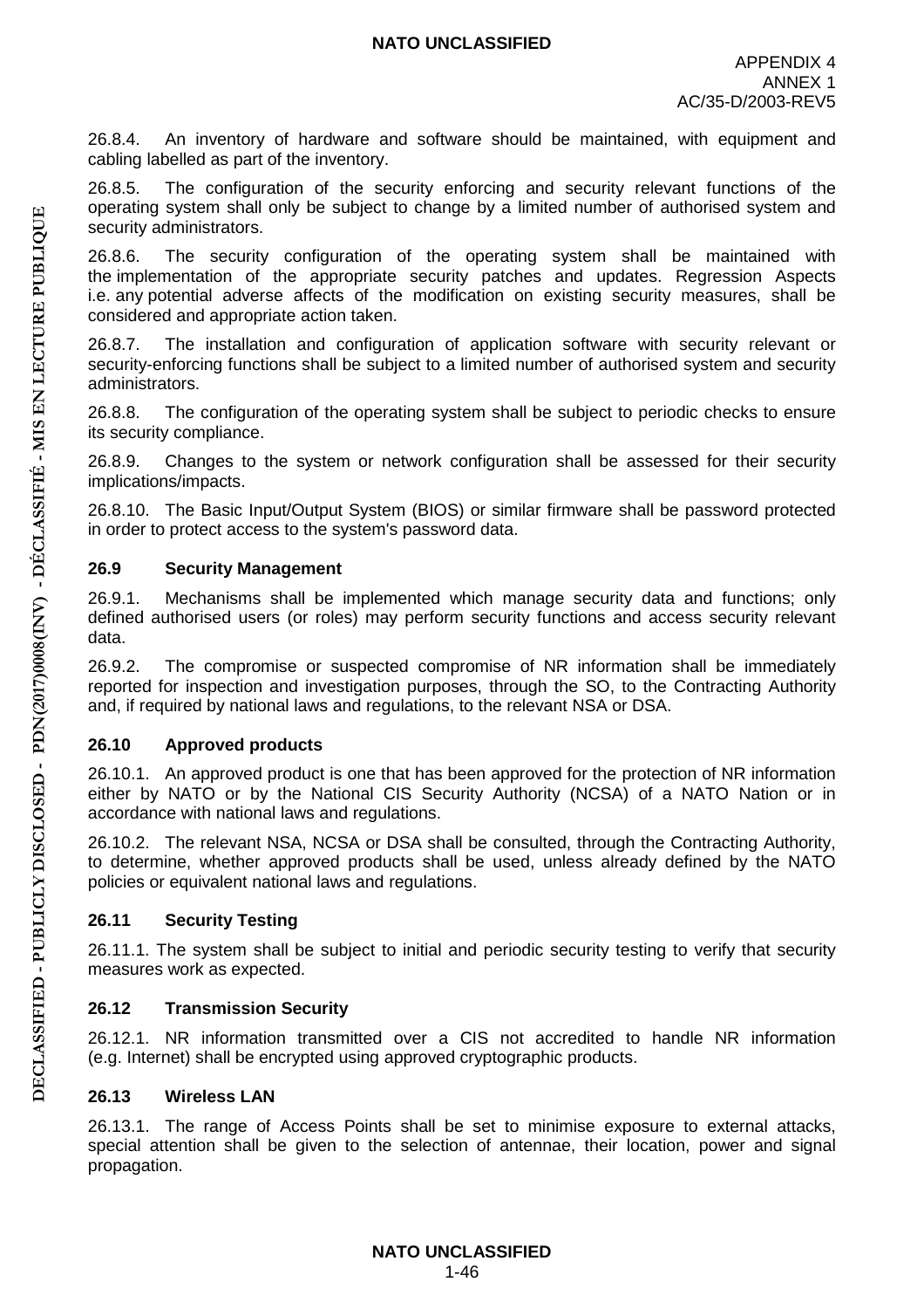26.8.4. An inventory of hardware and software should be maintained, with equipment and cabling labelled as part of the inventory.

26.8.5. The configuration of the security enforcing and security relevant functions of the operating system shall only be subject to change by a limited number of authorised system and security administrators.

26.8.6. The security configuration of the operating system shall be maintained with the implementation of the appropriate security patches and updates. Regression Aspects i.e. any potential adverse affects of the modification on existing security measures, shall be considered and appropriate action taken.

26.8.7. The installation and configuration of application software with security relevant or security-enforcing functions shall be subject to a limited number of authorised system and security administrators.

26.8.8. The configuration of the operating system shall be subject to periodic checks to ensure its security compliance.

26.8.9. Changes to the system or network configuration shall be assessed for their security implications/impacts.

26.8.10. The Basic Input/Output System (BIOS) or similar firmware shall be password protected in order to protect access to the system's password data.

### 26.9 Security Management

26.9.1. Mechanisms shall be implemented which manage security data and functions; only defined authorised users (or roles) may perform security functions and access security relevant data.

26.9.2. The compromise or suspected compromise of NR information shall be immediately reported for inspection and investigation purposes, through the SO, to the Contracting Authority and, if required by national laws and regulations, to the relevant NSA or DSA.

### 26.10 Approved products

26.10.1. An approved product is one that has been approved for the protection of NR information either by NATO or by the National CIS Security Authority (NCSA) of a NATO Nation or in accordance with national laws and regulations.

26.10.2. The relevant NSA, NCSA or DSA shall be consulted, through the Contracting Authority, to determine, whether approved products shall be used, unless already defined by the NATO policies or equivalent national laws and regulations.

### 26.11 Security Testing

26.11.1. The system shall be subject to initial and periodic security testing to verify that security measures work as expected.

### 26.12 Transmission Security

26.12.1. NR information transmitted over a CIS not accredited to handle NR information (e.g. Internet) shall be encrypted using approved cryptographic products.

### 26.13 Wireless LAN

26.13.1. The range of Access Points shall be set to minimise exposure to external attacks, special attention shall be given to the selection of antennae, their location, power and signal propagation.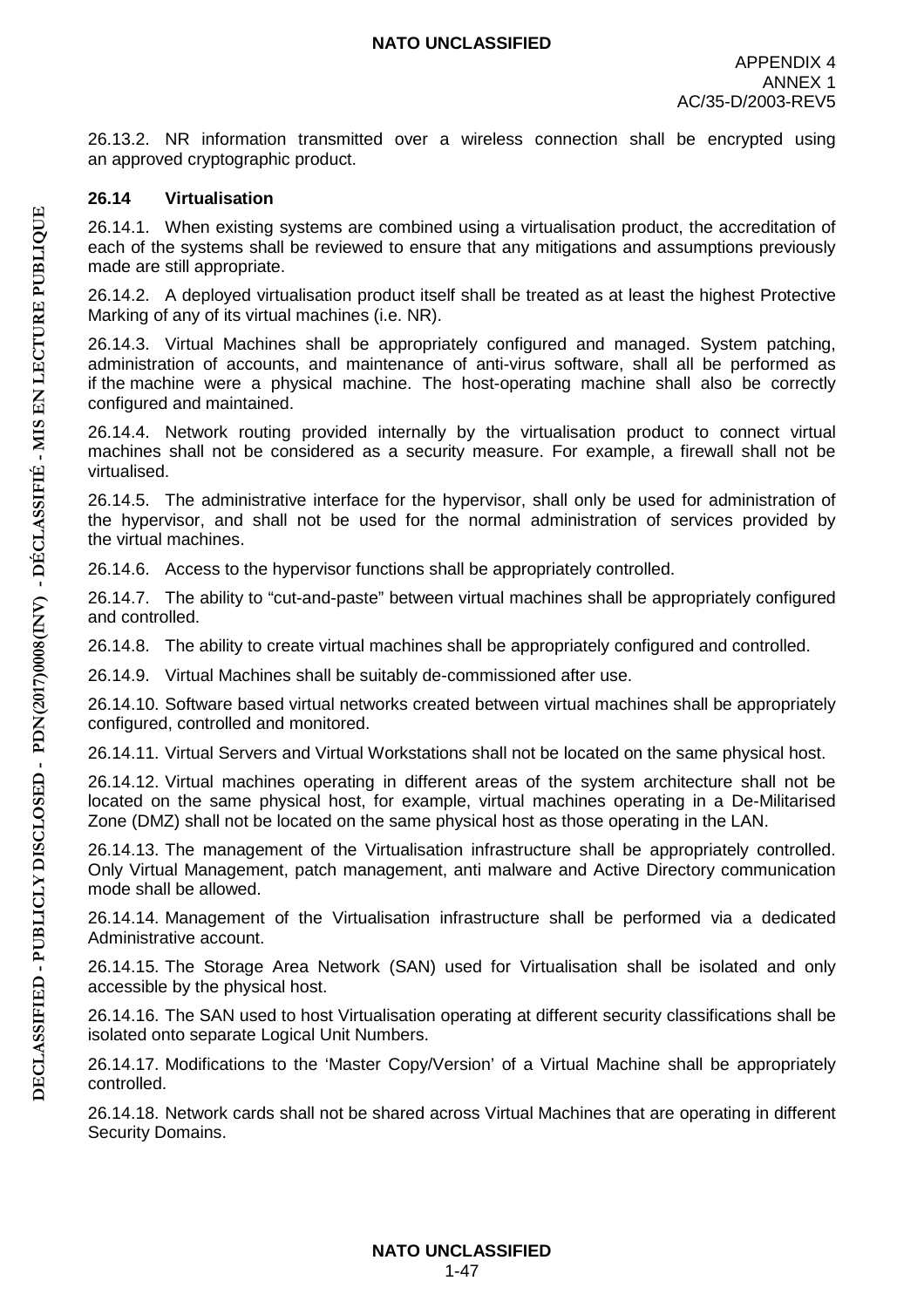26.13.2. NR information transmitted over a wireless connection shall be encrypted using an approved cryptographic product.

### 26.14 Virtualisation

26.14.1. When existing systems are combined using a virtualisation product, the accreditation of each of the systems shall be reviewed to ensure that any mitigations and assumptions previously made are still appropriate.

26.14.2. A deployed virtualisation product itself shall be treated as at least the highest Protective Marking of any of its virtual machines (i.e. NR).

26.14.3. Virtual Machines shall be appropriately configured and managed. System patching, administration of accounts, and maintenance of anti-virus software, shall all be performed as if the machine were a physical machine. The host-operating machine shall also be correctly configured and maintained.

26.14.4. Network routing provided internally by the virtualisation product to connect virtual machines shall not be considered as a security measure. For example, a firewall shall not be virtualised.

26.14.5. The administrative interface for the hypervisor, shall only be used for administration of the hypervisor, and shall not be used for the normal administration of services provided by the virtual machines.

26.14.6. Access to the hypervisor functions shall be appropriately controlled.

26.14.7. The ability to "cut-and-paste" between virtual machines shall be appropriately configured and controlled.

26.14.8. The ability to create virtual machines shall be appropriately configured and controlled.

26.14.9. Virtual Machines shall be suitably de-commissioned after use.

26.14.10. Software based virtual networks created between virtual machines shall be appropriately configured, controlled and monitored.

26.14.11. Virtual Servers and Virtual Workstations shall not be located on the same physical host.

26.14.12. Virtual machines operating in different areas of the system architecture shall not be located on the same physical host, for example, virtual machines operating in a De-Militarised Zone (DMZ) shall not be located on the same physical host as those operating in the LAN.

26.14.13. The management of the Virtualisation infrastructure shall be appropriately controlled. Only Virtual Management, patch management, anti malware and Active Directory communication mode shall be allowed.

26.14.14. Management of the Virtualisation infrastructure shall be performed via a dedicated Administrative account.

26.14.15. The Storage Area Network (SAN) used for Virtualisation shall be isolated and only accessible by the physical host.

26.14.16. The SAN used to host Virtualisation operating at different security classifications shall be isolated onto separate Logical Unit Numbers.

26.14.17. Modifications to the 'Master Copy/Version' of a Virtual Machine shall be appropriately controlled.

26.14.18. Network cards shall not be shared across Virtual Machines that are operating in different Security Domains.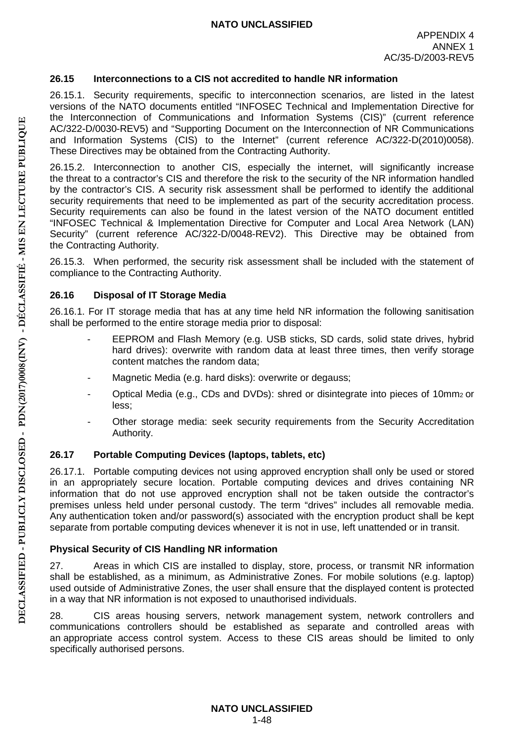### 26.15 Interconnections to a CIS not accredited to handle NR information

26.15.1. Security requirements, specific to interconnection scenarios, are listed in the latest versions of the NATO documents entitled "INFOSEC Technical and Implementation Directive for the Interconnection of Communications and Information Systems (CIS)" (current reference AC/322-D/0030-REV5) and "Supporting Document on the Interconnection of NR Communications and Information Systems (CIS) to the Internet" (current reference AC/322-D(2010)0058). These Directives may be obtained from the Contracting Authority.

26.15.2. Interconnection to another CIS, especially the internet, will significantly increase the threat to a contractor's CIS and therefore the risk to the security of the NR information handled by the contractor's CIS. A security risk assessment shall be performed to identify the additional security requirements that need to be implemented as part of the security accreditation process. Security requirements can also be found in the latest version of the NATO document entitled "INFOSEC Technical & Implementation Directive for Computer and Local Area Network (LAN) Security" (current reference AC/322-D/0048-REV2). This Directive may be obtained from the Contracting Authority.

26.15.3. When performed, the security risk assessment shall be included with the statement of compliance to the Contracting Authority.

### 26.16 Disposal of IT Storage Media

26.16.1. For IT storage media that has at any time held NR information the following sanitisation shall be performed to the entire storage media prior to disposal:

- EEPROM and Flash Memory (e.g. USB sticks, SD cards, solid state drives, hybrid hard drives): overwrite with random data at least three times, then verify storage content matches the random data;
- Magnetic Media (e.g. hard disks): overwrite or degauss;
- Optical Media (e.g., CDs and DVDs): shred or disintegrate into pieces of $10mm^2$ or less;
- Other storage media: seek security requirements from the Security Accreditation Authority.

### 26.17 Portable Computing Devices (laptops, tablets, etc)

26.17.1. Portable computing devices not using approved encryption shall only be used or stored in an appropriately secure location. Portable computing devices and drives containing NR information that do not use approved encryption shall not be taken outside the contractor's premises unless held under personal custody. The term "drives" includes all removable media. Any authentication token and/or password(s) associated with the encryption product shall be kept separate from portable computing devices whenever it is not in use, left unattended or in transit.

### Physical Security of CIS Handling NR information

27. Areas in which CIS are installed to display, store, process, or transmit NR information shall be established, as a minimum, as Administrative Zones. For mobile solutions (e.g. laptop) used outside of Administrative Zones, the user shall ensure that the displayed content is protected in a way that NR information is not exposed to unauthorised individuals.

28. CIS areas housing servers, network management system, network controllers and communications controllers should be established as separate and controlled areas with an appropriate access control system. Access to these CIS areas should be limited to only specifically authorised persons.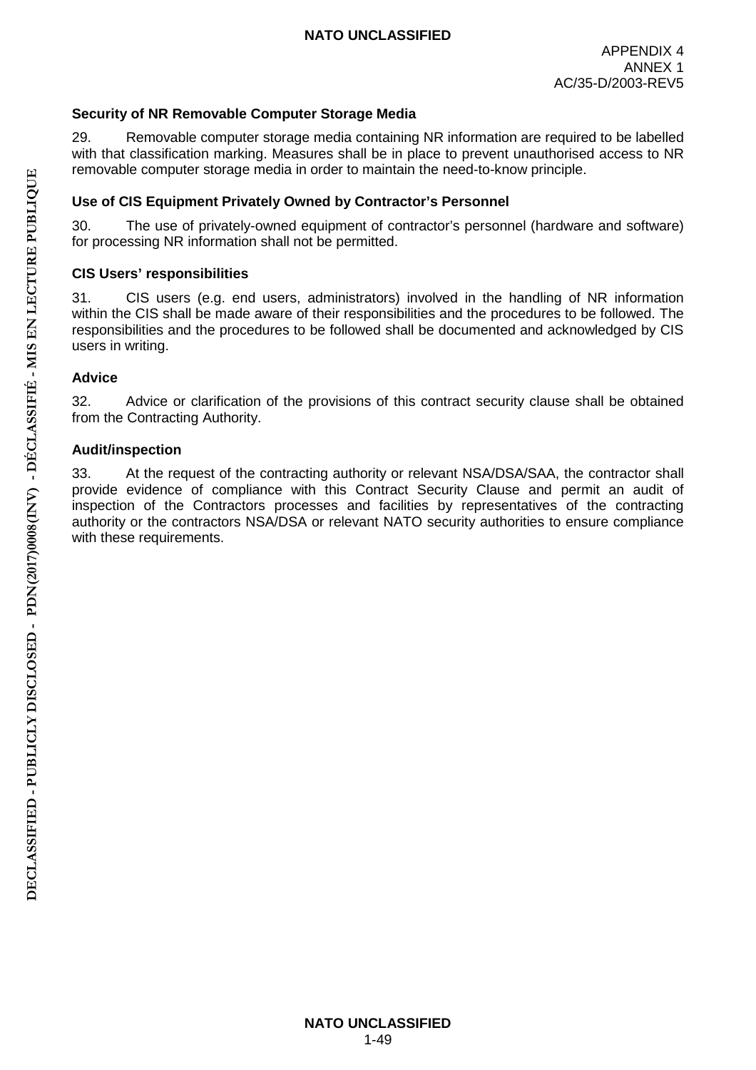### Security of NR Removable Computer Storage Media

29. Removable computer storage media containing NR information are required to be labelled with that classification marking. Measures shall be in place to prevent unauthorised access to NR removable computer storage media in order to maintain the need-to-know principle.

### Use of CIS Equipment Privately Owned by Contractor's Personnel

30. The use of privately-owned equipment of contractor's personnel (hardware and software) for processing NR information shall not be permitted.

### CIS Users' responsibilities

31. CIS users (e.g. end users, administrators) involved in the handling of NR information within the CIS shall be made aware of their responsibilities and the procedures to be followed. The responsibilities and the procedures to be followed shall be documented and acknowledged by CIS users in writing.

### Advice

32. Advice or clarification of the provisions of this contract security clause shall be obtained from the Contracting Authority.

### Audit/inspection

33. At the request of the contracting authority or relevant NSA/DSA/SAA, the contractor shall provide evidence of compliance with this Contract Security Clause and permit an audit of inspection of the Contractors processes and facilities by representatives of the contracting authority or the contractors NSA/DSA or relevant NATO security authorities to ensure compliance with these requirements.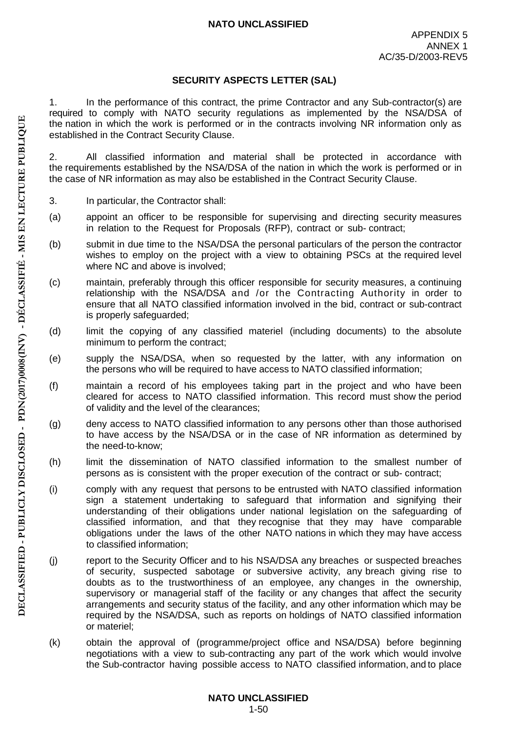APPENDIX 5
ANNEX 1
AC/35-D/2003-REV5

## SECURITY ASPECTS LETTER (SAL)

1. In the performance of this contract, the prime Contractor and any Sub-contractor(s) are required to comply with NATO security regulations as implemented by the NSA/DSA of the nation in which the work is performed or in the contracts involving NR information only as established in the Contract Security Clause.

2. All classified information and material shall be protected in accordance with the requirements established by the NSA/DSA of the nation in which the work is performed or in the case of NR information as may also be established in the Contract Security Clause.

3. In particular, the Contractor shall:

(a) appoint an officer to be responsible for supervising and directing security measures in relation to the Request for Proposals (RFP), contract or sub- contract;

(b) submit in due time to the NSA/DSA the personal particulars of the person the contractor wishes to employ on the project with a view to obtaining PSCs at the required level where NC and above is involved;

(c) maintain, preferably through this officer responsible for security measures, a continuing relationship with the NSA/DSA and /or the Contracting Authority in order to ensure that all NATO classified information involved in the bid, contract or sub-contract is properly safeguarded;

(d) limit the copying of any classified materiel (including documents) to the absolute minimum to perform the contract;

(e) supply the NSA/DSA, when so requested by the latter, with any information on the persons who will be required to have access to NATO classified information;

(f) maintain a record of his employees taking part in the project and who have been cleared for access to NATO classified information. This record must show the period of validity and the level of the clearances;

(g) deny access to NATO classified information to any persons other than those authorised to have access by the NSA/DSA or in the case of NR information as determined by the need-to-know;

(h) limit the dissemination of NATO classified information to the smallest number of persons as is consistent with the proper execution of the contract or sub- contract;

(i) comply with any request that persons to be entrusted with NATO classified information sign a statement undertaking to safeguard that information and signifying their understanding of their obligations under national legislation on the safeguarding of classified information, and that they recognise that they may have comparable obligations under the laws of the other NATO nations in which they may have access to classified information;

(j) report to the Security Officer and to his NSA/DSA any breaches or suspected breaches of security, suspected sabotage or subversive activity, any breach giving rise to doubts as to the trustworthiness of an employee, any changes in the ownership, supervisory or managerial staff of the facility or any changes that affect the security arrangements and security status of the facility, and any other information which may be required by the NSA/DSA, such as reports on holdings of NATO classified information or materiel;

(k) obtain the approval of (programme/project office and NSA/DSA) before beginning negotiations with a view to sub-contracting any part of the work which would involve the Sub-contractor having possible access to NATO classified information, and to place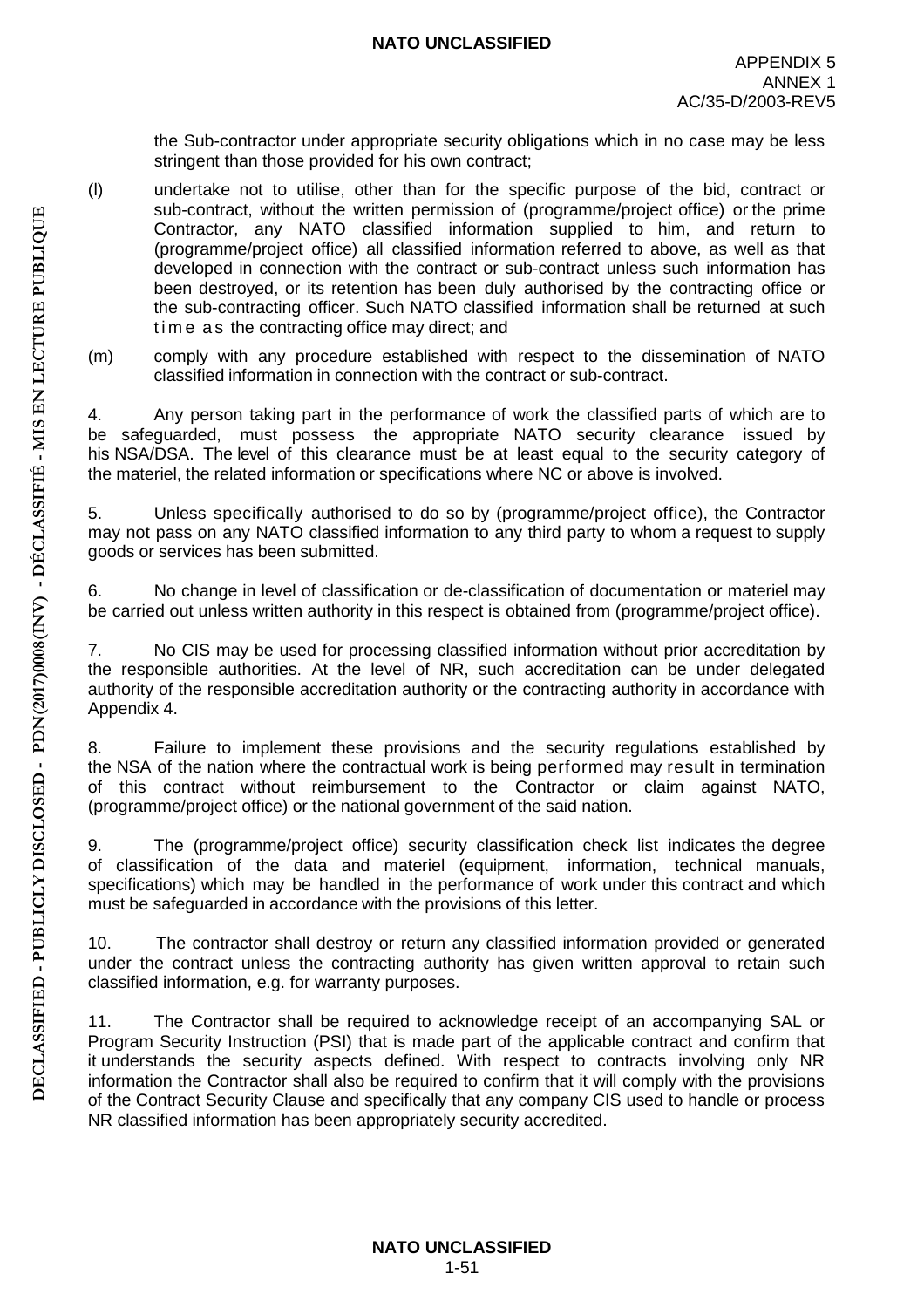the Sub-contractor under appropriate security obligations which in no case may be less stringent than those provided for his own contract;

(l) undertake not to utilise, other than for the specific purpose of the bid, contract or sub-contract, without the written permission of (programme/project office) or the prime Contractor, any NATO classified information supplied to him, and return to (programme/project office) all classified information referred to above, as well as that developed in connection with the contract or sub-contract unless such information has been destroyed, or its retention has been duly authorised by the contracting office or the sub-contracting officer. Such NATO classified information shall be returned at such time as the contracting office may direct; and

(m) comply with any procedure established with respect to the dissemination of NATO classified information in connection with the contract or sub-contract.

4. Any person taking part in the performance of work the classified parts of which are to be safeguarded, must possess the appropriate NATO security clearance issued by his NSA/DSA. The level of this clearance must be at least equal to the security category of the materiel, the related information or specifications where NC or above is involved.

5. Unless specifically authorised to do so by (programme/project office), the Contractor may not pass on any NATO classified information to any third party to whom a request to supply goods or services has been submitted.

6. No change in level of classification or de-classification of documentation or materiel may be carried out unless written authority in this respect is obtained from (programme/project office).

7. No CIS may be used for processing classified information without prior accreditation by the responsible authorities. At the level of NR, such accreditation can be under delegated authority of the responsible accreditation authority or the contracting authority in accordance with Appendix 4.

8. Failure to implement these provisions and the security regulations established by the NSA of the nation where the contractual work is being performed may result in termination of this contract without reimbursement to the Contractor or claim against NATO, (programme/project office) or the national government of the said nation.

9. The (programme/project office) security classification check list indicates the degree of classification of the data and materiel (equipment, information, technical manuals, specifications) which may be handled in the performance of work under this contract and which must be safeguarded in accordance with the provisions of this letter.

10. The contractor shall destroy or return any classified information provided or generated under the contract unless the contracting authority has given written approval to retain such classified information, e.g. for warranty purposes.

11. The Contractor shall be required to acknowledge receipt of an accompanying SAL or Program Security Instruction (PSI) that is made part of the applicable contract and confirm that it understands the security aspects defined. With respect to contracts involving only NR information the Contractor shall also be required to confirm that it will comply with the provisions of the Contract Security Clause and specifically that any company CIS used to handle or process NR classified information has been appropriately security accredited.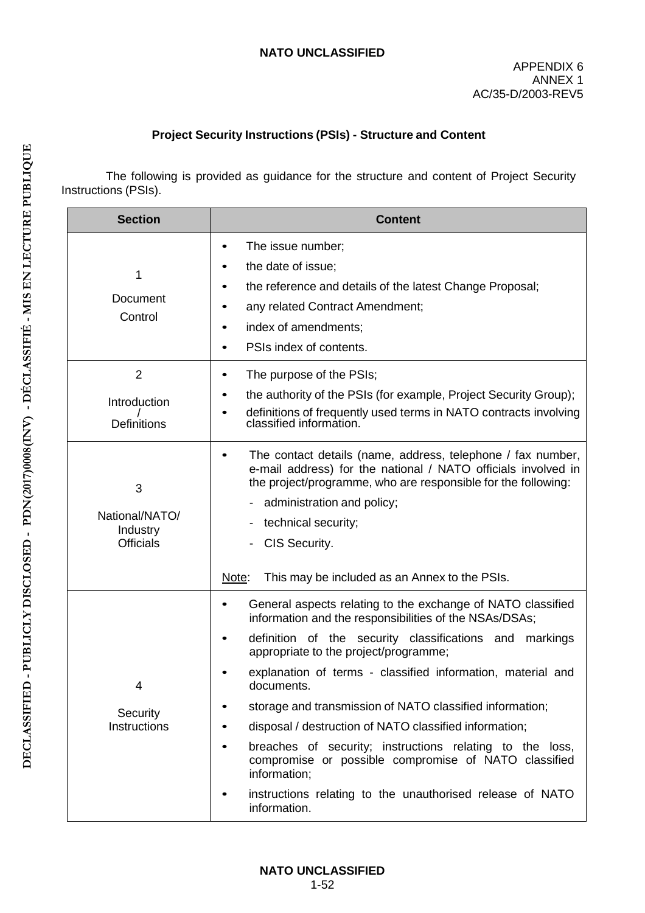# Project Security Instructions (PSIs) - Structure and Content

The following is provided as guidance for the structure and content of Project Security Instructions (PSIs).

| Section | Content |
|---|---|
| 1<br>Document Control | • The issue number;<br>• the date of issue;<br>• the reference and details of the latest Change Proposal;<br>• any related Contract Amendment;<br>• index of amendments;<br>• PSIs index of contents. |
| 2<br>Introduction / Definitions | • The purpose of the PSIs;<br>• the authority of the PSIs (for example, Project Security Group);<br>• definitions of frequently used terms in NATO contracts involving classified information. |
| 3<br>National/NATO/ Industry Officials | • The contact details (name, address, telephone / fax number, e-mail address) for the national / NATO officials involved in the project/programme, who are responsible for the following:<br>- administration and policy;<br>- technical security;<br>- CIS Security.<br><br>Note: This may be included as an Annex to the PSIs. |
| 4<br>Security Instructions | • General aspects relating to the exchange of NATO classified information and the responsibilities of the NSAs/DSAs;<br>• definition of the security classifications and markings appropriate to the project/programme;<br>• explanation of terms - classified information, material and documents.<br>• storage and transmission of NATO classified information;<br>• disposal / destruction of NATO classified information;<br>• breaches of security; instructions relating to the loss, compromise or possible compromise of NATO classified information;<br>• instructions relating to the unauthorised release of NATO information. |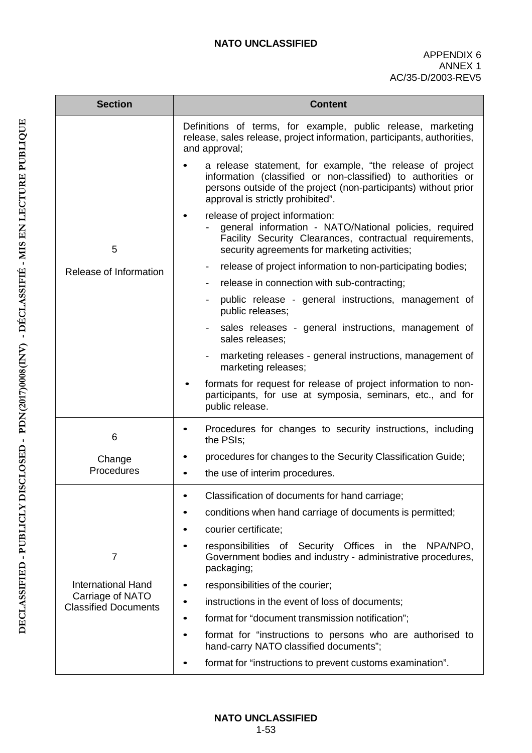| Section | Content |
|---|---|
| 5<br><br>Release of Information | Definitions of terms, for example, public release, marketing release, sales release, project information, participants, authorities, and approval;<br>• a release statement, for example, “the release of project information (classified or non-classified) to authorities or persons outside of the project (non-participants) without prior approval is strictly prohibited”.<br>• release of project information:<br>- general information - NATO/National policies, required Facility Security Clearances, contractual requirements, security agreements for marketing activities;<br>- release of project information to non-participating bodies;<br>- release in connection with sub-contracting;<br>- public release - general instructions, management of public releases;<br>- sales releases - general instructions, management of sales releases;<br>- marketing releases - general instructions, management of marketing releases;<br>• formats for request for release of project information to non-participants, for use at symposia, seminars, etc., and for public release. |
| 6<br><br>Change Procedures | • Procedures for changes to security instructions, including the PSIs;<br>• procedures for changes to the Security Classification Guide;<br>• the use of interim procedures. |
| 7<br><br>International Hand Carriage of NATO Classified Documents | • Classification of documents for hand carriage;<br>• conditions when hand carriage of documents is permitted;<br>• courier certificate;<br>• responsibilities of Security Offices in the NPA/NPO, Government bodies and industry - administrative procedures, packaging;<br>• responsibilities of the courier;<br>• instructions in the event of loss of documents;<br>• format for “document transmission notification”;<br>• format for “instructions to persons who are authorised to hand-carry NATO classified documents”;<br>• format for “instructions to prevent customs examination”. |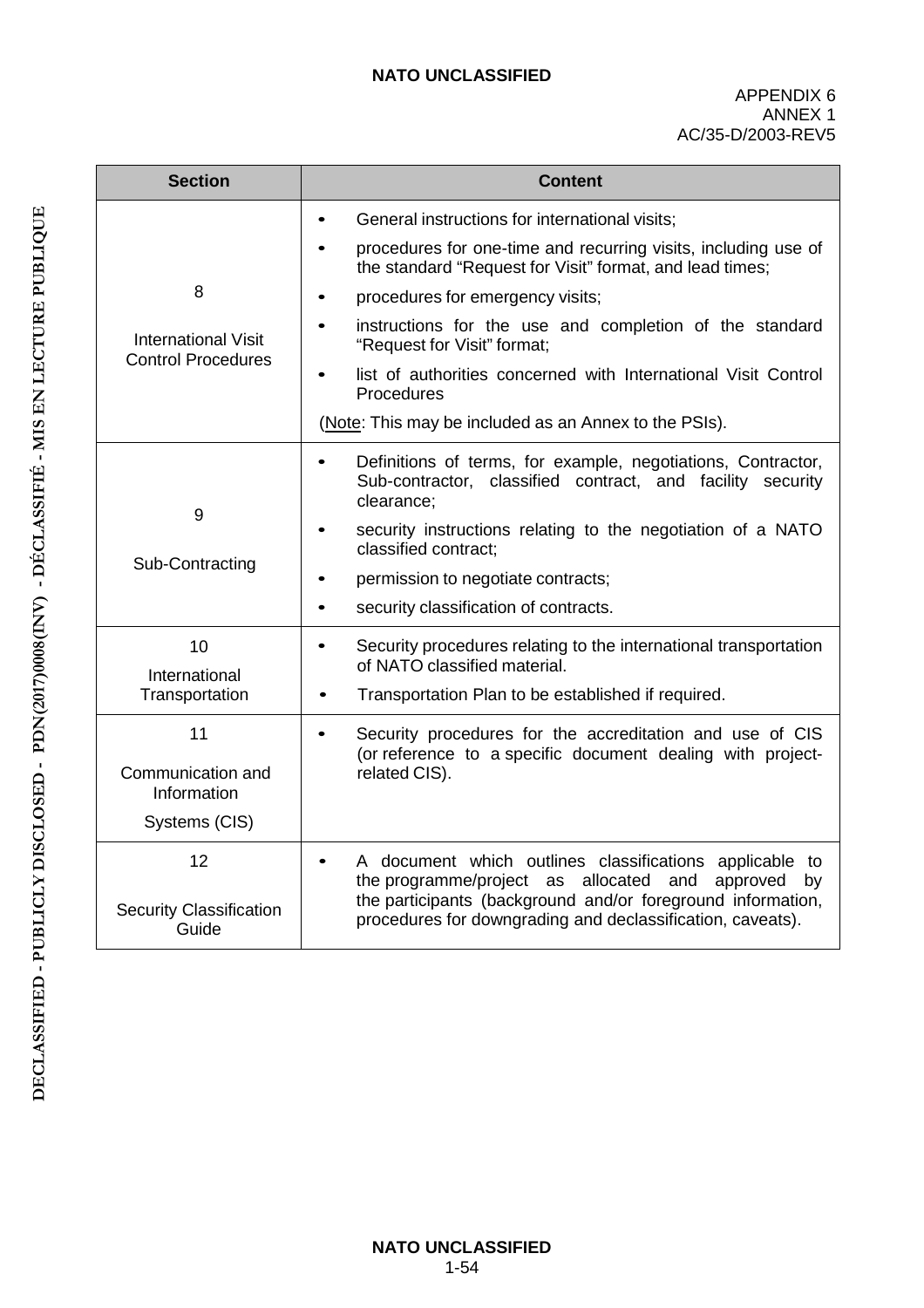| Section | Content |
| --- | --- |
| 8<br><br>International Visit Control Procedures | • General instructions for international visits;<br>• procedures for one-time and recurring visits, including use of the standard "Request for Visit" format, and lead times;<br>• procedures for emergency visits;<br>• instructions for the use and completion of the standard "Request for Visit" format;<br>• list of authorities concerned with International Visit Control Procedures<br>(Note: This may be included as an Annex to the PSIs). |
| 9<br><br>Sub-Contracting | • Definitions of terms, for example, negotiations, Contractor, Sub-contractor, classified contract, and facility security clearance;<br>• security instructions relating to the negotiation of a NATO classified contract;<br>• permission to negotiate contracts;<br>• security classification of contracts. |
| 10<br>International Transportation | • Security procedures relating to the international transportation of NATO classified material.<br>• Transportation Plan to be established if required. |
| 11<br><br>Communication and Information<br>Systems (CIS) | • Security procedures for the accreditation and use of CIS (or reference to a specific document dealing with project-related CIS). |
| 12<br><br>Security Classification Guide | • A document which outlines classifications applicable to the programme/project as allocated and approved by the participants (background and/or foreground information, procedures for downgrading and declassification, caveats). |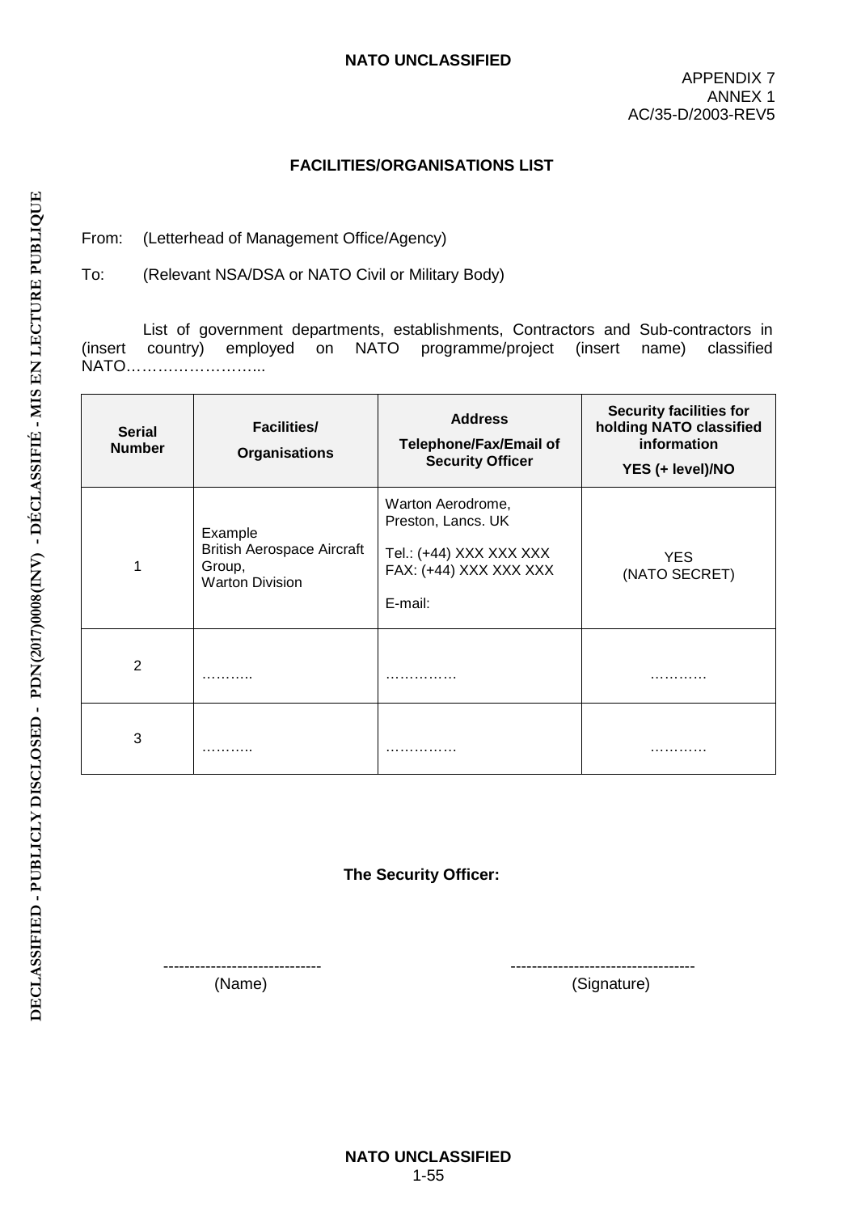APPENDIX 7
ANNEX 1
AC/35-D/2003-REV5

## FACILITIES/ORGANISATIONS LIST

From: (Letterhead of Management Office/Agency)

To: (Relevant NSA/DSA or NATO Civil or Military Body)

List of government departments, establishments, Contractors and Sub-contractors in (insert country) employed on NATO programme/project (insert name) classified NATO……………………...

| Serial Number | Facilities/ Organisations | Address Telephone/Fax/Email of Security Officer | Security facilities for holding NATO classified information YES (+ level)/NO |
|---|---|---|---|
| 1 | Example British Aerospace Aircraft Group, Warton Division | Warton Aerodrome, Preston, Lancs. UK<br>Tel.: (+44) XXX XXX XXX<br>FAX: (+44) XXX XXX XXX<br>E-mail: | YES (NATO SECRET) |
| 2 | ……….. | …………… | ………… |
| 3 | ……….. | …………… | ………… |

**The Security Officer:**

------------------------------ (Name)

---------------------------------- (Signature)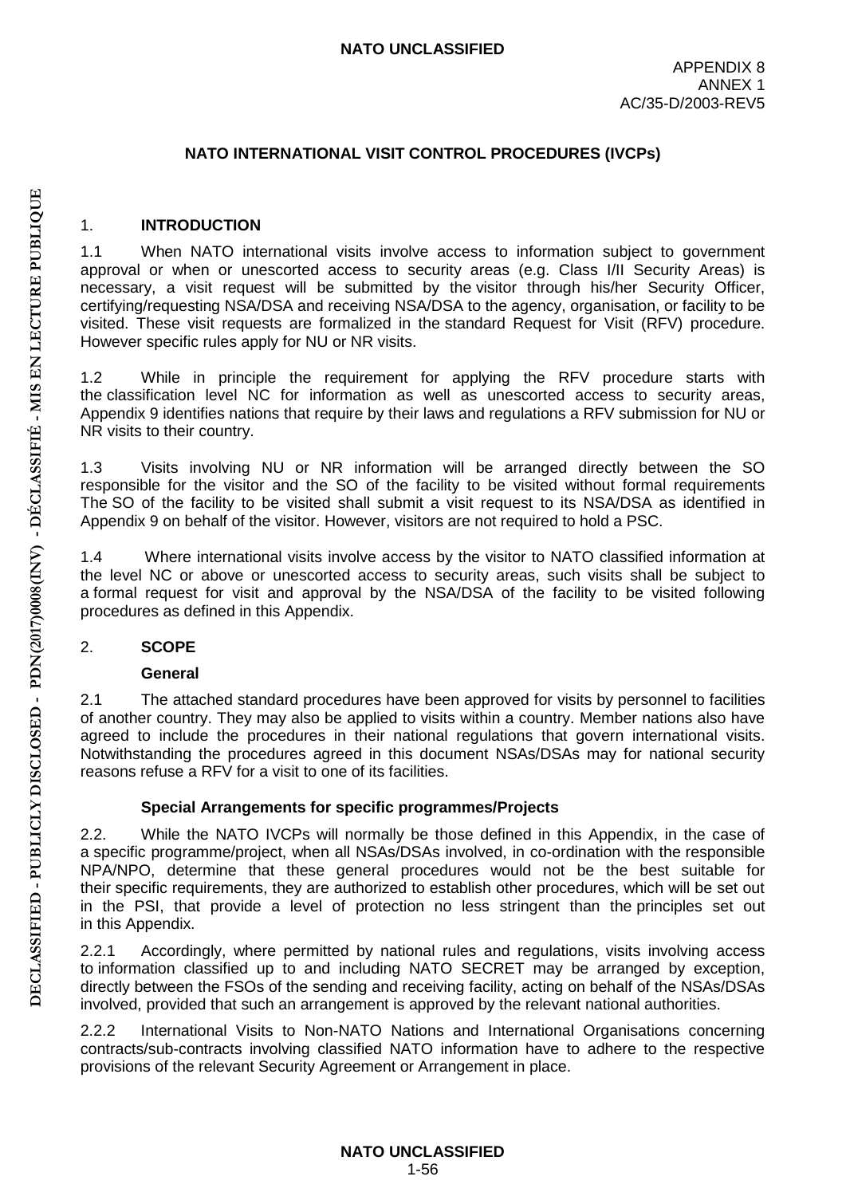APPENDIX 8
ANNEX 1
AC/35-D/2003-REV5

## NATO INTERNATIONAL VISIT CONTROL PROCEDURES (IVCPs)

### 1. INTRODUCTION

1.1 When NATO international visits involve access to information subject to government approval or when or unescorted access to security areas (e.g. Class I/II Security Areas) is necessary, a visit request will be submitted by the visitor through his/her Security Officer, certifying/requesting NSA/DSA and receiving NSA/DSA to the agency, organisation, or facility to be visited. These visit requests are formalized in the standard Request for Visit (RFV) procedure. However specific rules apply for NU or NR visits.

1.2 While in principle the requirement for applying the RFV procedure starts with the classification level NC for information as well as unescorted access to security areas, Appendix 9 identifies nations that require by their laws and regulations a RFV submission for NU or NR visits to their country.

1.3 Visits involving NU or NR information will be arranged directly between the SO responsible for the visitor and the SO of the facility to be visited without formal requirements The SO of the facility to be visited shall submit a visit request to its NSA/DSA as identified in Appendix 9 on behalf of the visitor. However, visitors are not required to hold a PSC.

1.4 Where international visits involve access by the visitor to NATO classified information at the level NC or above or unescorted access to security areas, such visits shall be subject to a formal request for visit and approval by the NSA/DSA of the facility to be visited following procedures as defined in this Appendix.

### 2. SCOPE

#### General

2.1 The attached standard procedures have been approved for visits by personnel to facilities of another country. They may also be applied to visits within a country. Member nations also have agreed to include the procedures in their national regulations that govern international visits. Notwithstanding the procedures agreed in this document NSAs/DSAs may for national security reasons refuse a RFV for a visit to one of its facilities.

#### Special Arrangements for specific programmes/Projects

2.2. While the NATO IVCPs will normally be those defined in this Appendix, in the case of a specific programme/project, when all NSAs/DSAs involved, in co-ordination with the responsible NPA/NPO, determine that these general procedures would not be the best suitable for their specific requirements, they are authorized to establish other procedures, which will be set out in the PSI, that provide a level of protection no less stringent than the principles set out in this Appendix.

2.2.1 Accordingly, where permitted by national rules and regulations, visits involving access to information classified up to and including NATO SECRET may be arranged by exception, directly between the FSOs of the sending and receiving facility, acting on behalf of the NSAs/DSAs involved, provided that such an arrangement is approved by the relevant national authorities.

2.2.2 International Visits to Non-NATO Nations and International Organisations concerning contracts/sub-contracts involving classified NATO information have to adhere to the respective provisions of the relevant Security Agreement or Arrangement in place.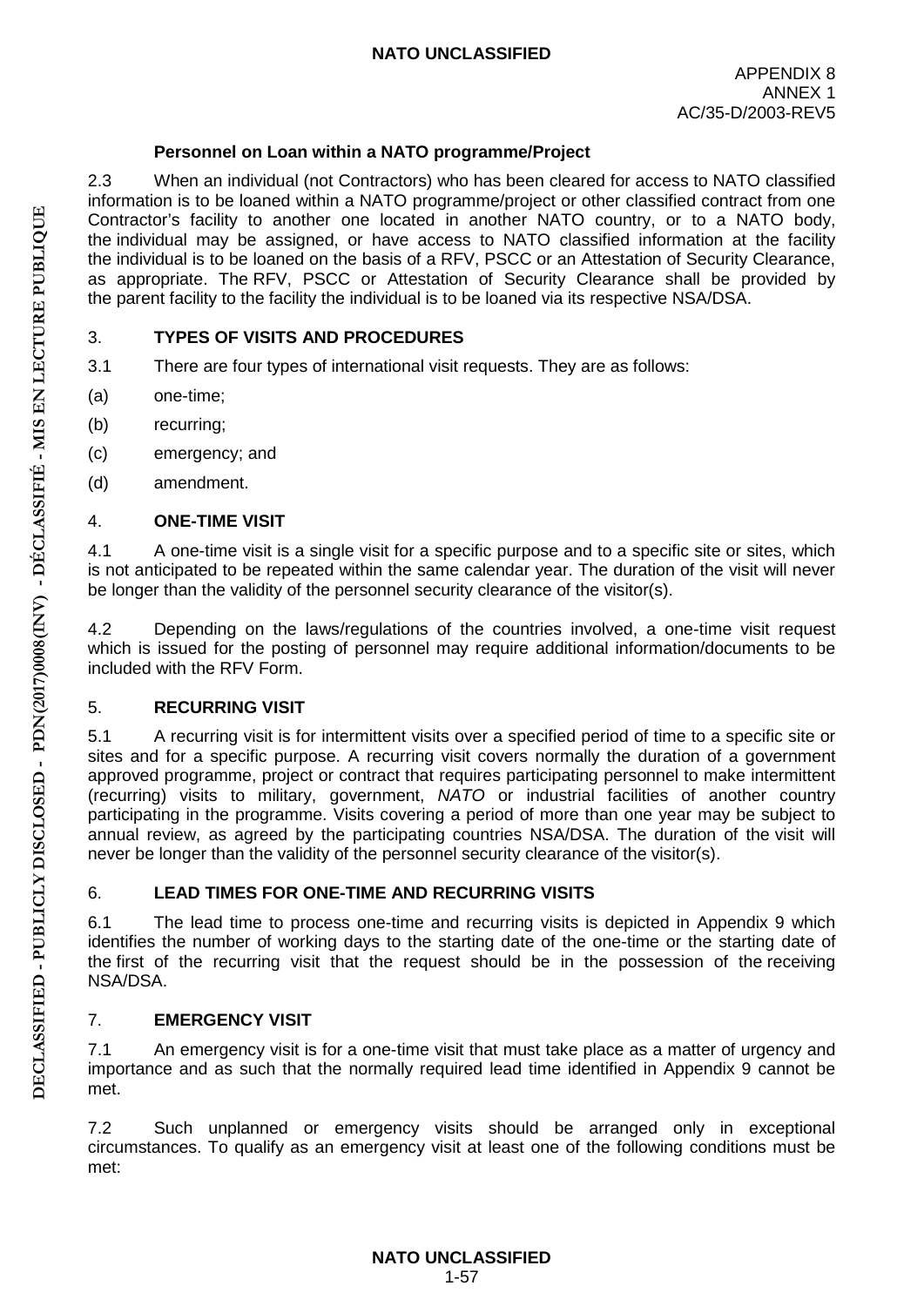**Personnel on Loan within a NATO programme/Project**

2.3 When an individual (not Contractors) who has been cleared for access to NATO classified information is to be loaned within a NATO programme/project or other classified contract from one Contractor's facility to another one located in another NATO country, or to a NATO body, the individual may be assigned, or have access to NATO classified information at the facility the individual is to be loaned on the basis of a RFV, PSCC or an Attestation of Security Clearance, as appropriate. The RFV, PSCC or Attestation of Security Clearance shall be provided by the parent facility to the facility the individual is to be loaned via its respective NSA/DSA.

## 3. TYPES OF VISITS AND PROCEDURES

3.1 There are four types of international visit requests. They are as follows:

(a) one-time;

(b) recurring;

(c) emergency; and

(d) amendment.

## 4. ONE-TIME VISIT

4.1 A one-time visit is a single visit for a specific purpose and to a specific site or sites, which is not anticipated to be repeated within the same calendar year. The duration of the visit will never be longer than the validity of the personnel security clearance of the visitor(s).

4.2 Depending on the laws/regulations of the countries involved, a one-time visit request which is issued for the posting of personnel may require additional information/documents to be included with the RFV Form.

## 5. RECURRING VISIT

5.1 A recurring visit is for intermittent visits over a specified period of time to a specific site or sites and for a specific purpose. A recurring visit covers normally the duration of a government approved programme, project or contract that requires participating personnel to make intermittent (recurring) visits to military, government, *NATO* or industrial facilities of another country participating in the programme. Visits covering a period of more than one year may be subject to annual review, as agreed by the participating countries NSA/DSA. The duration of the visit will never be longer than the validity of the personnel security clearance of the visitor(s).

## 6. LEAD TIMES FOR ONE-TIME AND RECURRING VISITS

6.1 The lead time to process one-time and recurring visits is depicted in Appendix 9 which identifies the number of working days to the starting date of the one-time or the starting date of the first of the recurring visit that the request should be in the possession of the receiving NSA/DSA.

## 7. EMERGENCY VISIT

7.1 An emergency visit is for a one-time visit that must take place as a matter of urgency and importance and as such that the normally required lead time identified in Appendix 9 cannot be met.

7.2 Such unplanned or emergency visits should be arranged only in exceptional circumstances. To qualify as an emergency visit at least one of the following conditions must be met: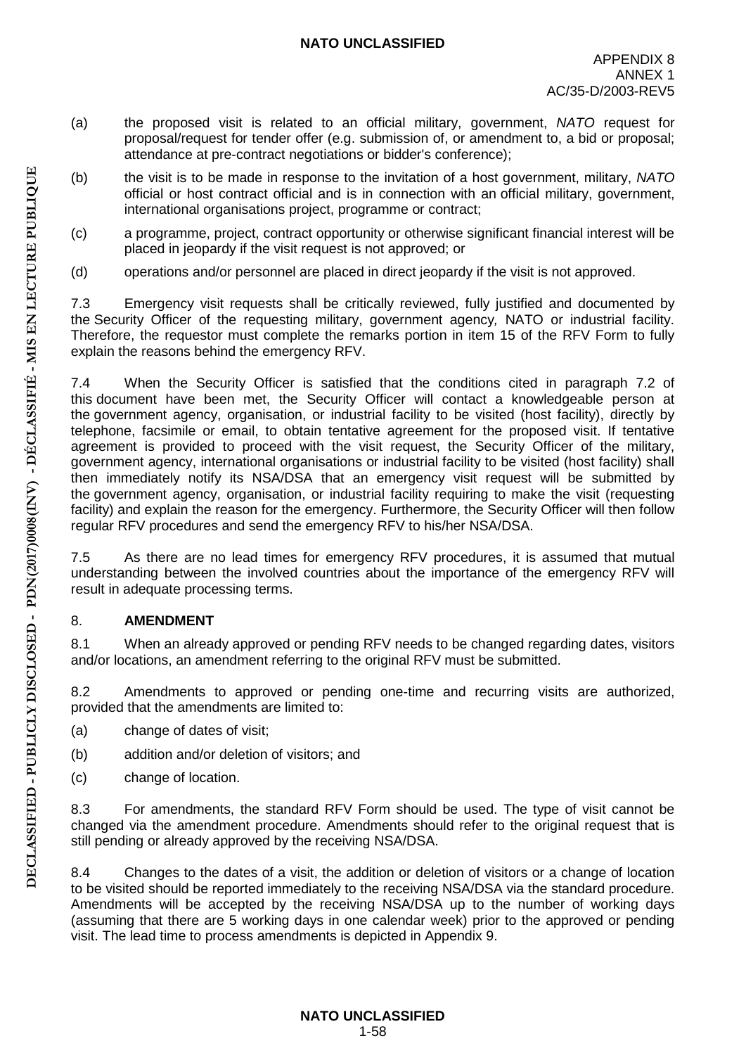(a) the proposed visit is related to an official military, government, *NATO* request for proposal/request for tender offer (e.g. submission of, or amendment to, a bid or proposal; attendance at pre-contract negotiations or bidder's conference);

(b) the visit is to be made in response to the invitation of a host government, military, *NATO* official or host contract official and is in connection with an official military, government, international organisations project, programme or contract;

(c) a programme, project, contract opportunity or otherwise significant financial interest will be placed in jeopardy if the visit request is not approved; or

(d) operations and/or personnel are placed in direct jeopardy if the visit is not approved.

7.3 Emergency visit requests shall be critically reviewed, fully justified and documented by the Security Officer of the requesting military, government agency*,* NATO or industrial facility. Therefore, the requestor must complete the remarks portion in item 15 of the RFV Form to fully explain the reasons behind the emergency RFV.

7.4 When the Security Officer is satisfied that the conditions cited in paragraph 7.2 of this document have been met, the Security Officer will contact a knowledgeable person at the government agency, organisation, or industrial facility to be visited (host facility), directly by telephone, facsimile or email, to obtain tentative agreement for the proposed visit. If tentative agreement is provided to proceed with the visit request, the Security Officer of the military, government agency, international organisations or industrial facility to be visited (host facility) shall then immediately notify its NSA/DSA that an emergency visit request will be submitted by the government agency, organisation, or industrial facility requiring to make the visit (requesting facility) and explain the reason for the emergency. Furthermore, the Security Officer will then follow regular RFV procedures and send the emergency RFV to his/her NSA/DSA.

7.5 As there are no lead times for emergency RFV procedures, it is assumed that mutual understanding between the involved countries about the importance of the emergency RFV will result in adequate processing terms.

## 8. **AMENDMENT**

8.1 When an already approved or pending RFV needs to be changed regarding dates, visitors and/or locations, an amendment referring to the original RFV must be submitted.

8.2 Amendments to approved or pending one-time and recurring visits are authorized, provided that the amendments are limited to:

(a) change of dates of visit;

(b) addition and/or deletion of visitors; and

(c) change of location.

8.3 For amendments, the standard RFV Form should be used. The type of visit cannot be changed via the amendment procedure. Amendments should refer to the original request that is still pending or already approved by the receiving NSA/DSA.

8.4 Changes to the dates of a visit, the addition or deletion of visitors or a change of location to be visited should be reported immediately to the receiving NSA/DSA via the standard procedure. Amendments will be accepted by the receiving NSA/DSA up to the number of working days (assuming that there are 5 working days in one calendar week) prior to the approved or pending visit. The lead time to process amendments is depicted in Appendix 9.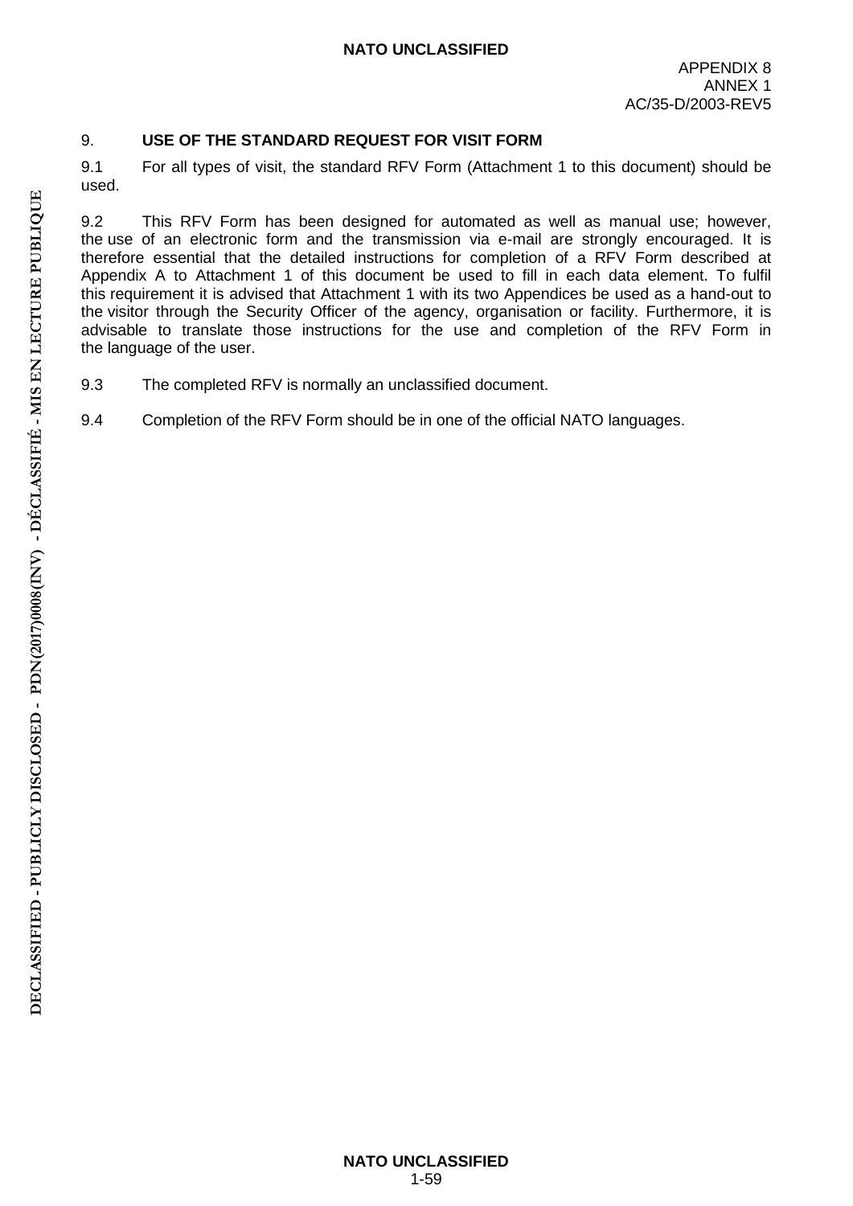## 9. USE OF THE STANDARD REQUEST FOR VISIT FORM

9.1 For all types of visit, the standard RFV Form (Attachment 1 to this document) should be used.

9.2 This RFV Form has been designed for automated as well as manual use; however, the use of an electronic form and the transmission via e-mail are strongly encouraged. It is therefore essential that the detailed instructions for completion of a RFV Form described at Appendix A to Attachment 1 of this document be used to fill in each data element. To fulfil this requirement it is advised that Attachment 1 with its two Appendices be used as a hand-out to the visitor through the Security Officer of the agency, organisation or facility. Furthermore, it is advisable to translate those instructions for the use and completion of the RFV Form in the language of the user.

9.3 The completed RFV is normally an unclassified document.

9.4 Completion of the RFV Form should be in one of the official NATO languages.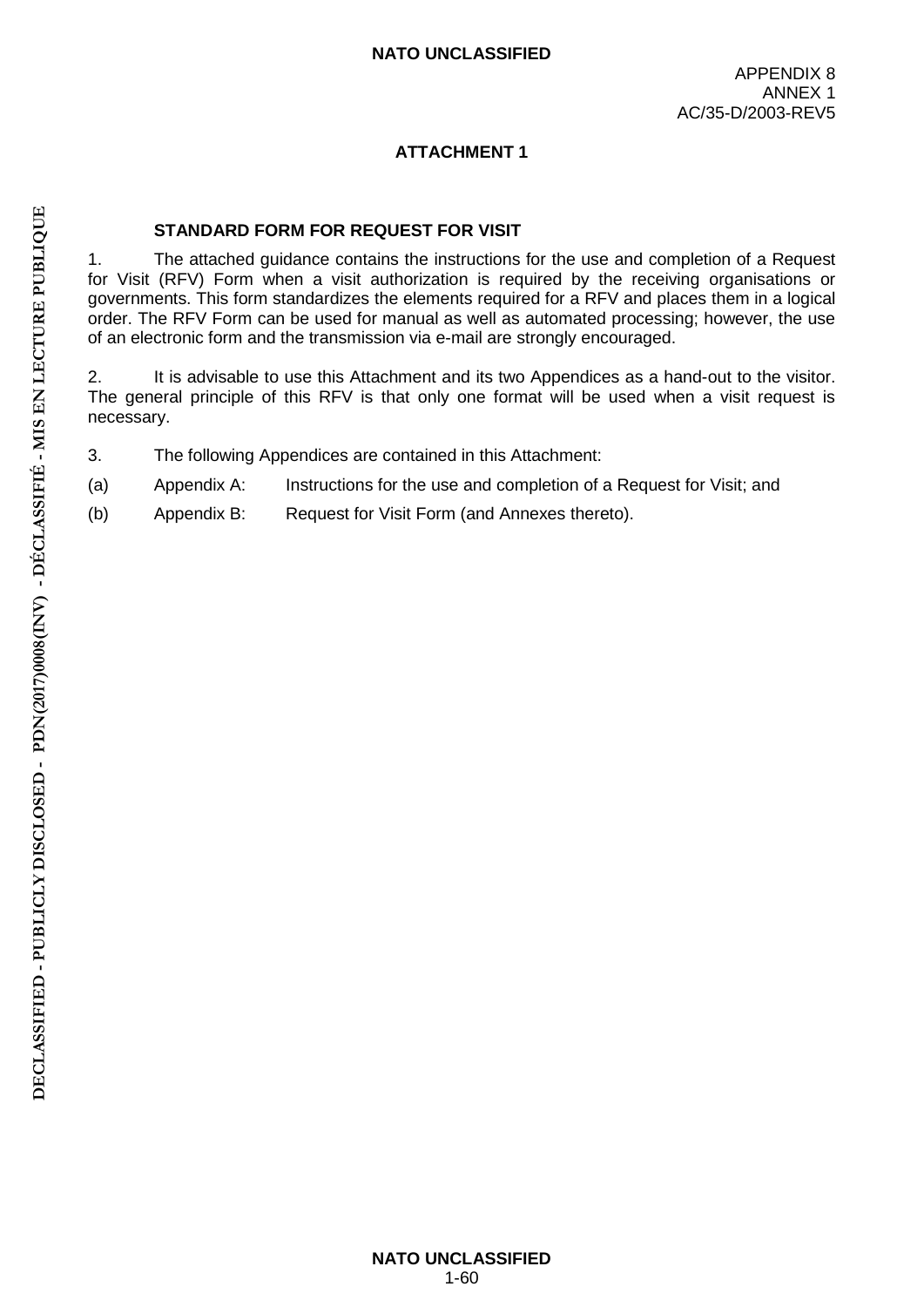APPENDIX 8
ANNEX 1
AC/35-D/2003-REV5

## ATTACHMENT 1

### STANDARD FORM FOR REQUEST FOR VISIT

1. The attached guidance contains the instructions for the use and completion of a Request for Visit (RFV) Form when a visit authorization is required by the receiving organisations or governments. This form standardizes the elements required for a RFV and places them in a logical order. The RFV Form can be used for manual as well as automated processing; however, the use of an electronic form and the transmission via e-mail are strongly encouraged.

2. It is advisable to use this Attachment and its two Appendices as a hand-out to the visitor. The general principle of this RFV is that only one format will be used when a visit request is necessary.

3. The following Appendices are contained in this Attachment:

(a) Appendix A: Instructions for the use and completion of a Request for Visit; and

(b) Appendix B: Request for Visit Form (and Annexes thereto).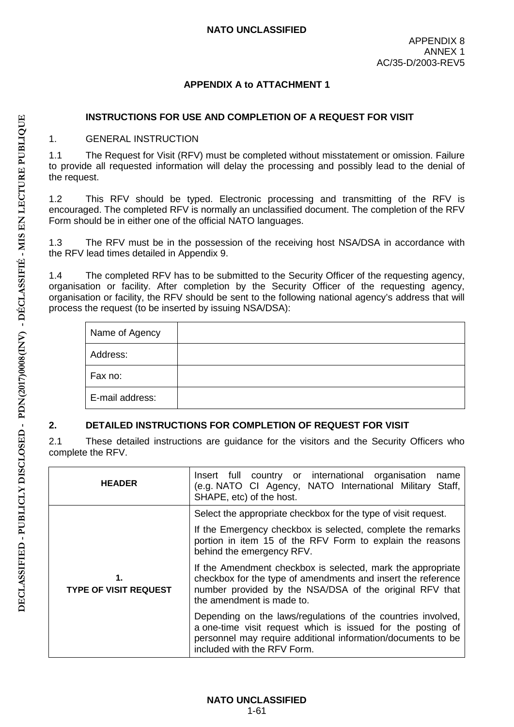APPENDIX 8
ANNEX 1
AC/35-D/2003-REV5

**APPENDIX A to ATTACHMENT 1**

### INSTRUCTIONS FOR USE AND COMPLETION OF A REQUEST FOR VISIT

1. GENERAL INSTRUCTION

1.1 The Request for Visit (RFV) must be completed without misstatement or omission. Failure to provide all requested information will delay the processing and possibly lead to the denial of the request.

1.2 This RFV should be typed. Electronic processing and transmitting of the RFV is encouraged. The completed RFV is normally an unclassified document. The completion of the RFV Form should be in either one of the official NATO languages.

1.3 The RFV must be in the possession of the receiving host NSA/DSA in accordance with the RFV lead times detailed in Appendix 9.

1.4 The completed RFV has to be submitted to the Security Officer of the requesting agency, organisation or facility. After completion by the Security Officer of the requesting agency, organisation or facility, the RFV should be sent to the following national agency's address that will process the request (to be inserted by issuing NSA/DSA):

| Name of Agency | |
|---|---|
| Address: | |
| Fax no: | |
| E-mail address: | |

### 2. DETAILED INSTRUCTIONS FOR COMPLETION OF REQUEST FOR VISIT

2.1 These detailed instructions are guidance for the visitors and the Security Officers who complete the RFV.

| **HEADER** | Insert full country or international organisation name (e.g. NATO CI Agency, NATO International Military Staff, SHAPE, etc) of the host. |
|---|---|
| **1. TYPE OF VISIT REQUEST** | Select the appropriate checkbox for the type of visit request.<br><br>If the Emergency checkbox is selected, complete the remarks portion in item 15 of the RFV Form to explain the reasons behind the emergency RFV.<br><br>If the Amendment checkbox is selected, mark the appropriate checkbox for the type of amendments and insert the reference number provided by the NSA/DSA of the original RFV that the amendment is made to.<br><br>Depending on the laws/regulations of the countries involved, a one-time visit request which is issued for the posting of personnel may require additional information/documents to be included with the RFV Form. |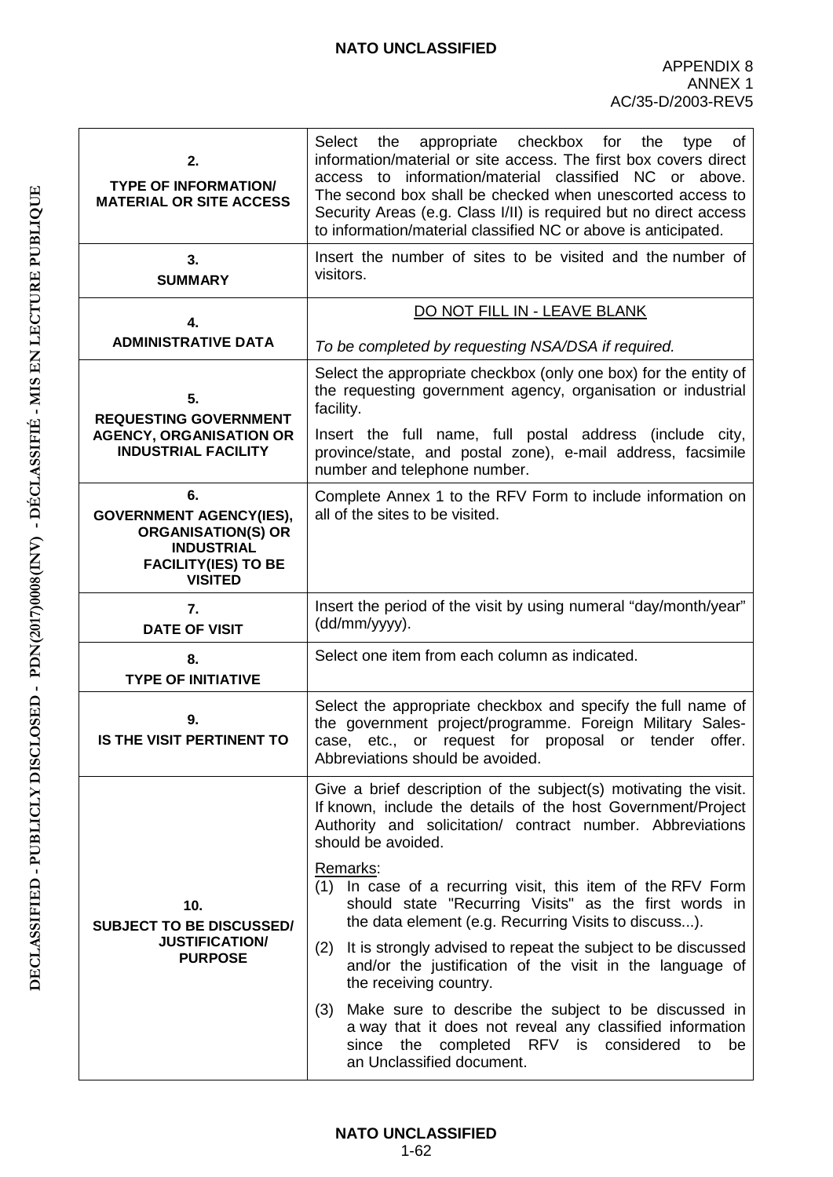| | |
|---|---|
| **2.**<br>**TYPE OF INFORMATION/ MATERIAL OR SITE ACCESS** | Select the appropriate checkbox for the type of information/material or site access. The first box covers direct access to information/material classified NC or above. The second box shall be checked when unescorted access to Security Areas (e.g. Class I/II) is required but no direct access to information/material classified NC or above is anticipated. |
| **3.**<br>**SUMMARY** | Insert the number of sites to be visited and the number of visitors. |
| **4.**<br>**ADMINISTRATIVE DATA** | DO NOT FILL IN - LEAVE BLANK<br><br>*To be completed by requesting NSA/DSA if required.* |
| **5.**<br>**REQUESTING GOVERNMENT AGENCY, ORGANISATION OR INDUSTRIAL FACILITY** | Select the appropriate checkbox (only one box) for the entity of the requesting government agency, organisation or industrial facility.<br><br>Insert the full name, full postal address (include city, province/state, and postal zone), e-mail address, facsimile number and telephone number. |
| **6.**<br>**GOVERNMENT AGENCY(IES), ORGANISATION(S) OR INDUSTRIAL FACILITY(IES) TO BE VISITED** | Complete Annex 1 to the RFV Form to include information on all of the sites to be visited. |
| **7.**<br>**DATE OF VISIT** | Insert the period of the visit by using numeral "day/month/year" (dd/mm/yyyy). |
| **8.**<br>**TYPE OF INITIATIVE** | Select one item from each column as indicated. |
| **9.**<br>**IS THE VISIT PERTINENT TO** | Select the appropriate checkbox and specify the full name of the government project/programme. Foreign Military Sales-case, etc., or request for proposal or tender offer. Abbreviations should be avoided. |
| **10.**<br>**SUBJECT TO BE DISCUSSED/ JUSTIFICATION/ PURPOSE** | Give a brief description of the subject(s) motivating the visit. If known, include the details of the host Government/Project Authority and solicitation/ contract number. Abbreviations should be avoided.<br><br>Remarks:<br>(1) In case of a recurring visit, this item of the RFV Form should state "Recurring Visits" as the first words in the data element (e.g. Recurring Visits to discuss...).<br>(2) It is strongly advised to repeat the subject to be discussed and/or the justification of the visit in the language of the receiving country.<br>(3) Make sure to describe the subject to be discussed in a way that it does not reveal any classified information since the completed RFV is considered to be an Unclassified document. |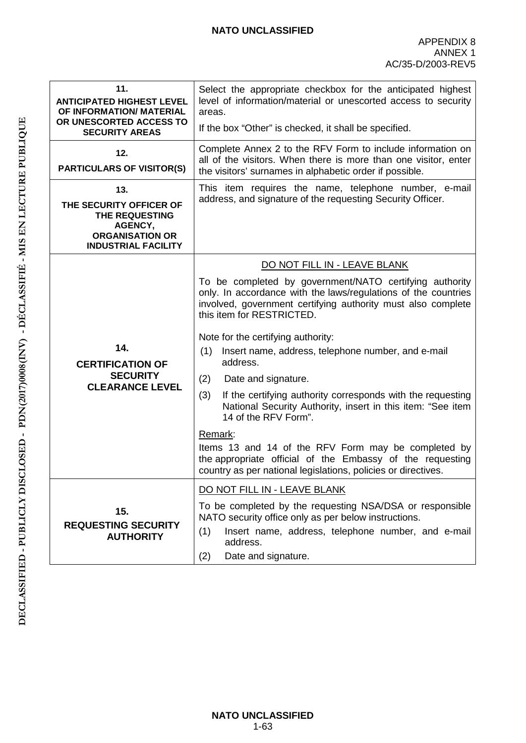| | |
|---|---|
| **11.**<br>**ANTICIPATED HIGHEST LEVEL OF INFORMATION/ MATERIAL OR UNESCORTED ACCESS TO SECURITY AREAS** | Select the appropriate checkbox for the anticipated highest level of information/material or unescorted access to security areas.<br>If the box "Other" is checked, it shall be specified. |
| **12.**<br>**PARTICULARS OF VISITOR(S)** | Complete Annex 2 to the RFV Form to include information on all of the visitors. When there is more than one visitor, enter the visitors' surnames in alphabetic order if possible. |
| **13.**<br>**THE SECURITY OFFICER OF THE REQUESTING AGENCY, ORGANISATION OR INDUSTRIAL FACILITY** | This item requires the name, telephone number, e-mail address, and signature of the requesting Security Officer. |
| **14.**<br>**CERTIFICATION OF SECURITY CLEARANCE LEVEL** | DO NOT FILL IN - LEAVE BLANK<br>To be completed by government/NATO certifying authority only. In accordance with the laws/regulations of the countries involved, government certifying authority must also complete this item for RESTRICTED.<br>Note for the certifying authority:<br>(1) Insert name, address, telephone number, and e-mail address.<br>(2) Date and signature.<br>(3) If the certifying authority corresponds with the requesting National Security Authority, insert in this item: "See item 14 of the RFV Form".<br>Remark:<br>Items 13 and 14 of the RFV Form may be completed by the appropriate official of the Embassy of the requesting country as per national legislations, policies or directives. |
| **15.**<br>**REQUESTING SECURITY AUTHORITY** | DO NOT FILL IN - LEAVE BLANK<br>To be completed by the requesting NSA/DSA or responsible NATO security office only as per below instructions.<br>(1) Insert name, address, telephone number, and e-mail address.<br>(2) Date and signature. |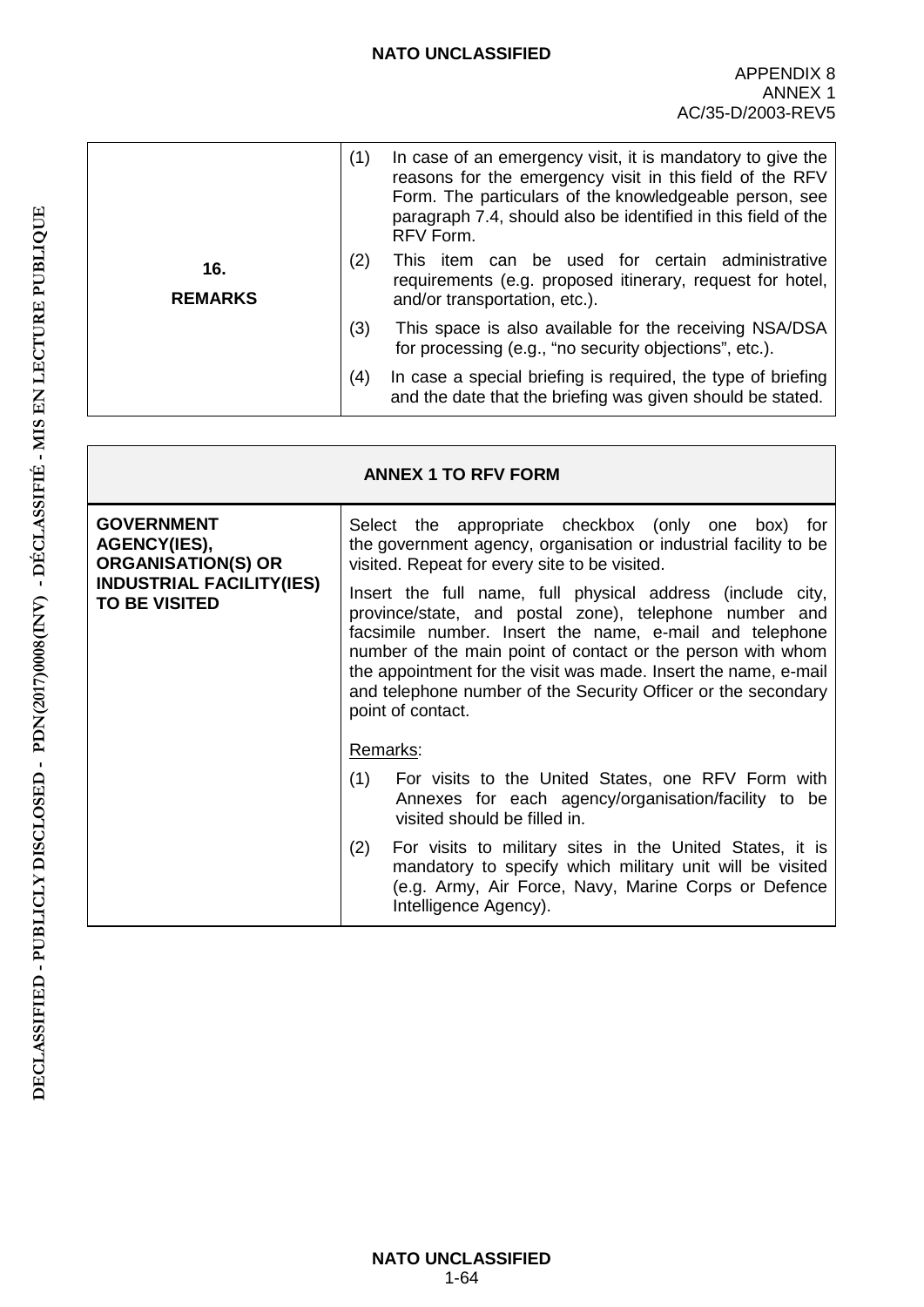| | |
|---|---|
| **16. REMARKS** | (1) In case of an emergency visit, it is mandatory to give the reasons for the emergency visit in this field of the RFV Form. The particulars of the knowledgeable person, see paragraph 7.4, should also be identified in this field of the RFV Form.<br>(2) This item can be used for certain administrative requirements (e.g. proposed itinerary, request for hotel, and/or transportation, etc.).<br>(3) This space is also available for the receiving NSA/DSA for processing (e.g., "no security objections", etc.).<br>(4) In case a special briefing is required, the type of briefing and the date that the briefing was given should be stated. |

| **ANNEX 1 TO RFV FORM** | |
|---|---|
| **GOVERNMENT AGENCY(IES), ORGANISATION(S) OR INDUSTRIAL FACILITY(IES) TO BE VISITED** | Select the appropriate checkbox (only one box) for the government agency, organisation or industrial facility to be visited. Repeat for every site to be visited.<br>Insert the full name, full physical address (include city, province/state, and postal zone), telephone number and facsimile number. Insert the name, e-mail and telephone number of the main point of contact or the person with whom the appointment for the visit was made. Insert the name, e-mail and telephone number of the Security Officer or the secondary point of contact.<br>Remarks:<br>(1) For visits to the United States, one RFV Form with Annexes for each agency/organisation/facility to be visited should be filled in.<br>(2) For visits to military sites in the United States, it is mandatory to specify which military unit will be visited (e.g. Army, Air Force, Navy, Marine Corps or Defence Intelligence Agency). |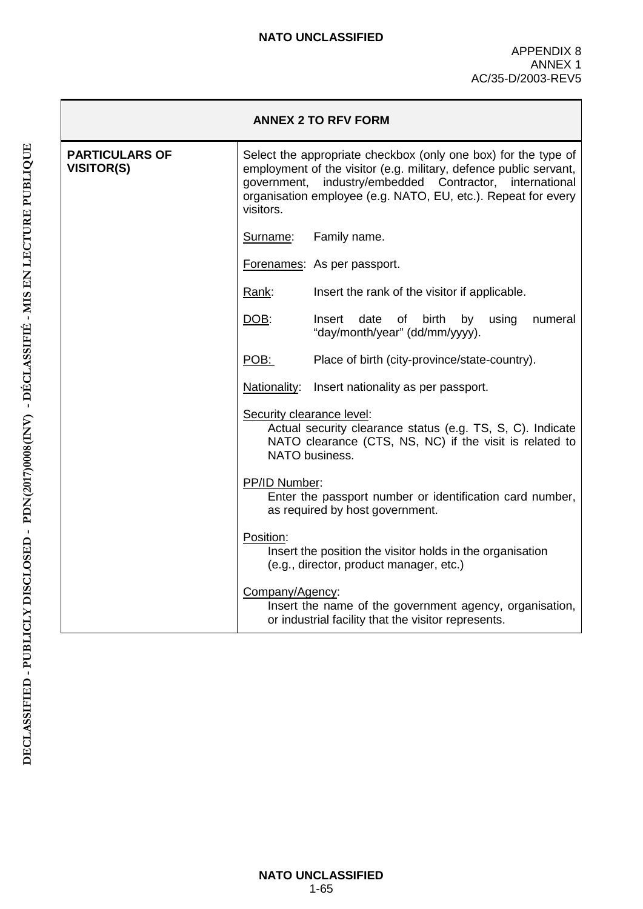| ANNEX 2 TO RFV FORM | |
|---|---|
| **PARTICULARS OF VISITOR(S)** | Select the appropriate checkbox (only one box) for the type of employment of the visitor (e.g. military, defence public servant, government, industry/embedded Contractor, international organisation employee (e.g. NATO, EU, etc.). Repeat for every visitors.<br><br>Surname: Family name.<br><br>Forenames: As per passport.<br><br>Rank: Insert the rank of the visitor if applicable.<br><br>DOB: Insert date of birth by using numeral "day/month/year" (dd/mm/yyyy).<br><br>POB: Place of birth (city-province/state-country).<br><br>Nationality: Insert nationality as per passport.<br><br>Security clearance level: Actual security clearance status (e.g. TS, S, C). Indicate NATO clearance (CTS, NS, NC) if the visit is related to NATO business.<br><br>PP/ID Number: Enter the passport number or identification card number, as required by host government.<br><br>Position: Insert the position the visitor holds in the organisation (e.g., director, product manager, etc.)<br><br>Company/Agency: Insert the name of the government agency, organisation, or industrial facility that the visitor represents. |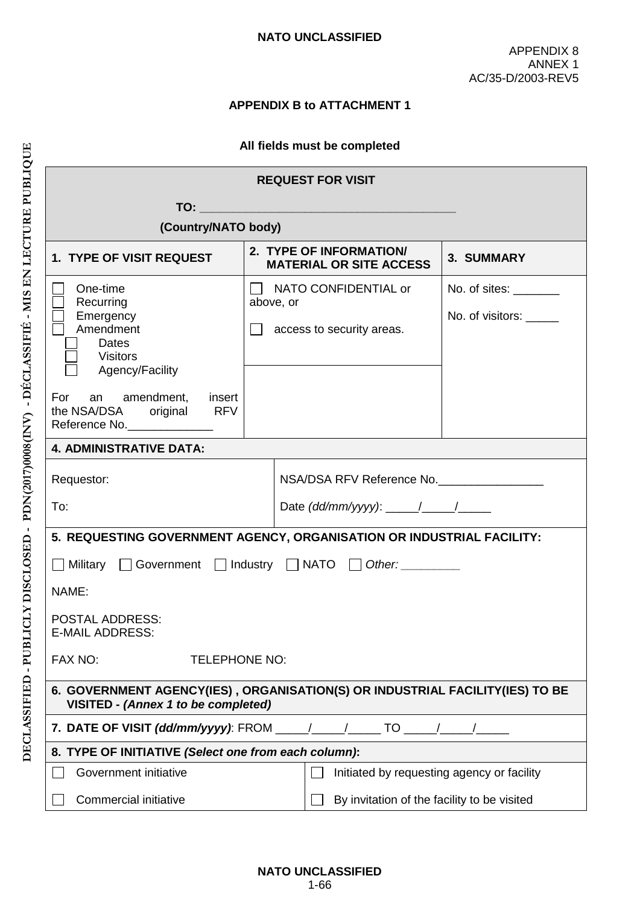APPENDIX 8
ANNEX 1
AC/35-D/2003-REV5

**APPENDIX B to ATTACHMENT 1**

**All fields must be completed**

**REQUEST FOR VISIT**

**TO:** ______________________________________

**(Country/NATO body)**

| **1. TYPE OF VISIT REQUEST** | **2. TYPE OF INFORMATION/ MATERIAL OR SITE ACCESS** | **3. SUMMARY** |
|---|---|---|
| ☐ One-time<br>☐ Recurring<br>☐ Emergency<br>☐ Amendment<br>☐ Dates<br>☐ Visitors<br>☐ Agency/Facility<br><br>For an amendment, insert the NSA/DSA original RFV Reference No.____________ | ☐ NATO CONFIDENTIAL or above, or<br><br>☐ access to security areas. | No. of sites: _______<br><br>No. of visitors: _____ |

**4. ADMINISTRATIVE DATA:**

| | |
|---|---|
| Requestor: | NSA/DSA RFV Reference No.________________ |
| To: | Date *(dd/mm/yyyy)*: _____/_____/_____ |

**5. REQUESTING GOVERNMENT AGENCY, ORGANISATION OR INDUSTRIAL FACILITY:**

☐ Military ☐ Government ☐ Industry ☐ NATO ☐ *Other: ________*

NAME:

POSTAL ADDRESS:
E-MAIL ADDRESS:

FAX NO: TELEPHONE NO:

**6. GOVERNMENT AGENCY(IES) , ORGANISATION(S) OR INDUSTRIAL FACILITY(IES) TO BE VISITED -** ***(Annex 1 to be completed)***

**7. DATE OF VISIT** ***(dd/mm/yyyy)***: FROM _____/_____/_____ TO _____/_____/_____

**8. TYPE OF INITIATIVE** ***(Select one from each column)***:

| | |
|---|---|
| ☐ Government initiative | ☐ Initiated by requesting agency or facility |
| ☐ Commercial initiative | ☐ By invitation of the facility to be visited |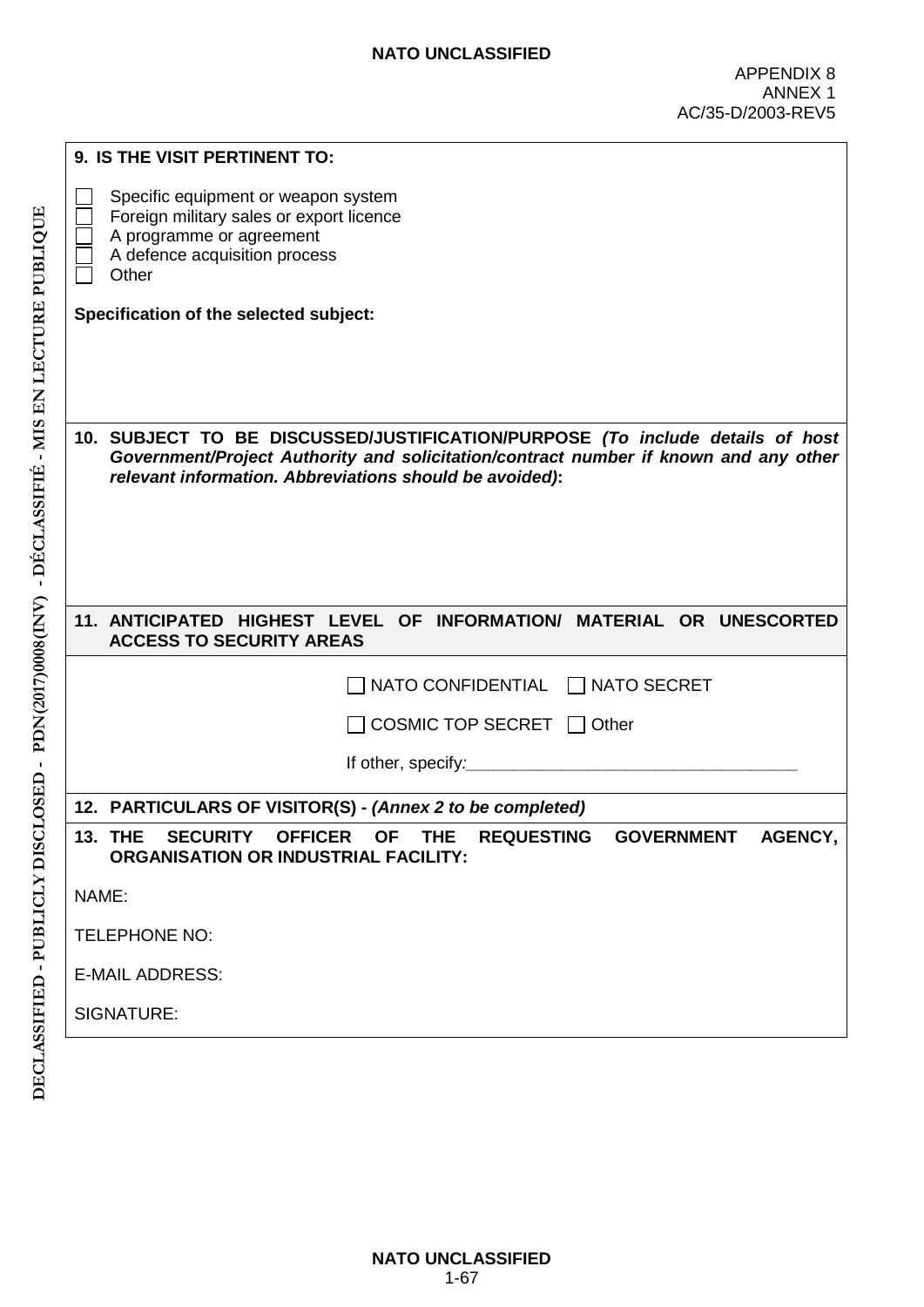APPENDIX 8
ANNEX 1
AC/35-D/2003-REV5

**9. IS THE VISIT PERTINENT TO:**

- ☐ Specific equipment or weapon system
- ☐ Foreign military sales or export licence
- ☐ A programme or agreement
- ☐ A defence acquisition process
- ☐ Other

**Specification of the selected subject:**

**10. SUBJECT TO BE DISCUSSED/JUSTIFICATION/PURPOSE** ***(To include details of host Government/Project Authority and solicitation/contract number if known and any other relevant information. Abbreviations should be avoided)*****:**

**11. ANTICIPATED HIGHEST LEVEL OF INFORMATION/ MATERIAL OR UNESCORTED ACCESS TO SECURITY AREAS**

☐ NATO CONFIDENTIAL ☐ NATO SECRET

☐ COSMIC TOP SECRET ☐ Other

If other, specify:___________________________________

**12. PARTICULARS OF VISITOR(S) -** ***(Annex 2 to be completed)***

**13. THE SECURITY OFFICER OF THE REQUESTING GOVERNMENT AGENCY, ORGANISATION OR INDUSTRIAL FACILITY:**

NAME:

TELEPHONE NO:

E-MAIL ADDRESS:

SIGNATURE: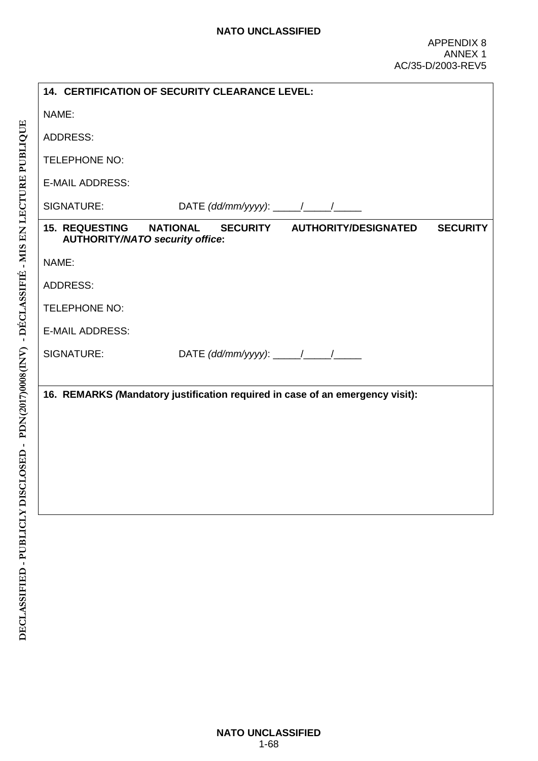**14. CERTIFICATION OF SECURITY CLEARANCE LEVEL:**

NAME:

ADDRESS:

TELEPHONE NO:

E-MAIL ADDRESS:

SIGNATURE: DATE *(dd/mm/yyyy)*: _____/_____/_____

**15. REQUESTING NATIONAL SECURITY AUTHORITY/DESIGNATED SECURITY AUTHORITY/*NATO security office*:**

NAME:

ADDRESS:

TELEPHONE NO:

E-MAIL ADDRESS:

SIGNATURE: DATE *(dd/mm/yyyy)*: _____/_____/_____

**16. REMARKS *(*Mandatory justification required in case of an emergency visit):**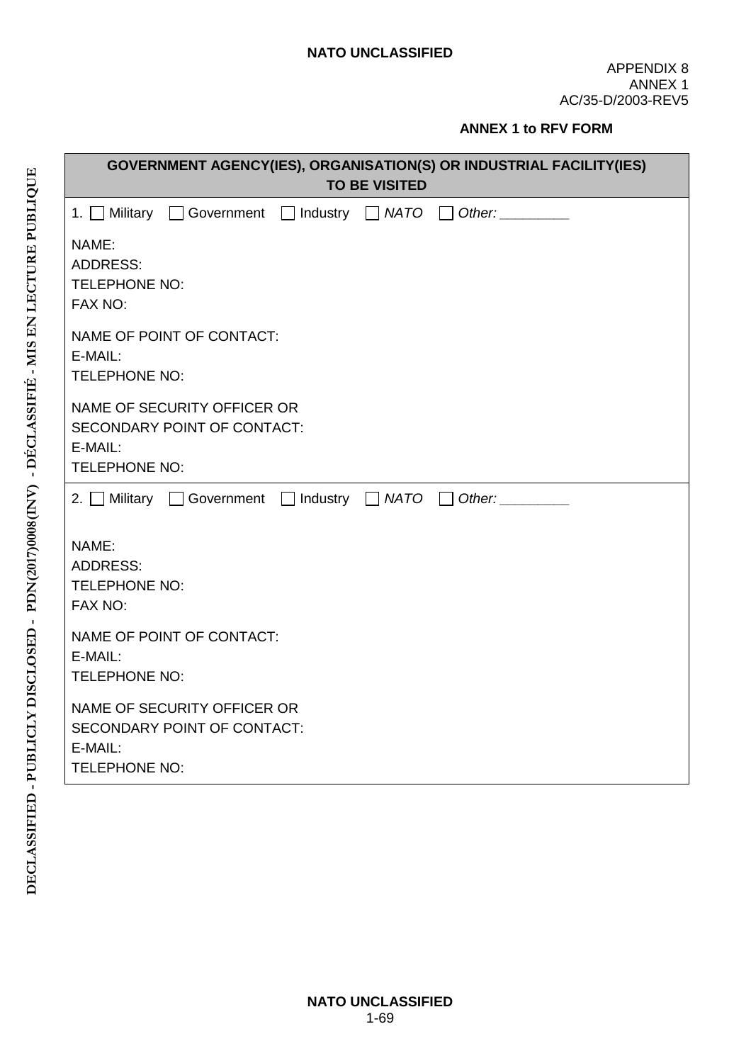APPENDIX 8
ANNEX 1
AC/35-D/2003-REV5

**ANNEX 1 to RFV FORM**

| GOVERNMENT AGENCY(IES), ORGANISATION(S) OR INDUSTRIAL FACILITY(IES) TO BE VISITED |
|---|
| 1. ☐ Military ☐ Government ☐ Industry ☐ *NATO* ☐ *Other: ________*<br><br>NAME:<br>ADDRESS:<br>TELEPHONE NO:<br>FAX NO:<br><br>NAME OF POINT OF CONTACT:<br>E-MAIL:<br>TELEPHONE NO:<br><br>NAME OF SECURITY OFFICER OR<br>SECONDARY POINT OF CONTACT:<br>E-MAIL:<br>TELEPHONE NO: |
| 2. ☐ Military ☐ Government ☐ Industry ☐ *NATO* ☐ *Other: ________*<br><br>NAME:<br>ADDRESS:<br>TELEPHONE NO:<br>FAX NO:<br><br>NAME OF POINT OF CONTACT:<br>E-MAIL:<br>TELEPHONE NO:<br><br>NAME OF SECURITY OFFICER OR<br>SECONDARY POINT OF CONTACT:<br>E-MAIL:<br>TELEPHONE NO: |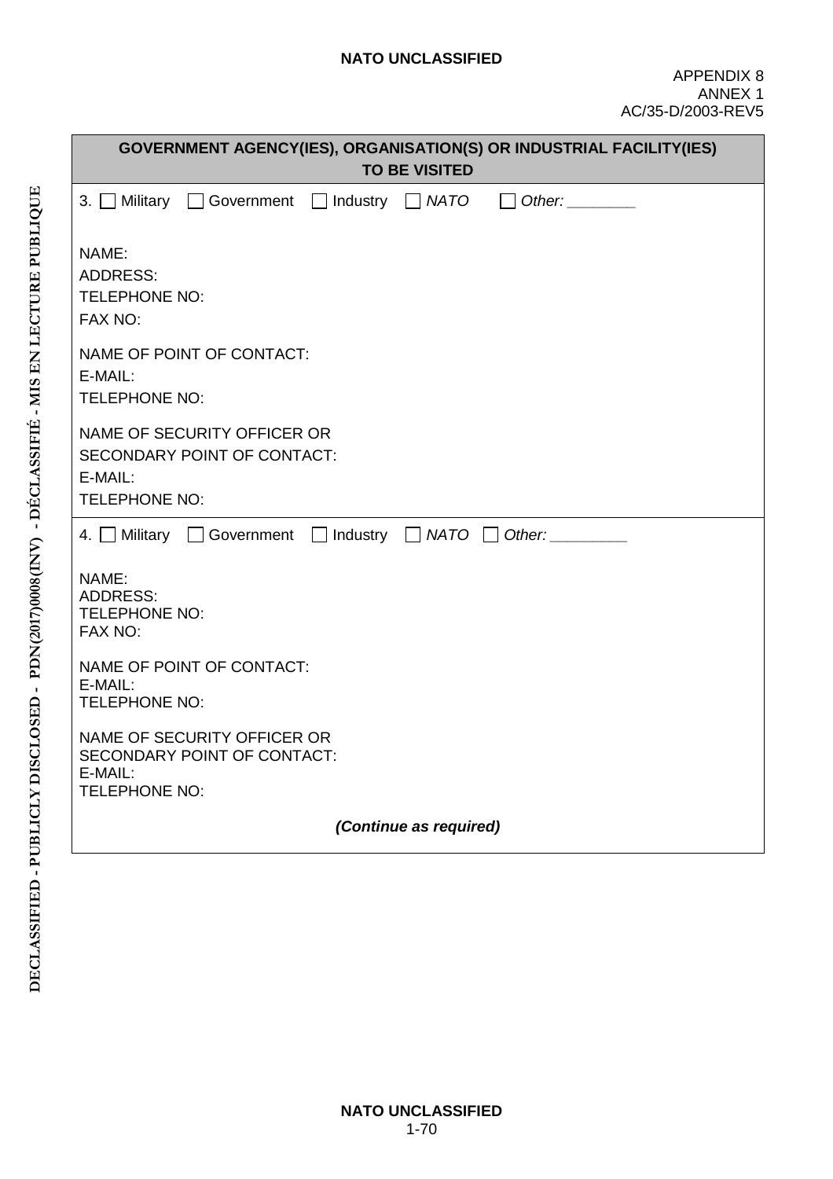APPENDIX 8
ANNEX 1
AC/35-D/2003-REV5

| GOVERNMENT AGENCY(IES), ORGANISATION(S) OR INDUSTRIAL FACILITY(IES) TO BE VISITED |
|---|
| 3. ☐ Military ☐ Government ☐ Industry ☐ *NATO* ☐ *Other: ________*<br><br>NAME:<br>ADDRESS:<br>TELEPHONE NO:<br>FAX NO:<br><br>NAME OF POINT OF CONTACT:<br>E-MAIL:<br>TELEPHONE NO:<br><br>NAME OF SECURITY OFFICER OR<br>SECONDARY POINT OF CONTACT:<br>E-MAIL:<br>TELEPHONE NO: |
| 4. ☐ Military ☐ Government ☐ Industry ☐ *NATO* ☐ *Other: _________*<br><br>NAME:<br>ADDRESS:<br>TELEPHONE NO:<br>FAX NO:<br><br>NAME OF POINT OF CONTACT:<br>E-MAIL:<br>TELEPHONE NO:<br><br>NAME OF SECURITY OFFICER OR<br>SECONDARY POINT OF CONTACT:<br>E-MAIL:<br>TELEPHONE NO:<br><br>***(Continue as required)*** |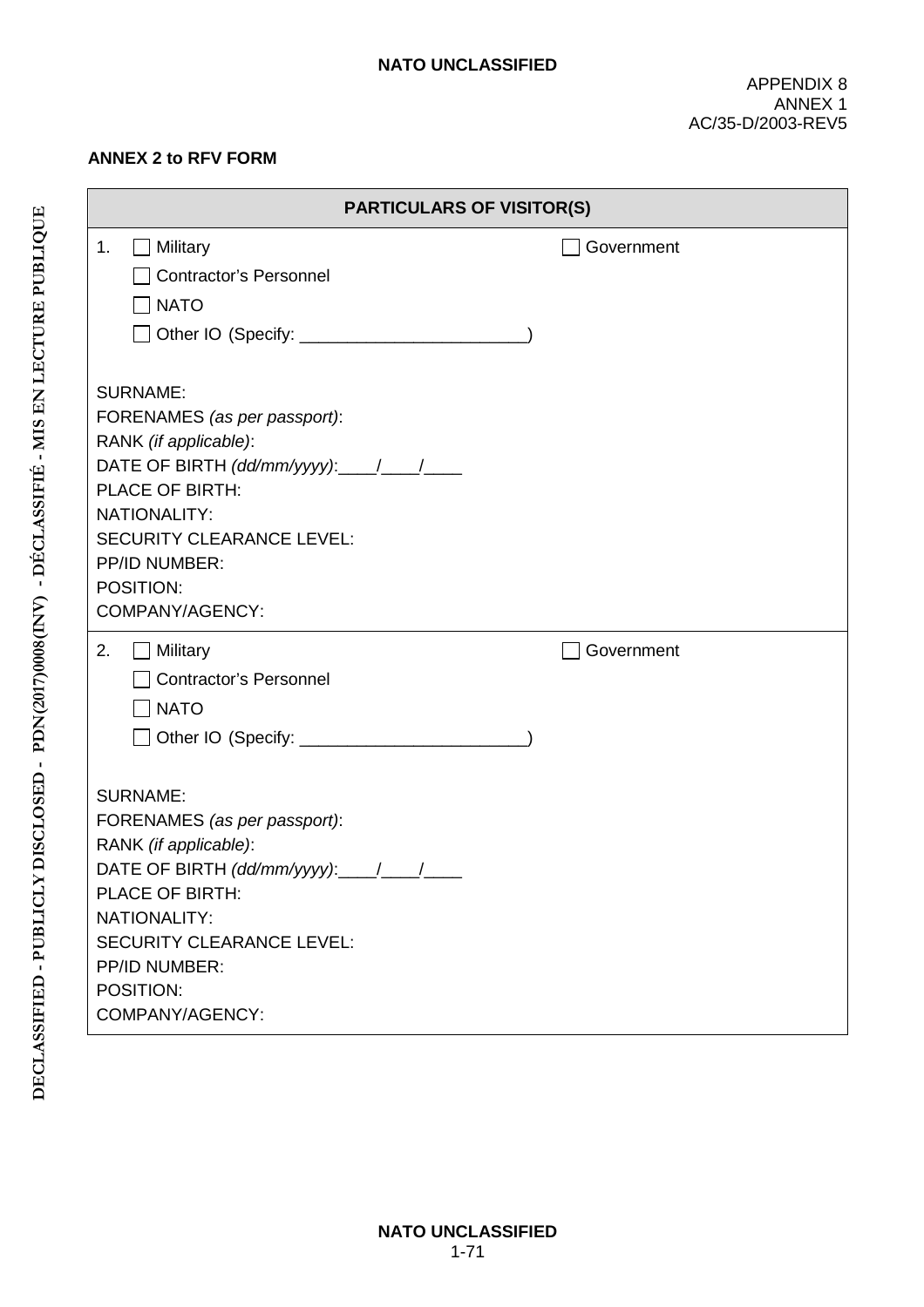APPENDIX 8
ANNEX 1
AC/35-D/2003-REV5

**ANNEX 2 to RFV FORM**

| PARTICULARS OF VISITOR(S) |
|---|
| 1. ☐ Military ☐ Government<br>☐ Contractor's Personnel<br>☐ NATO<br>☐ Other IO (Specify: ________________________)<br><br>SURNAME:<br>FORENAMES *(as per passport)*:<br>RANK *(if applicable)*:<br>DATE OF BIRTH *(dd/mm/yyyy)*:____/____/____<br>PLACE OF BIRTH:<br>NATIONALITY:<br>SECURITY CLEARANCE LEVEL:<br>PP/ID NUMBER:<br>POSITION:<br>COMPANY/AGENCY: |
| 2. ☐ Military ☐ Government<br>☐ Contractor's Personnel<br>☐ NATO<br>☐ Other IO (Specify: ________________________)<br><br>SURNAME:<br>FORENAMES *(as per passport)*:<br>RANK *(if applicable)*:<br>DATE OF BIRTH *(dd/mm/yyyy)*:____/____/____<br>PLACE OF BIRTH:<br>NATIONALITY:<br>SECURITY CLEARANCE LEVEL:<br>PP/ID NUMBER:<br>POSITION:<br>COMPANY/AGENCY: |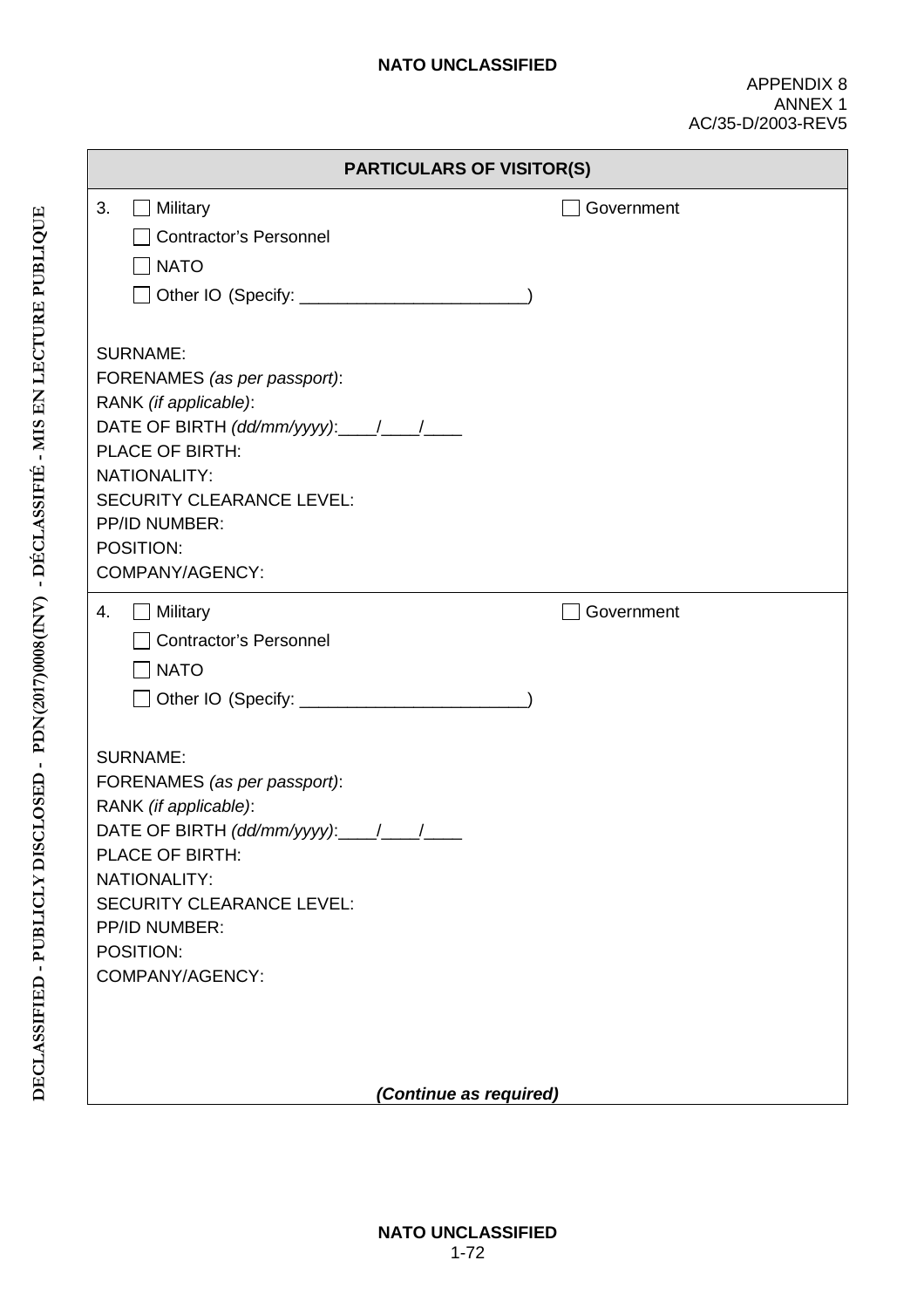## PARTICULARS OF VISITOR(S)

3. ☐ Military ☐ Government

   ☐ Contractor's Personnel

   ☐ NATO

   ☐ Other IO (Specify: ________________________)

SURNAME:
FORENAMES *(as per passport)*:
RANK *(if applicable)*:
DATE OF BIRTH *(dd/mm/yyyy)*:____/____/____
PLACE OF BIRTH:
NATIONALITY:
SECURITY CLEARANCE LEVEL:
PP/ID NUMBER:
POSITION:
COMPANY/AGENCY:

4. ☐ Military ☐ Government

   ☐ Contractor's Personnel

   ☐ NATO

   ☐ Other IO (Specify: ________________________)

SURNAME:
FORENAMES *(as per passport)*:
RANK *(if applicable)*:
DATE OF BIRTH *(dd/mm/yyyy)*:____/____/____
PLACE OF BIRTH:
NATIONALITY:
SECURITY CLEARANCE LEVEL:
PP/ID NUMBER:
POSITION:
COMPANY/AGENCY:

***(Continue as required)***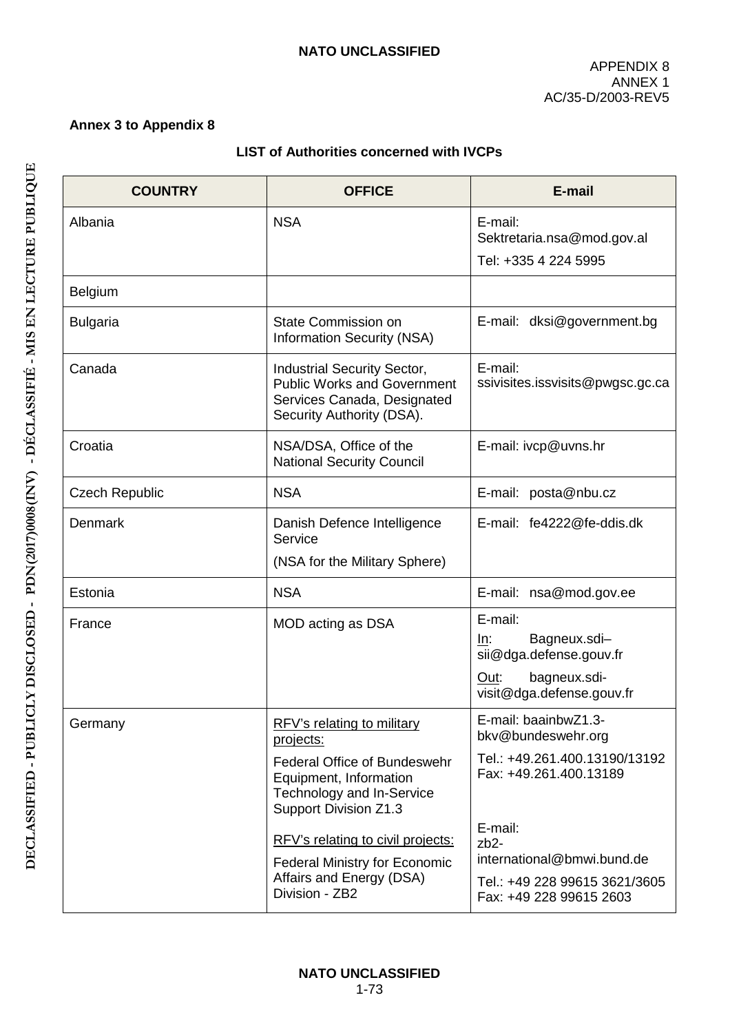**Annex 3 to Appendix 8**

**LIST of Authorities concerned with IVCPs**

| COUNTRY | OFFICE | E-mail |
|---|---|---|
| Albania | NSA | E-mail: Sektretaria.nsa@mod.gov.al<br>Tel: +335 4 224 5995 |
| Belgium | | |
| Bulgaria | State Commission on Information Security (NSA) | E-mail: dksi@government.bg |
| Canada | Industrial Security Sector, Public Works and Government Services Canada, Designated Security Authority (DSA). | E-mail: ssivisites.issvisits@pwgsc.gc.ca |
| Croatia | NSA/DSA, Office of the National Security Council | E-mail: ivcp@uvns.hr |
| Czech Republic | NSA | E-mail: posta@nbu.cz |
| Denmark | Danish Defence Intelligence Service<br>(NSA for the Military Sphere) | E-mail: fe4222@fe-ddis.dk |
| Estonia | NSA | E-mail: nsa@mod.gov.ee |
| France | MOD acting as DSA | E-mail:<br>In: Bagneux.sdi–sii@dga.defense.gouv.fr<br>Out: bagneux.sdi-visit@dga.defense.gouv.fr |
| Germany | RFV's relating to military projects:<br>Federal Office of Bundeswehr Equipment, Information Technology and In-Service Support Division Z1.3<br>RFV's relating to civil projects:<br>Federal Ministry for Economic Affairs and Energy (DSA) Division - ZB2 | E-mail: baainbwZ1.3-bkv@bundeswehr.org<br>Tel.: +49.261.400.13190/13192 Fax: +49.261.400.13189<br>E-mail: zb2-international@bmwi.bund.de<br>Tel.: +49 228 99615 3621/3605 Fax: +49 228 99615 2603 |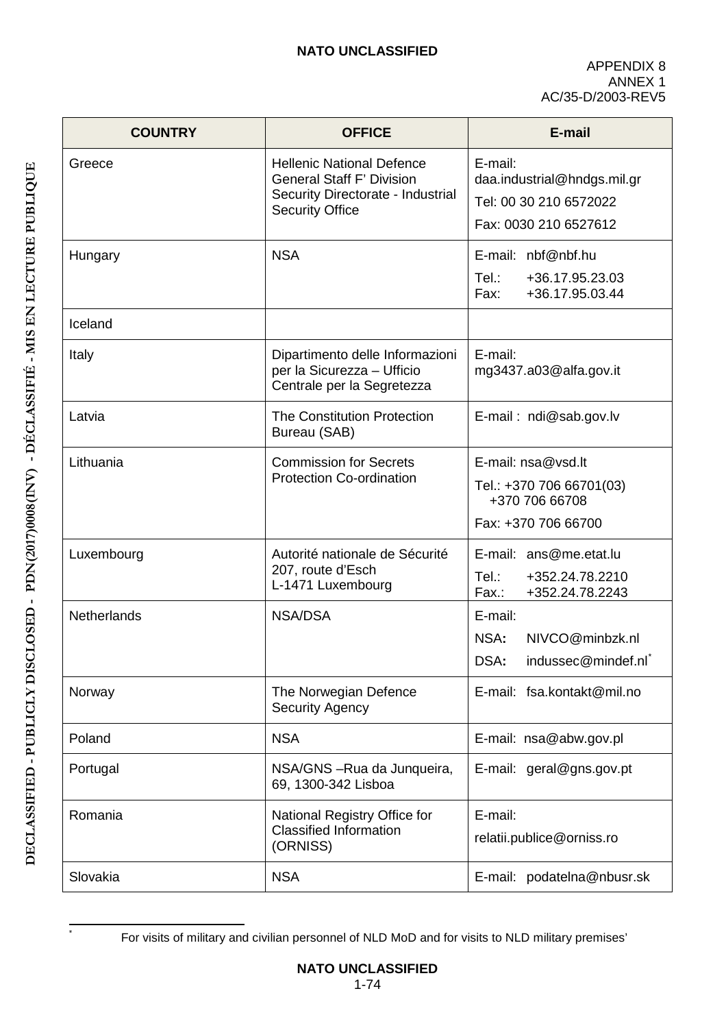| COUNTRY | OFFICE | E-mail |
|---|---|---|
| Greece | Hellenic National Defence General Staff F' Division Security Directorate - Industrial Security Office | E-mail: daa.industrial@hndgs.mil.gr<br>Tel: 00 30 210 6572022<br>Fax: 0030 210 6527612 |
| Hungary | NSA | E-mail: nbf@nbf.hu<br>Tel.: +36.17.95.23.03<br>Fax: +36.17.95.03.44 |
| Iceland | | |
| Italy | Dipartimento delle Informazioni per la Sicurezza – Ufficio Centrale per la Segretezza | E-mail: mg3437.a03@alfa.gov.it |
| Latvia | The Constitution Protection Bureau (SAB) | E-mail : ndi@sab.gov.lv |
| Lithuania | Commission for Secrets Protection Co-ordination | E-mail: nsa@vsd.lt<br>Tel.: +370 706 66701(03)<br>+370 706 66708<br>Fax: +370 706 66700 |
| Luxembourg | Autorité nationale de Sécurité<br>207, route d'Esch<br>L-1471 Luxembourg | E-mail: ans@me.etat.lu<br>Tel.: +352.24.78.2210<br>Fax.: +352.24.78.2243 |
| Netherlands | NSA/DSA | E-mail:<br>NSA: NIVCO@minbzk.nl<br>DSA: industec@mindef.nl* |
| Norway | The Norwegian Defence Security Agency | E-mail: fsa.kontakt@mil.no |
| Poland | NSA | E-mail: nsa@abw.gov.pl |
| Portugal | NSA/GNS –Rua da Junqueira, 69, 1300-342 Lisboa | E-mail: geral@gns.gov.pt |
| Romania | National Registry Office for Classified Information (ORNISS) | E-mail:<br>relatii.publice@orniss.ro |
| Slovakia | NSA | E-mail: podatelna@nbusr.sk |

* For visits of military and civilian personnel of NLD MoD and for visits to NLD military premises'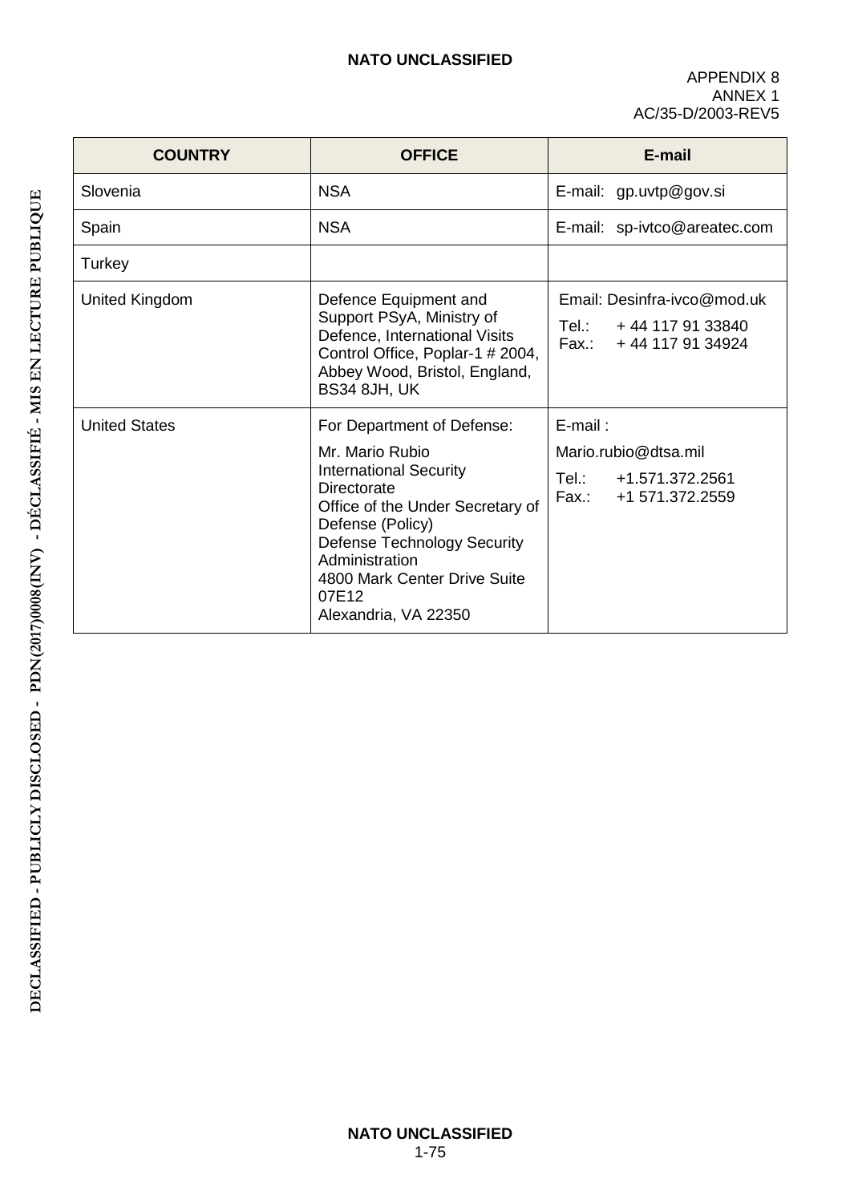APPENDIX 8
ANNEX 1
AC/35-D/2003-REV5

| COUNTRY | OFFICE | E-mail |
|---|---|---|
| Slovenia | NSA | E-mail: gp.uvtp@gov.si |
| Spain | NSA | E-mail: sp-ivtco@areatec.com |
| Turkey | | |
| United Kingdom | Defence Equipment and Support PSyA, Ministry of Defence, International Visits Control Office, Poplar-1 # 2004, Abbey Wood, Bristol, England, BS34 8JH, UK | Email: Desinfra-ivco@mod.uk<br>Tel.: + 44 117 91 33840<br>Fax.: + 44 117 91 34924 |
| United States | For Department of Defense:<br>Mr. Mario Rubio<br>International Security Directorate<br>Office of the Under Secretary of Defense (Policy)<br>Defense Technology Security Administration<br>4800 Mark Center Drive Suite 07E12<br>Alexandria, VA 22350 | E-mail :<br>Mario.rubio@dtsa.mil<br>Tel.: +1.571.372.2561<br>Fax.: +1 571.372.2559 |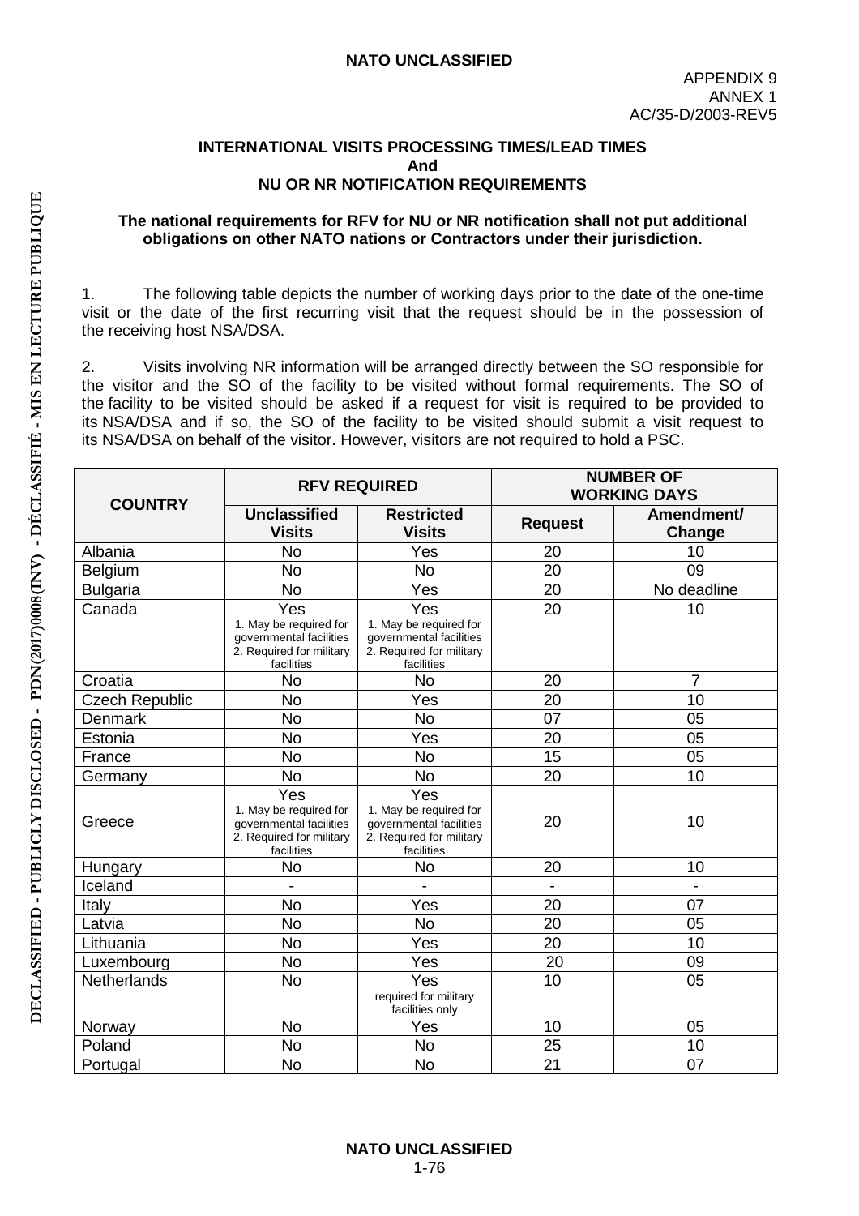APPENDIX 9
ANNEX 1
AC/35-D/2003-REV5

## INTERNATIONAL VISITS PROCESSING TIMES/LEAD TIMES
## And
## NU OR NR NOTIFICATION REQUIREMENTS

**The national requirements for RFV for NU or NR notification shall not put additional obligations on other NATO nations or Contractors under their jurisdiction.**

1. The following table depicts the number of working days prior to the date of the one-time visit or the date of the first recurring visit that the request should be in the possession of the receiving host NSA/DSA.

2. Visits involving NR information will be arranged directly between the SO responsible for the visitor and the SO of the facility to be visited without formal requirements. The SO of the facility to be visited should be asked if a request for visit is required to be provided to its NSA/DSA and if so, the SO of the facility to be visited should submit a visit request to its NSA/DSA on behalf of the visitor. However, visitors are not required to hold a PSC.

| COUNTRY | RFV REQUIRED | | NUMBER OF WORKING DAYS | |
|---|---|---|---|---|
| | Unclassified Visits | Restricted Visits | Request | Amendment/ Change |
| Albania | No | Yes | 20 | 10 |
| Belgium | No | No | 20 | 09 |
| Bulgaria | No | Yes | 20 | No deadline |
| Canada | Yes 1. May be required for governmental facilities 2. Required for military facilities | Yes 1. May be required for governmental facilities 2. Required for military facilities | 20 | 10 |
| Croatia | No | No | 20 | 7 |
| Czech Republic | No | Yes | 20 | 10 |
| Denmark | No | No | 07 | 05 |
| Estonia | No | Yes | 20 | 05 |
| France | No | No | 15 | 05 |
| Germany | No | No | 20 | 10 |
| Greece | Yes 1. May be required for governmental facilities 2. Required for military facilities | Yes 1. May be required for governmental facilities 2. Required for military facilities | 20 | 10 |
| Hungary | No | No | 20 | 10 |
| Iceland | - | - | - | - |
| Italy | No | Yes | 20 | 07 |
| Latvia | No | No | 20 | 05 |
| Lithuania | No | Yes | 20 | 10 |
| Luxembourg | No | Yes | 20 | 09 |
| Netherlands | No | Yes required for military facilities only | 10 | 05 |
| Norway | No | Yes | 10 | 05 |
| Poland | No | No | 25 | 10 |
| Portugal | No | No | 21 | 07 |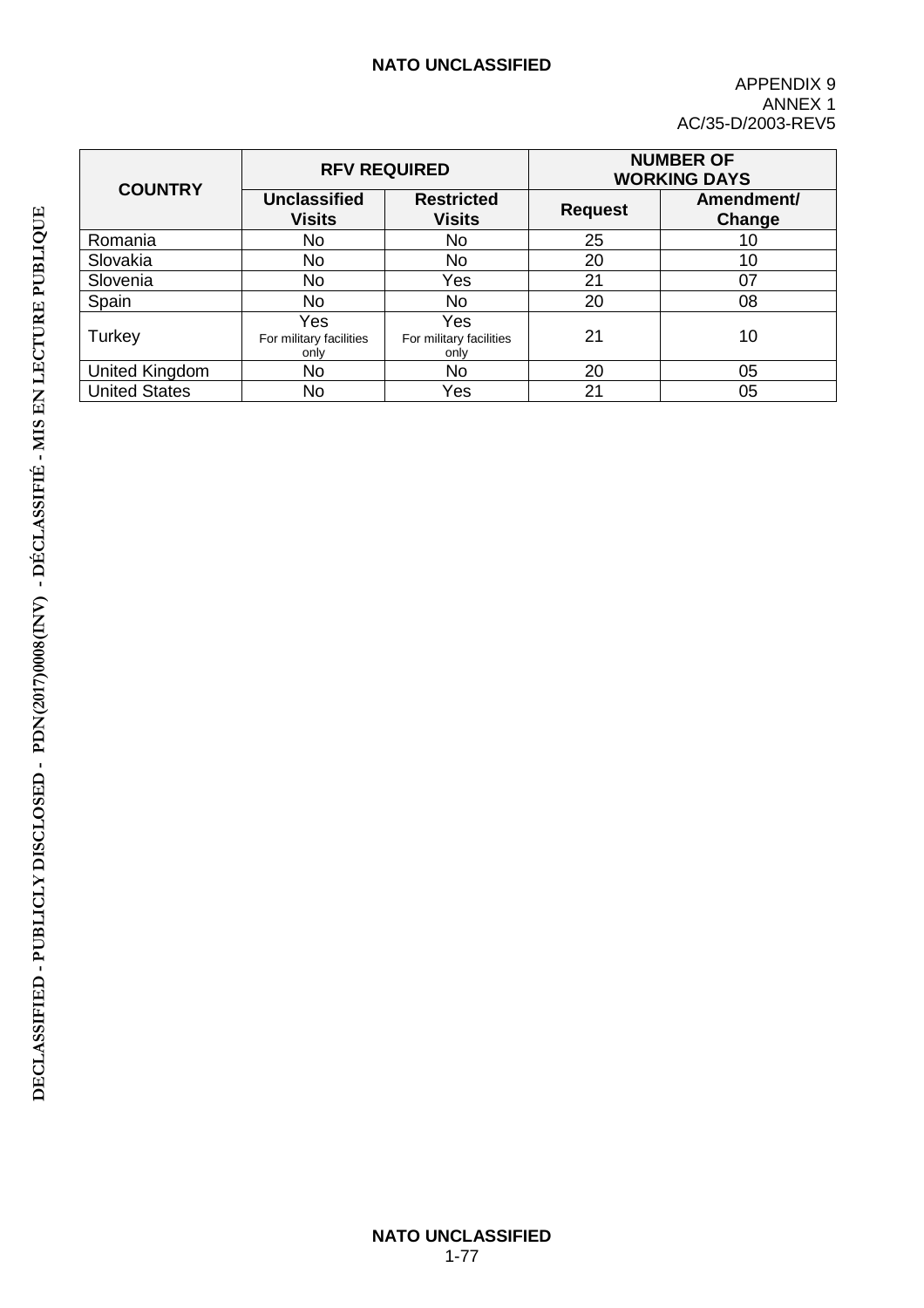APPENDIX 9
ANNEX 1
AC/35-D/2003-REV5

| COUNTRY | RFV REQUIRED | | NUMBER OF WORKING DAYS | |
|---|---|---|---|---|
| | Unclassified Visits | Restricted Visits | Request | Amendment/ Change |
| Romania | No | No | 25 | 10 |
| Slovakia | No | No | 20 | 10 |
| Slovenia | No | Yes | 21 | 07 |
| Spain | No | No | 20 | 08 |
| Turkey | Yes For military facilities only | Yes For military facilities only | 21 | 10 |
| United Kingdom | No | No | 20 | 05 |
| United States | No | Yes | 21 | 05 |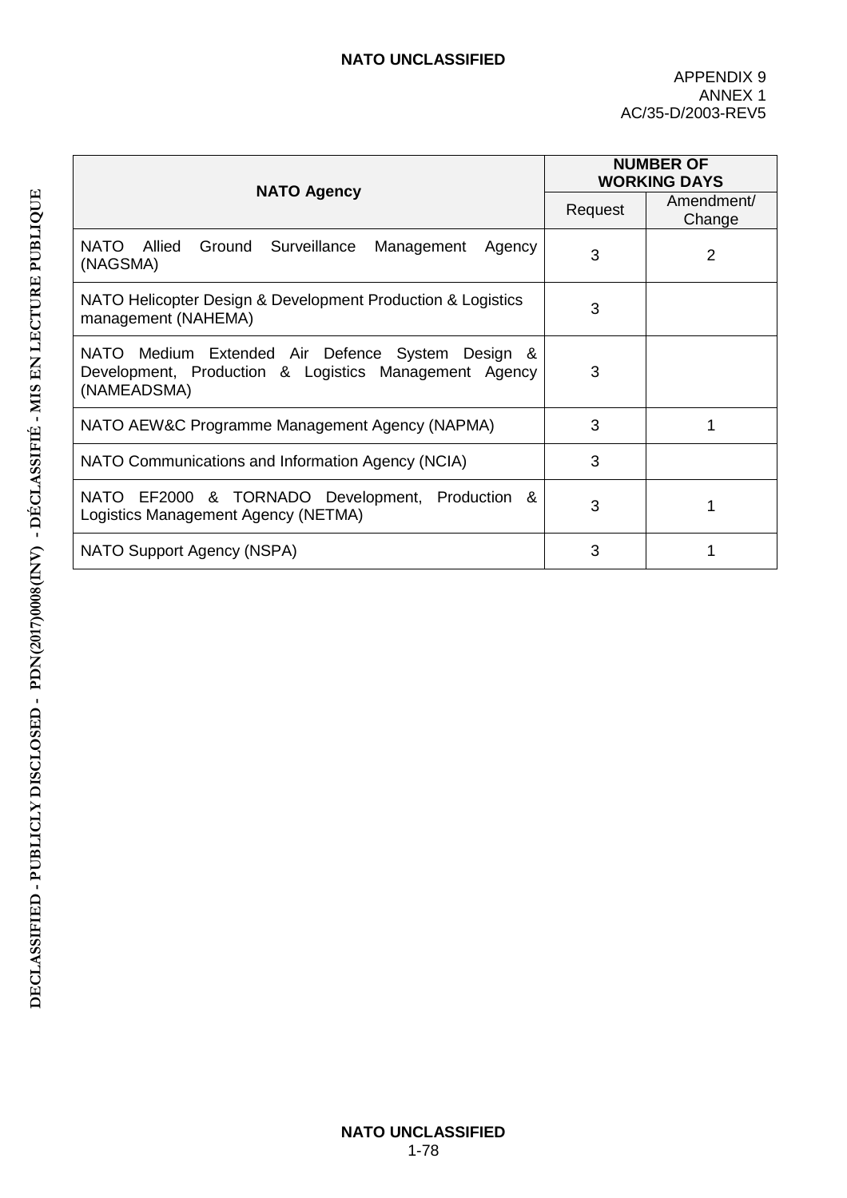| NATO Agency | NUMBER OF WORKING DAYS | |
|---|---|---|
| | Request | Amendment/ Change |
| NATO Allied Ground Surveillance Management Agency (NAGSMA) | 3 | 2 |
| NATO Helicopter Design & Development Production & Logistics management (NAHEMA) | 3 | |
| NATO Medium Extended Air Defence System Design & Development, Production & Logistics Management Agency (NAMEADSMA) | 3 | |
| NATO AEW&C Programme Management Agency (NAPMA) | 3 | 1 |
| NATO Communications and Information Agency (NCIA) | 3 | |
| NATO EF2000 & TORNADO Development, Production & Logistics Management Agency (NETMA) | 3 | 1 |
| NATO Support Agency (NSPA) | 3 | 1 |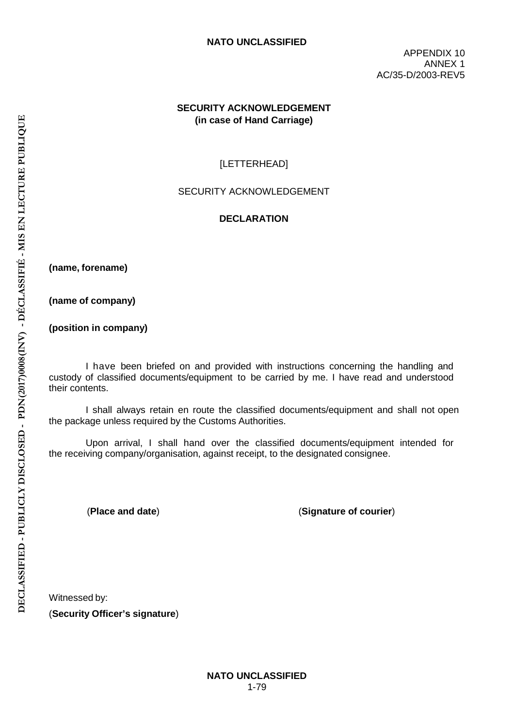APPENDIX 10
ANNEX 1
AC/35-D/2003-REV5

## SECURITY ACKNOWLEDGEMENT
## (in case of Hand Carriage)

[LETTERHEAD]

SECURITY ACKNOWLEDGEMENT

**DECLARATION**

**(name, forename)**

**(name of company)**

**(position in company)**

I have been briefed on and provided with instructions concerning the handling and custody of classified documents/equipment to be carried by me. I have read and understood their contents.

I shall always retain en route the classified documents/equipment and shall not open the package unless required by the Customs Authorities.

Upon arrival, I shall hand over the classified documents/equipment intended for the receiving company/organisation, against receipt, to the designated consignee.

(**Place and date**) (**Signature of courier**)

Witnessed by:

(**Security Officer's signature**)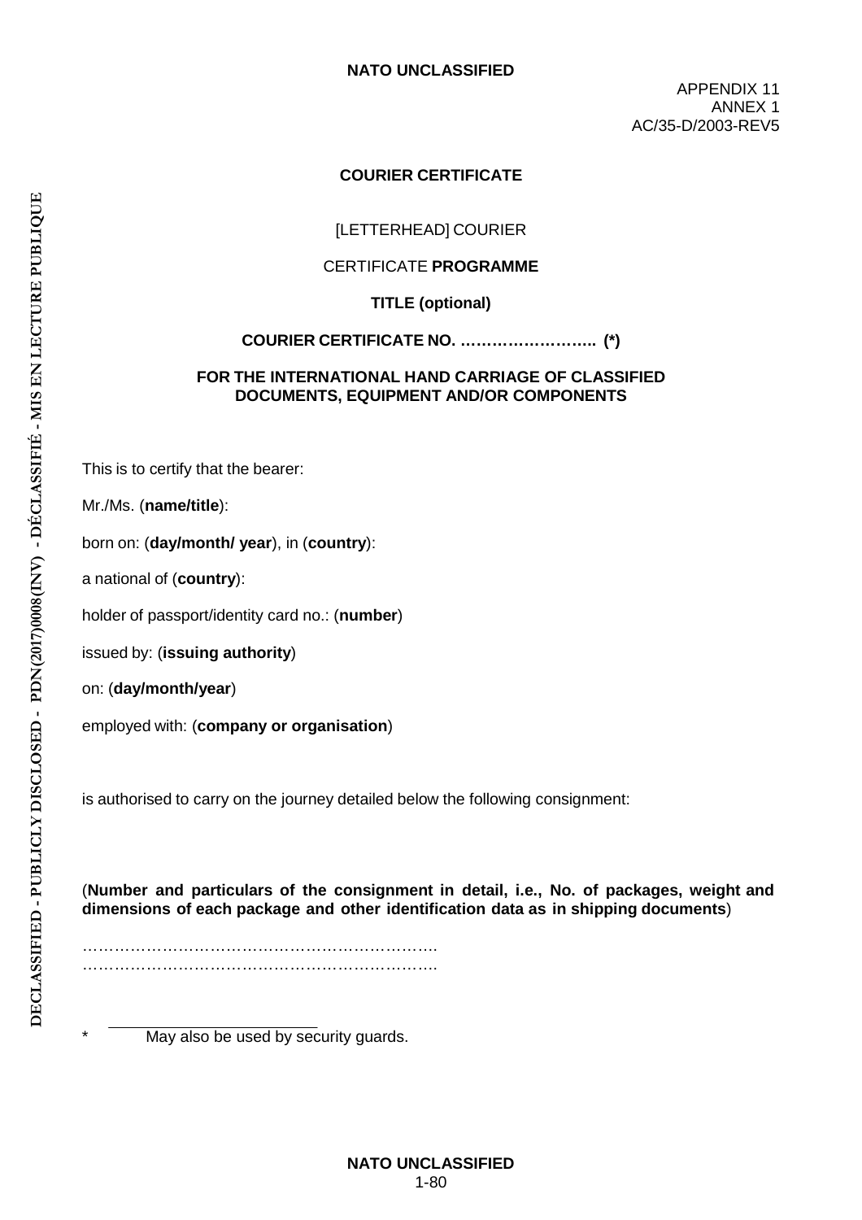APPENDIX 11
ANNEX 1
AC/35-D/2003-REV5

## COURIER CERTIFICATE

[LETTERHEAD] COURIER

CERTIFICATE **PROGRAMME**

**TITLE (optional)**

**COURIER CERTIFICATE NO. …………………….. (*)**

**FOR THE INTERNATIONAL HAND CARRIAGE OF CLASSIFIED DOCUMENTS, EQUIPMENT AND/OR COMPONENTS**

This is to certify that the bearer:

Mr./Ms. (**name/title**):

born on: (**day/month/ year**), in (**country**):

a national of (**country**):

holder of passport/identity card no.: (**number**)

issued by: (**issuing authority**)

on: (**day/month/year**)

employed with: (**company or organisation**)

is authorised to carry on the journey detailed below the following consignment:

(**Number and particulars of the consignment in detail, i.e., No. of packages, weight and dimensions of each package and other identification data as in shipping documents**)

……………………………………………………….
……………………………………………………….

* May also be used by security guards.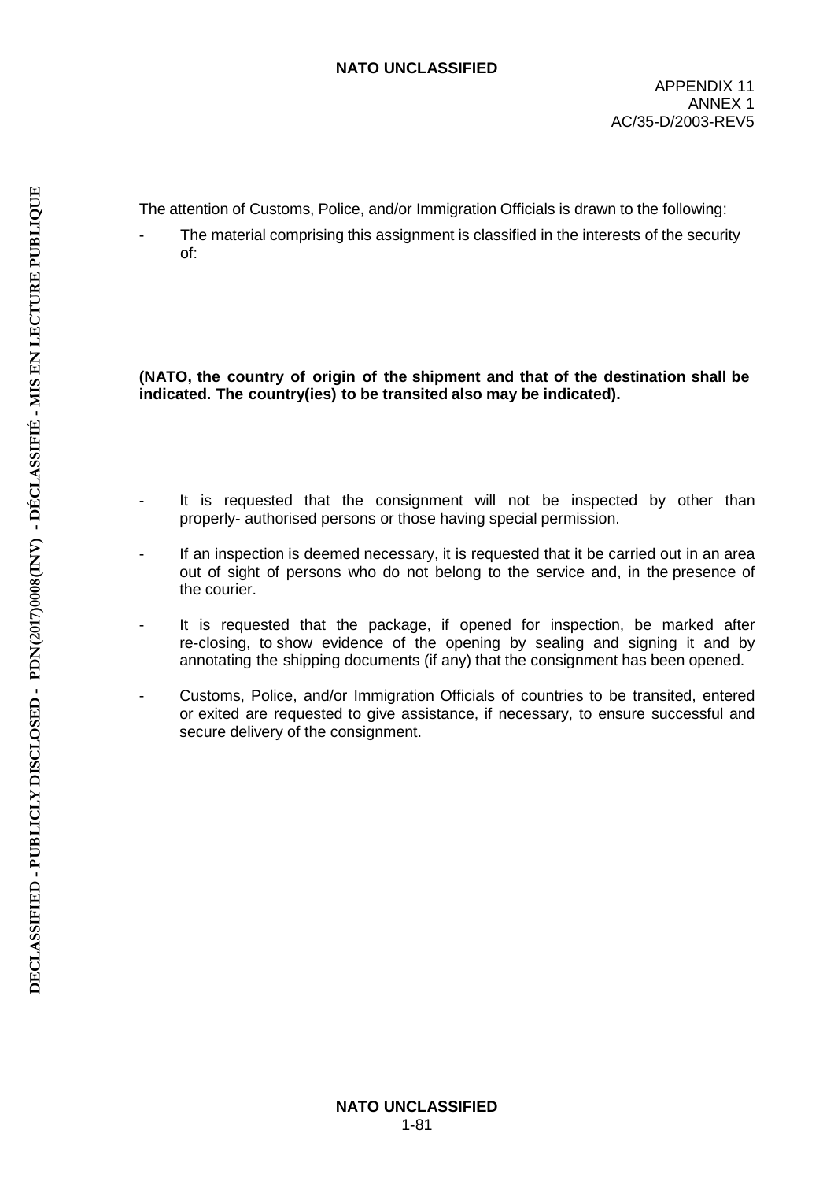The attention of Customs, Police, and/or Immigration Officials is drawn to the following:

- The material comprising this assignment is classified in the interests of the security of:

**(NATO, the country of origin of the shipment and that of the destination shall be indicated. The country(ies) to be transited also may be indicated).**

- It is requested that the consignment will not be inspected by other than properly- authorised persons or those having special permission.
- If an inspection is deemed necessary, it is requested that it be carried out in an area out of sight of persons who do not belong to the service and, in the presence of the courier.
- It is requested that the package, if opened for inspection, be marked after re-closing, to show evidence of the opening by sealing and signing it and by annotating the shipping documents (if any) that the consignment has been opened.
- Customs, Police, and/or Immigration Officials of countries to be transited, entered or exited are requested to give assistance, if necessary, to ensure successful and secure delivery of the consignment.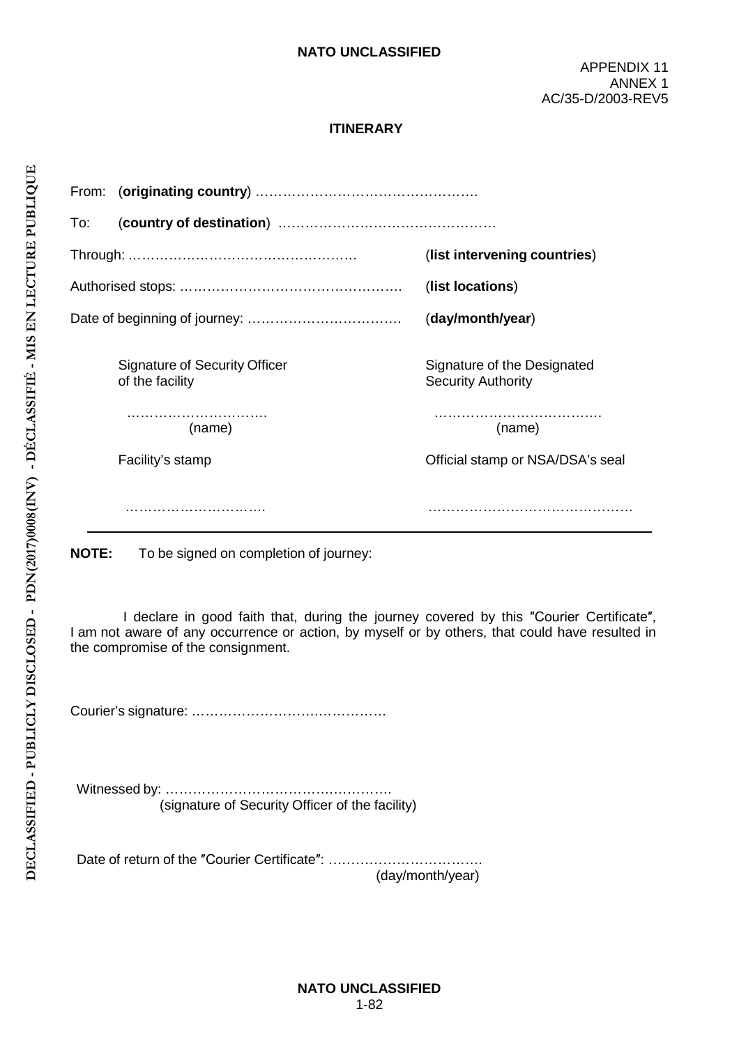APPENDIX 11
ANNEX 1
AC/35-D/2003-REV5

## ITINERARY

From: (**originating country**) ……………………………………….

To: (**country of destination**) ……………………………………….

Through: ………………………………………….. (**list intervening countries**)

Authorised stops: ………………………………………. (**list locations**)

Date of beginning of journey: ……………………………. (**day/month/year**)

| Signature of Security Officer of the facility | Signature of the Designated Security Authority |
|---|---|
| …………………………. (name) | ……………………………… (name) |
| Facility's stamp | Official stamp or NSA/DSA's seal |
| …………………………. | ……………………………………. |

---

**NOTE:** To be signed on completion of journey:

I declare in good faith that, during the journey covered by this ″Courier Certificate″, I am not aware of any occurrence or action, by myself or by others, that could have resulted in the compromise of the consignment.

Courier's signature: ……………………………………

Witnessed by: ………………………………………….
(signature of Security Officer of the facility)

Date of return of the ″Courier Certificate″: …………………………….
(day/month/year)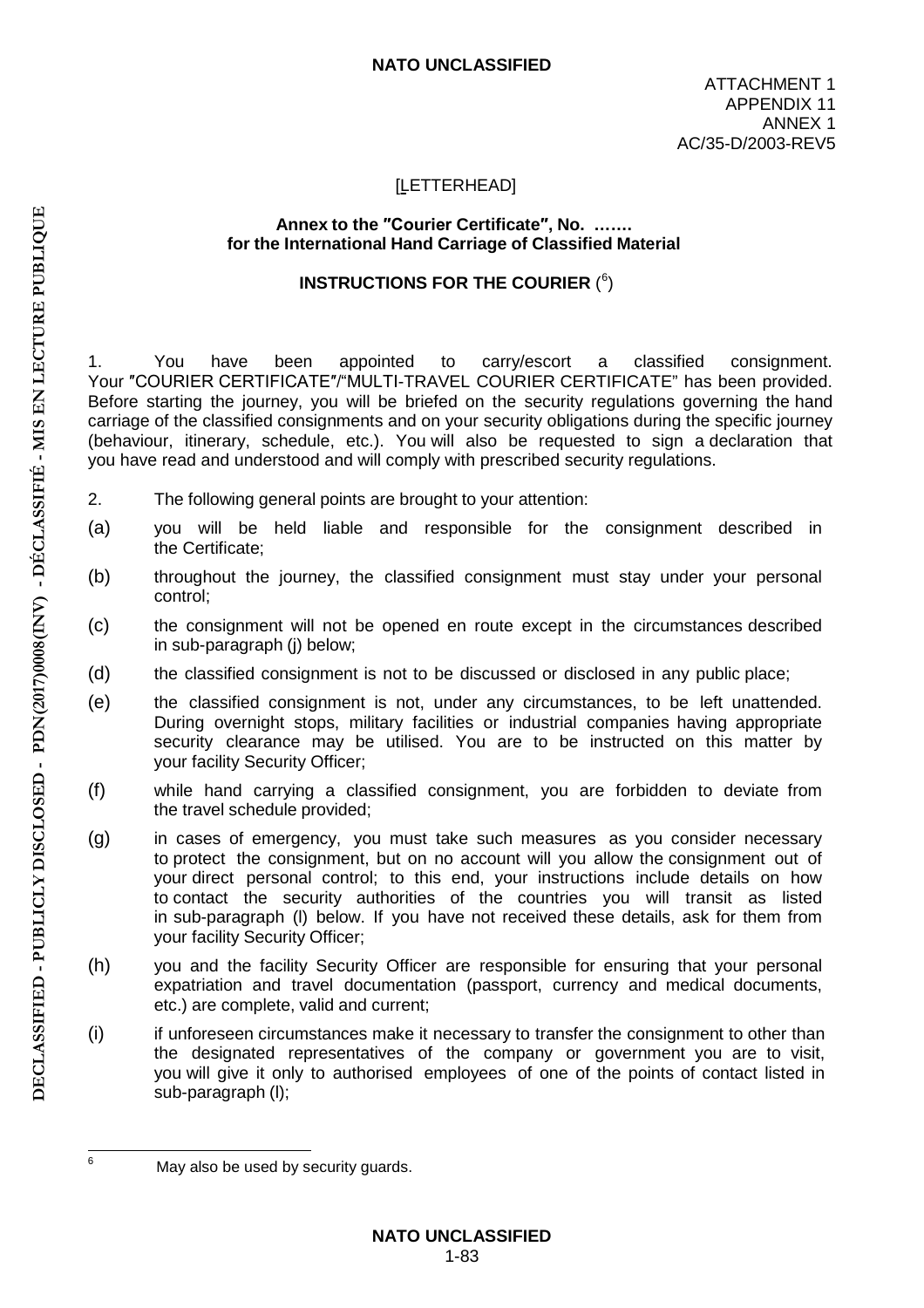[LETTERHEAD]

**Annex to the ″Courier Certificate″, No. …….**
**for the International Hand Carriage of Classified Material**

**INSTRUCTIONS FOR THE COURIER** ([6])

1. You have been appointed to carry/escort a classified consignment. Your ″COURIER CERTIFICATE″/“MULTI-TRAVEL COURIER CERTIFICATE” has been provided. Before starting the journey, you will be briefed on the security regulations governing the hand carriage of the classified consignments and on your security obligations during the specific journey (behaviour, itinerary, schedule, etc.). You will also be requested to sign a declaration that you have read and understood and will comply with prescribed security regulations.

2. The following general points are brought to your attention:

(a) you will be held liable and responsible for the consignment described in the Certificate;

(b) throughout the journey, the classified consignment must stay under your personal control;

(c) the consignment will not be opened en route except in the circumstances described in sub-paragraph (j) below;

(d) the classified consignment is not to be discussed or disclosed in any public place;

(e) the classified consignment is not, under any circumstances, to be left unattended. During overnight stops, military facilities or industrial companies having appropriate security clearance may be utilised. You are to be instructed on this matter by your facility Security Officer;

(f) while hand carrying a classified consignment, you are forbidden to deviate from the travel schedule provided;

(g) in cases of emergency, you must take such measures as you consider necessary to protect the consignment, but on no account will you allow the consignment out of your direct personal control; to this end, your instructions include details on how to contact the security authorities of the countries you will transit as listed in sub-paragraph (l) below. If you have not received these details, ask for them from your facility Security Officer;

(h) you and the facility Security Officer are responsible for ensuring that your personal expatriation and travel documentation (passport, currency and medical documents, etc.) are complete, valid and current;

(i) if unforeseen circumstances make it necessary to transfer the consignment to other than the designated representatives of the company or government you are to visit, you will give it only to authorised employees of one of the points of contact listed in sub-paragraph (l);

---

[6] May also be used by security guards.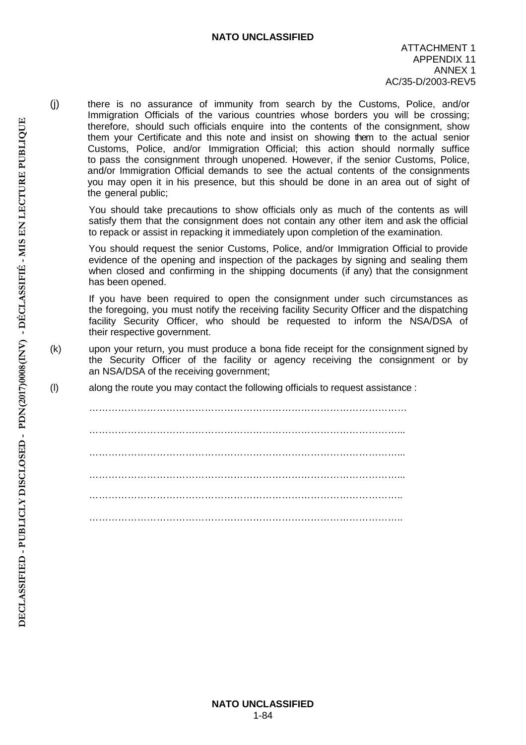(j) there is no assurance of immunity from search by the Customs, Police, and/or Immigration Officials of the various countries whose borders you will be crossing; therefore, should such officials enquire into the contents of the consignment, show them your Certificate and this note and insist on showing them to the actual senior Customs, Police, and/or Immigration Official; this action should normally suffice to pass the consignment through unopened. However, if the senior Customs, Police, and/or Immigration Official demands to see the actual contents of the consignments you may open it in his presence, but this should be done in an area out of sight of the general public;

You should take precautions to show officials only as much of the contents as will satisfy them that the consignment does not contain any other item and ask the official to repack or assist in repacking it immediately upon completion of the examination.

You should request the senior Customs, Police, and/or Immigration Official to provide evidence of the opening and inspection of the packages by signing and sealing them when closed and confirming in the shipping documents (if any) that the consignment has been opened.

If you have been required to open the consignment under such circumstances as the foregoing, you must notify the receiving facility Security Officer and the dispatching facility Security Officer, who should be requested to inform the NSA/DSA of their respective government.

(k) upon your return, you must produce a bona fide receipt for the consignment signed by the Security Officer of the facility or agency receiving the consignment or by an NSA/DSA of the receiving government;

(l) along the route you may contact the following officials to request assistance :

……………………………………………………………………………………

……………………………………………………………………………………

……………………………………………………………………………………

……………………………………………………………………………………

……………………………………………………………………………………

……………………………………………………………………………………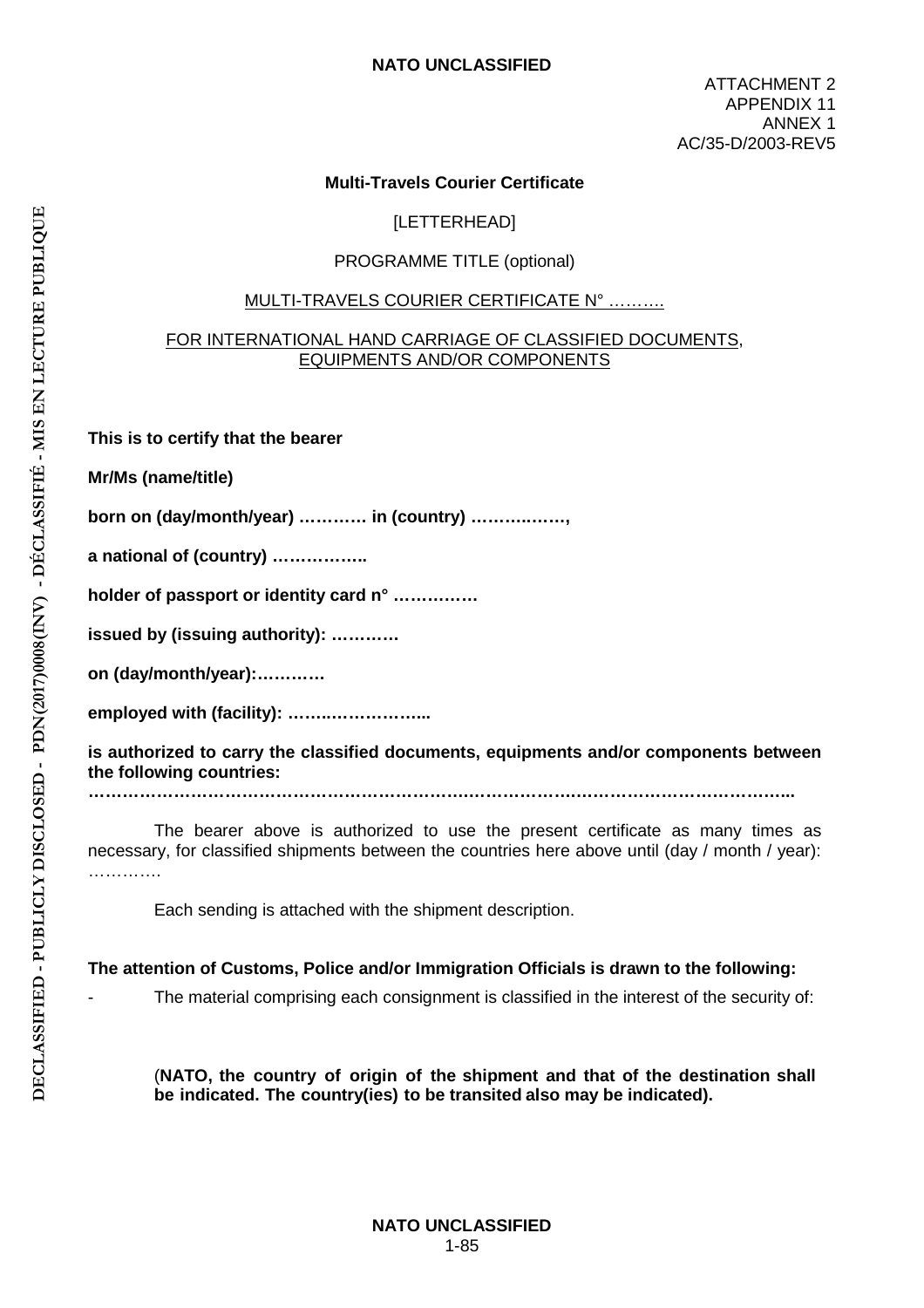ATTACHMENT 2
APPENDIX 11
ANNEX 1
AC/35-D/2003-REV5

**Multi-Travels Courier Certificate**

[LETTERHEAD]

PROGRAMME TITLE (optional)

MULTI-TRAVELS COURIER CERTIFICATE N° ……….

FOR INTERNATIONAL HAND CARRIAGE OF CLASSIFIED DOCUMENTS, EQUIPMENTS AND/OR COMPONENTS

**This is to certify that the bearer**

**Mr/Ms (name/title)**

**born on (day/month/year) ………… in (country) ……….……,**

**a national of (country) ……………..**

**holder of passport or identity card n° ……………**

**issued by (issuing authority): …………**

**on (day/month/year):…………**

**employed with (facility): ……..……………..**

**is authorized to carry the classified documents, equipments and/or components between the following countries:**
**…………………………………………………….……………….………………………………..**

The bearer above is authorized to use the present certificate as many times as necessary, for classified shipments between the countries here above until (day / month / year): ………….

Each sending is attached with the shipment description.

**The attention of Customs, Police and/or Immigration Officials is drawn to the following:**

- The material comprising each consignment is classified in the interest of the security of:

(**NATO, the country of origin of the shipment and that of the destination shall be indicated. The country(ies) to be transited also may be indicated).**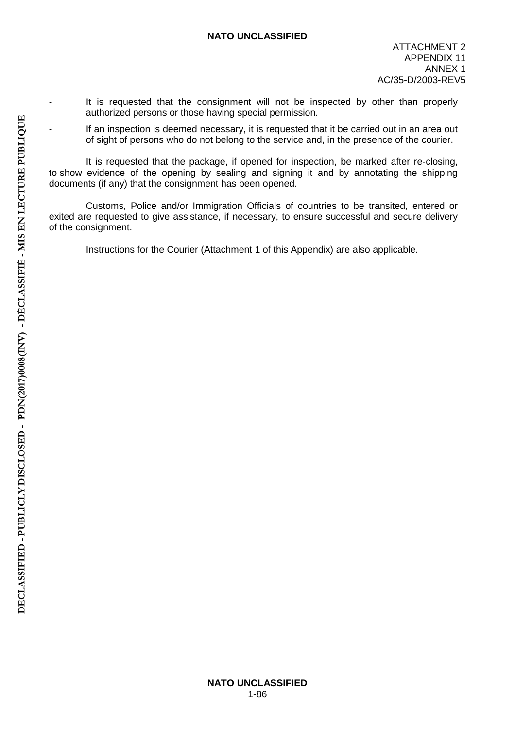- It is requested that the consignment will not be inspected by other than properly authorized persons or those having special permission.
- If an inspection is deemed necessary, it is requested that it be carried out in an area out of sight of persons who do not belong to the service and, in the presence of the courier.

It is requested that the package, if opened for inspection, be marked after re-closing, to show evidence of the opening by sealing and signing it and by annotating the shipping documents (if any) that the consignment has been opened.

Customs, Police and/or Immigration Officials of countries to be transited, entered or exited are requested to give assistance, if necessary, to ensure successful and secure delivery of the consignment.

Instructions for the Courier (Attachment 1 of this Appendix) are also applicable.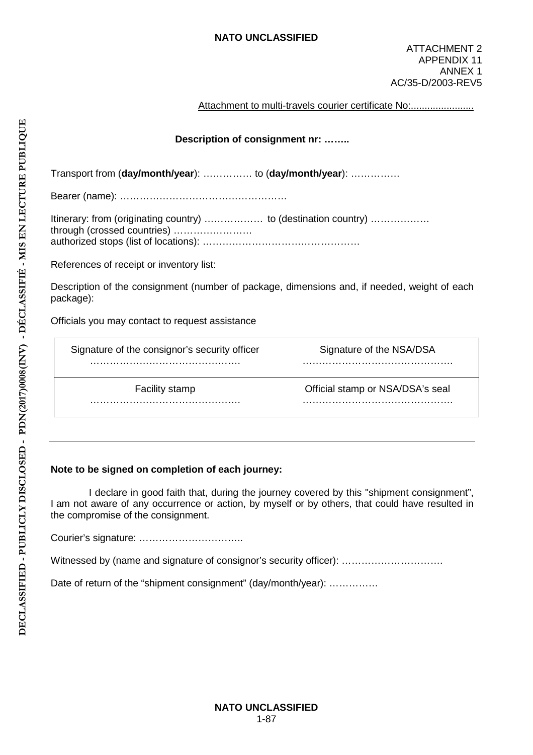ATTACHMENT 2
APPENDIX 11
ANNEX 1
AC/35-D/2003-REV5

Attachment to multi-travels courier certificate No:.......................

**Description of consignment nr: ……..**

Transport from (**day/month/year**): …………… to (**day/month/year**): ……………

Bearer (name): ……………………………………………

Itinerary: from (originating country) ……………… to (destination country) ………………
through (crossed countries) ……………………
authorized stops (list of locations): …………………………………………

References of receipt or inventory list:

Description of the consignment (number of package, dimensions and, if needed, weight of each package):

Officials you may contact to request assistance

| Signature of the consignor's security officer | Signature of the NSA/DSA |
|---|---|
| ………………………………………. | ………………………………………. |
| Facility stamp | Official stamp or NSA/DSA's seal |
| ………………………………………. | ………………………………………. |

---

**Note to be signed on completion of each journey:**

I declare in good faith that, during the journey covered by this "shipment consignment", I am not aware of any occurrence or action, by myself or by others, that could have resulted in the compromise of the consignment.

Courier's signature: …………………………..

Witnessed by (name and signature of consignor's security officer): ………………………….

Date of return of the "shipment consignment" (day/month/year): ……………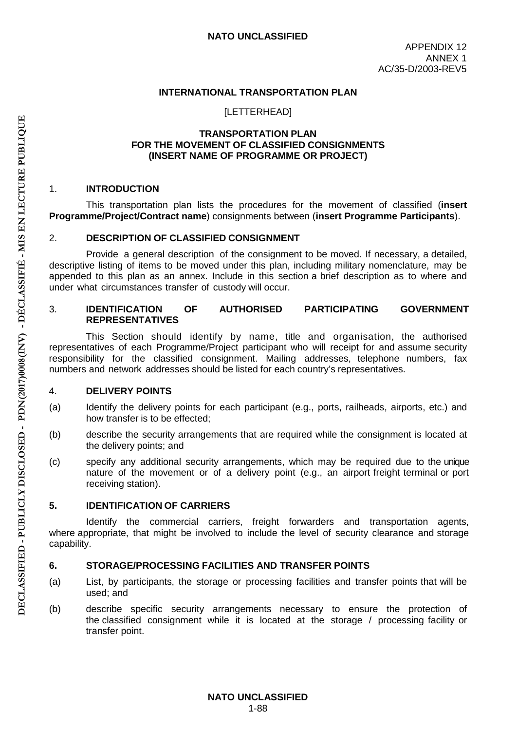APPENDIX 12
ANNEX 1
AC/35-D/2003-REV5

## INTERNATIONAL TRANSPORTATION PLAN

[LETTERHEAD]

### TRANSPORTATION PLAN FOR THE MOVEMENT OF CLASSIFIED CONSIGNMENTS (INSERT NAME OF PROGRAMME OR PROJECT)

1. **INTRODUCTION**

This transportation plan lists the procedures for the movement of classified (**insert Programme/Project/Contract name**) consignments between (**insert Programme Participants**).

2. **DESCRIPTION OF CLASSIFIED CONSIGNMENT**

Provide a general description of the consignment to be moved. If necessary, a detailed, descriptive listing of items to be moved under this plan, including military nomenclature, may be appended to this plan as an annex. Include in this section a brief description as to where and under what circumstances transfer of custody will occur.

3. **IDENTIFICATION OF AUTHORISED PARTICIPATING GOVERNMENT REPRESENTATIVES**

This Section should identify by name, title and organisation, the authorised representatives of each Programme/Project participant who will receipt for and assume security responsibility for the classified consignment. Mailing addresses, telephone numbers, fax numbers and network addresses should be listed for each country's representatives.

4. **DELIVERY POINTS**

(a) Identify the delivery points for each participant (e.g., ports, railheads, airports, etc.) and how transfer is to be effected;

(b) describe the security arrangements that are required while the consignment is located at the delivery points; and

(c) specify any additional security arrangements, which may be required due to the unique nature of the movement or of a delivery point (e.g., an airport freight terminal or port receiving station).

**5. IDENTIFICATION OF CARRIERS**

Identify the commercial carriers, freight forwarders and transportation agents, where appropriate, that might be involved to include the level of security clearance and storage capability.

**6. STORAGE/PROCESSING FACILITIES AND TRANSFER POINTS**

(a) List, by participants, the storage or processing facilities and transfer points that will be used; and

(b) describe specific security arrangements necessary to ensure the protection of the classified consignment while it is located at the storage / processing facility or transfer point.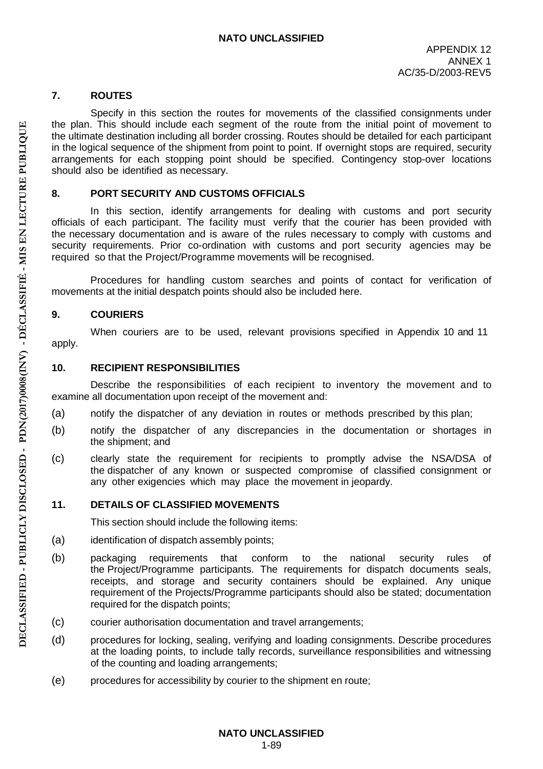## 7. ROUTES

Specify in this section the routes for movements of the classified consignments under the plan. This should include each segment of the route from the initial point of movement to the ultimate destination including all border crossing. Routes should be detailed for each participant in the logical sequence of the shipment from point to point. If overnight stops are required, security arrangements for each stopping point should be specified. Contingency stop-over locations should also be identified as necessary.

## 8. PORT SECURITY AND CUSTOMS OFFICIALS

In this section, identify arrangements for dealing with customs and port security officials of each participant. The facility must verify that the courier has been provided with the necessary documentation and is aware of the rules necessary to comply with customs and security requirements. Prior co-ordination with customs and port security agencies may be required so that the Project/Programme movements will be recognised.

Procedures for handling custom searches and points of contact for verification of movements at the initial despatch points should also be included here.

## 9. COURIERS

When couriers are to be used, relevant provisions specified in Appendix 10 and 11 apply.

## 10. RECIPIENT RESPONSIBILITIES

Describe the responsibilities of each recipient to inventory the movement and to examine all documentation upon receipt of the movement and:

(a) notify the dispatcher of any deviation in routes or methods prescribed by this plan;

(b) notify the dispatcher of any discrepancies in the documentation or shortages in the shipment; and

(c) clearly state the requirement for recipients to promptly advise the NSA/DSA of the dispatcher of any known or suspected compromise of classified consignment or any other exigencies which may place the movement in jeopardy.

## 11. DETAILS OF CLASSIFIED MOVEMENTS

This section should include the following items:

(a) identification of dispatch assembly points;

(b) packaging requirements that conform to the national security rules of the Project/Programme participants. The requirements for dispatch documents seals, receipts, and storage and security containers should be explained. Any unique requirement of the Projects/Programme participants should also be stated; documentation required for the dispatch points;

(c) courier authorisation documentation and travel arrangements;

(d) procedures for locking, sealing, verifying and loading consignments. Describe procedures at the loading points, to include tally records, surveillance responsibilities and witnessing of the counting and loading arrangements;

(e) procedures for accessibility by courier to the shipment en route;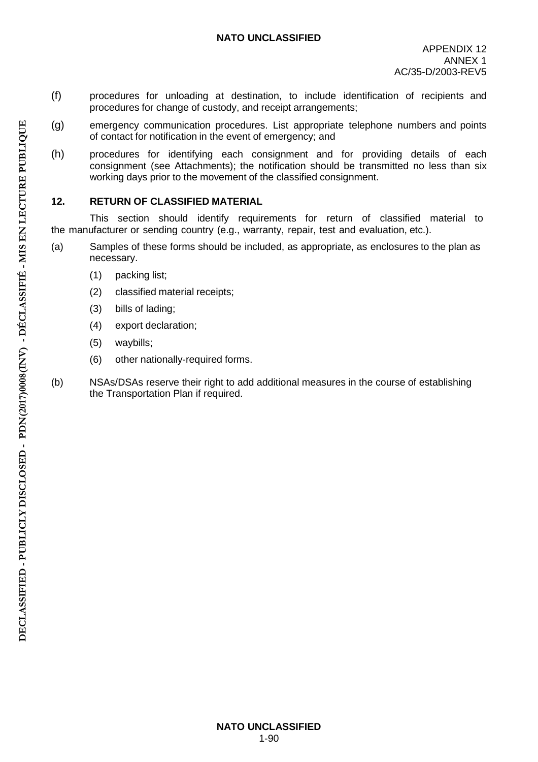(f) procedures for unloading at destination, to include identification of recipients and procedures for change of custody, and receipt arrangements;

(g) emergency communication procedures. List appropriate telephone numbers and points of contact for notification in the event of emergency; and

(h) procedures for identifying each consignment and for providing details of each consignment (see Attachments); the notification should be transmitted no less than six working days prior to the movement of the classified consignment.

## 12. RETURN OF CLASSIFIED MATERIAL

This section should identify requirements for return of classified material to the manufacturer or sending country (e.g., warranty, repair, test and evaluation, etc.).

(a) Samples of these forms should be included, as appropriate, as enclosures to the plan as necessary.

  (1) packing list;

  (2) classified material receipts;

  (3) bills of lading;

  (4) export declaration;

  (5) waybills;

  (6) other nationally-required forms.

(b) NSAs/DSAs reserve their right to add additional measures in the course of establishing the Transportation Plan if required.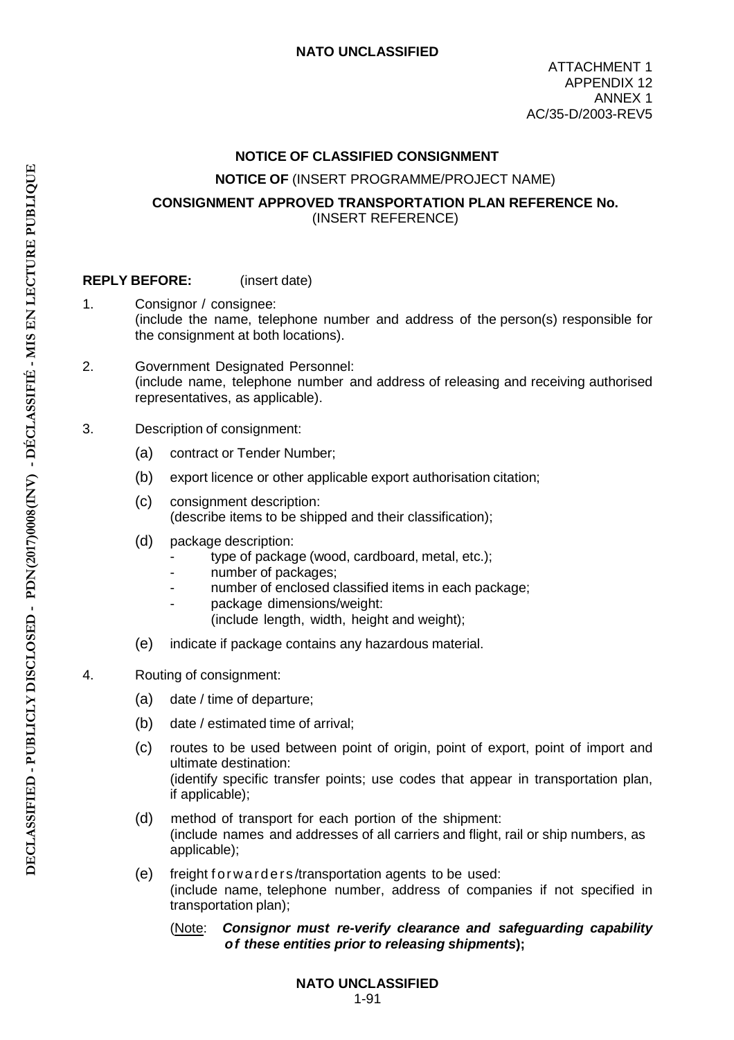ATTACHMENT 1
APPENDIX 12
ANNEX 1
AC/35-D/2003-REV5

## NOTICE OF CLASSIFIED CONSIGNMENT

**NOTICE OF** (INSERT PROGRAMME/PROJECT NAME)

**CONSIGNMENT APPROVED TRANSPORTATION PLAN REFERENCE No.** (INSERT REFERENCE)

**REPLY BEFORE:** (insert date)

1. Consignor / consignee:
(include the name, telephone number and address of the person(s) responsible for the consignment at both locations).

2. Government Designated Personnel:
(include name, telephone number and address of releasing and receiving authorised representatives, as applicable).

3. Description of consignment:

   (a) contract or Tender Number;

   (b) export licence or other applicable export authorisation citation;

   (c) consignment description:
   (describe items to be shipped and their classification);

   (d) package description:
   - type of package (wood, cardboard, metal, etc.);
   - number of packages;
   - number of enclosed classified items in each package;
   - package dimensions/weight:
     (include length, width, height and weight);

   (e) indicate if package contains any hazardous material.

4. Routing of consignment:

   (a) date / time of departure;

   (b) date / estimated time of arrival;

   (c) routes to be used between point of origin, point of export, point of import and ultimate destination:
   (identify specific transfer points; use codes that appear in transportation plan, if applicable);

   (d) method of transport for each portion of the shipment:
   (include names and addresses of all carriers and flight, rail or ship numbers, as applicable);

   (e) freight forwarders/transportation agents to be used:
   (include name, telephone number, address of companies if not specified in transportation plan);

   (Note: ***Consignor must re-verify clearance and safeguarding capability of these entities prior to releasing shipments*);**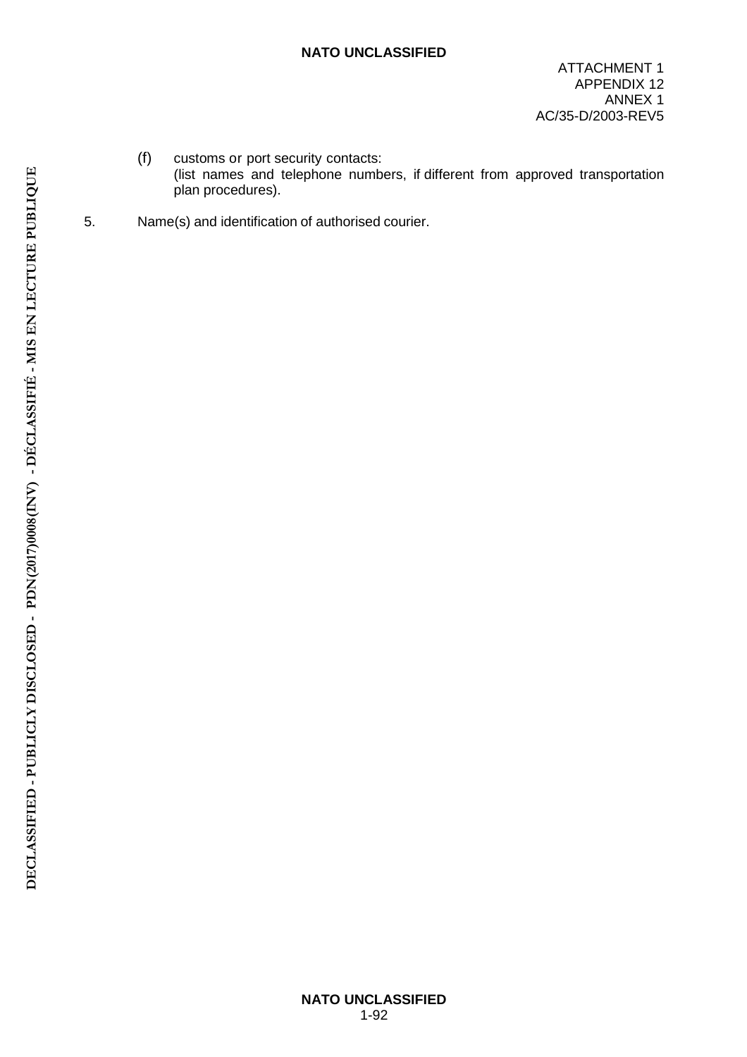(f) customs or port security contacts:
(list names and telephone numbers, if different from approved transportation plan procedures).

5. Name(s) and identification of authorised courier.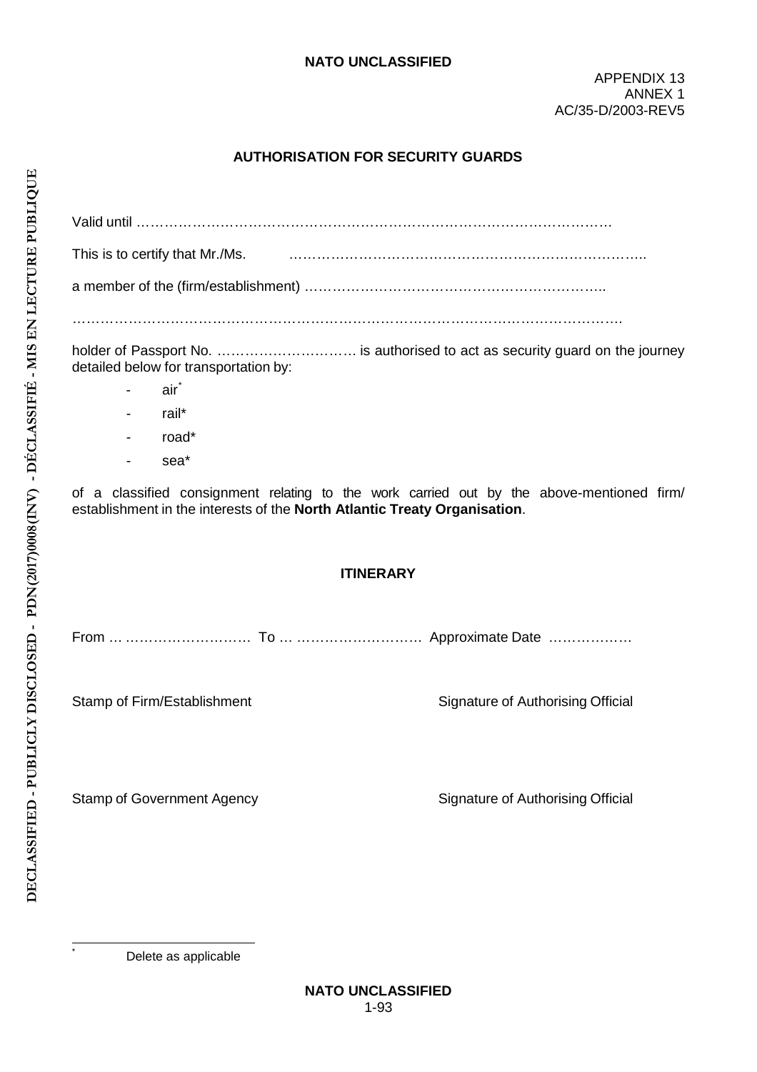APPENDIX 13
ANNEX 1
AC/35-D/2003-REV5

## AUTHORISATION FOR SECURITY GUARDS

Valid until ……………………………………………………………………………………………

This is to certify that Mr./Ms. …………………………………………………………………..

a member of the (firm/establishment) ………………………………………………………..

………………………………………………………………………………………………………….

holder of Passport No. ………………………… is authorised to act as security guard on the journey detailed below for transportation by:

- air*
- rail*
- road*
- sea*

of a classified consignment relating to the work carried out by the above-mentioned firm/ establishment in the interests of the **North Atlantic Treaty Organisation**.

### ITINERARY

From … ………………………. To … ………………………. Approximate Date ………………

Stamp of Firm/Establishment — Signature of Authorising Official

Stamp of Government Agency — Signature of Authorising Official

---

* Delete as applicable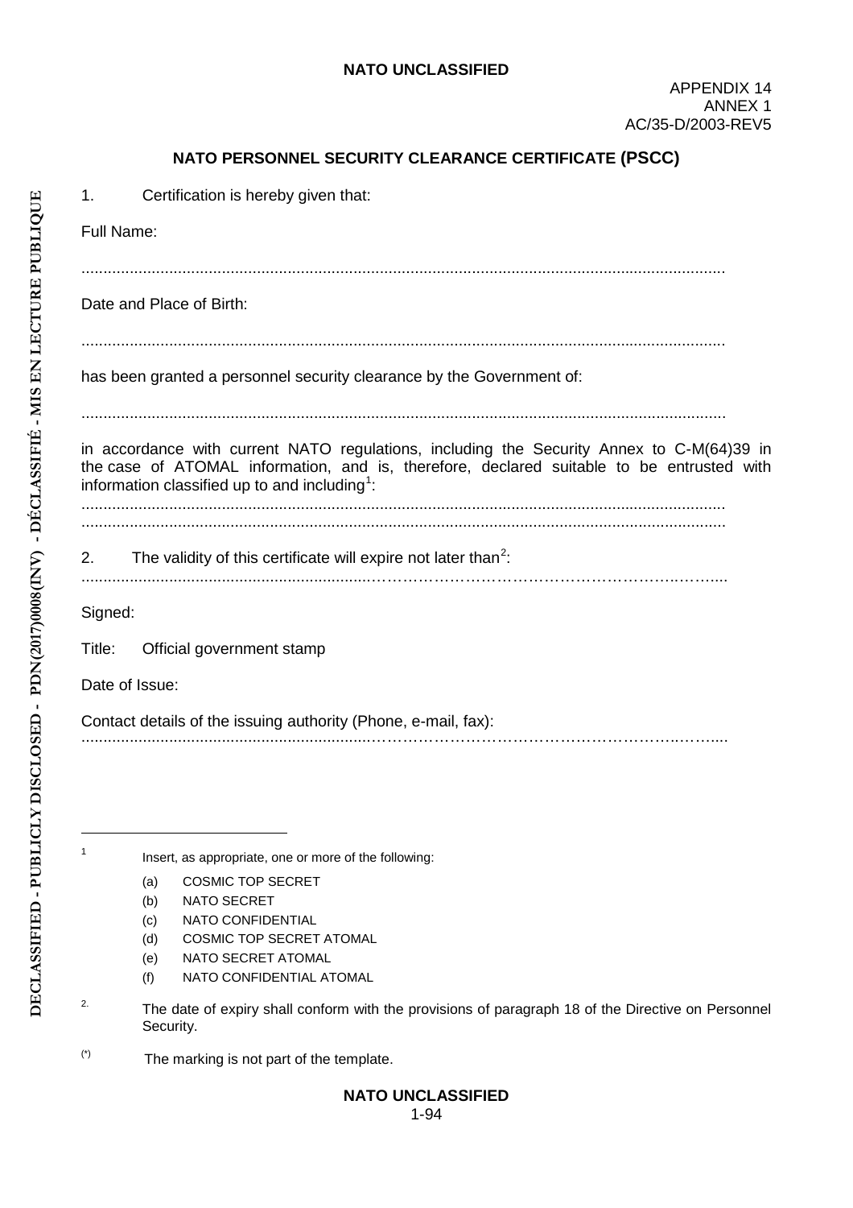APPENDIX 14
ANNEX 1
AC/35-D/2003-REV5

## NATO PERSONNEL SECURITY CLEARANCE CERTIFICATE (PSCC)

1. Certification is hereby given that:

Full Name:

.................................................................................................................................................

Date and Place of Birth:

.................................................................................................................................................

has been granted a personnel security clearance by the Government of:

.................................................................................................................................................

in accordance with current NATO regulations, including the Security Annex to C-M(64)39 in the case of ATOMAL information, and is, therefore, declared suitable to be entrusted with information classified up to and including[1]:

.................................................................................................................................................
.................................................................................................................................................

2. The validity of this certificate will expire not later than[2]:

.................................................................................................................................................

Signed:

Title: Official government stamp

Date of Issue:

Contact details of the issuing authority (Phone, e-mail, fax):

.................................................................................................................................................

---

[1] Insert, as appropriate, one or more of the following:

- (a) COSMIC TOP SECRET
- (b) NATO SECRET
- (c) NATO CONFIDENTIAL
- (d) COSMIC TOP SECRET ATOMAL
- (e) NATO SECRET ATOMAL
- (f) NATO CONFIDENTIAL ATOMAL

[2] The date of expiry shall conform with the provisions of paragraph 18 of the Directive on Personnel Security.

(*) The marking is not part of the template.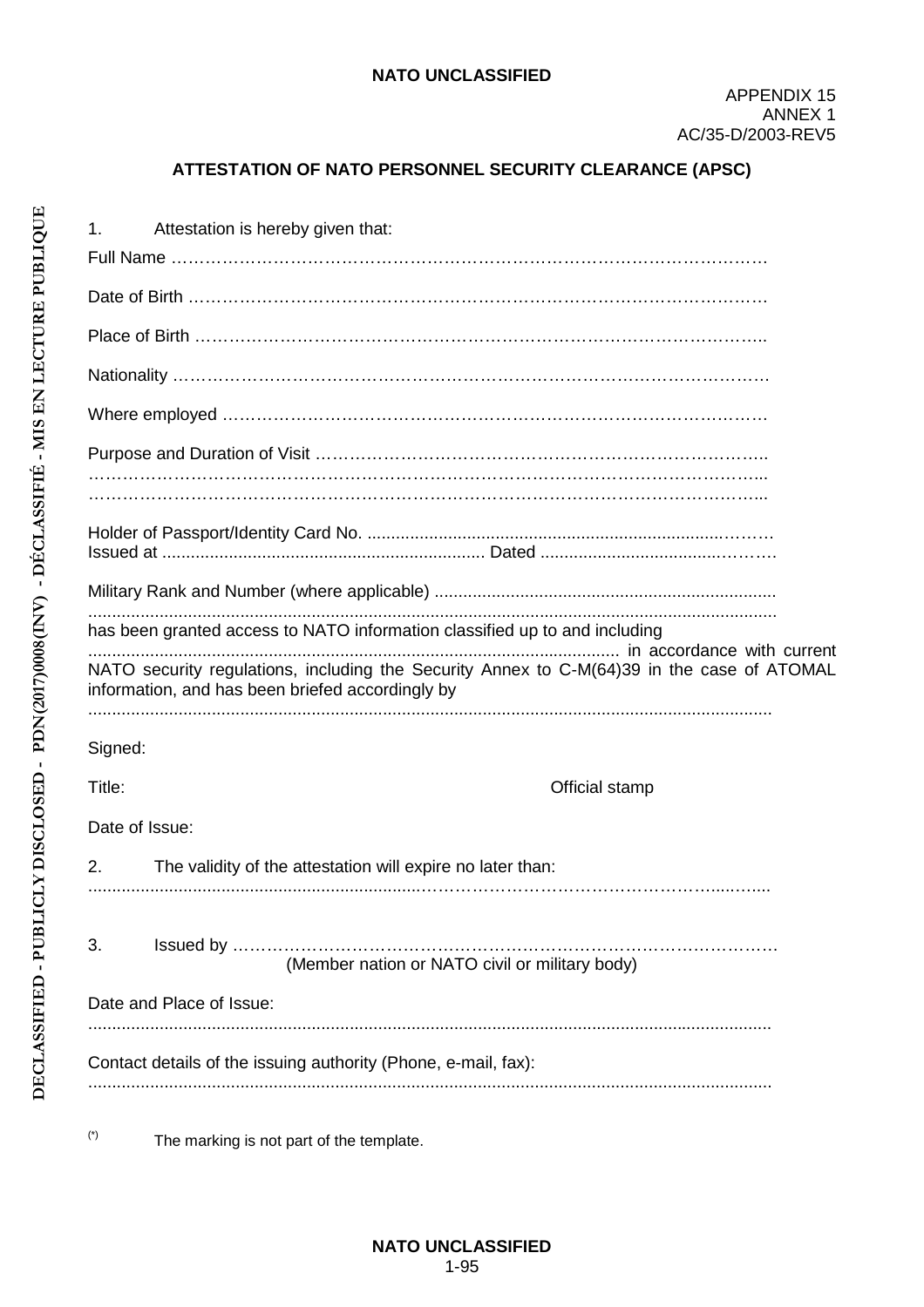APPENDIX 15
ANNEX 1
AC/35-D/2003-REV5

## ATTESTATION OF NATO PERSONNEL SECURITY CLEARANCE (APSC)

1. Attestation is hereby given that:

Full Name …………………………………………………………………………………………

Date of Birth ………………………………………………………………………………………

Place of Birth ……………………………………………………………………………………..

Nationality ………………………………………………………………………………………….

Where employed …………………………………………………………………………………

Purpose and Duration of Visit …………………………………………………………………..
……………………………………………………………………………………………………...
……………………………………………………………………………………………………...

Holder of Passport/Identity Card No. ...............................................................................………
Issued at .................................................................... Dated ...................................……….

Military Rank and Number (where applicable) ........................................................................
..................................................................................................................................................
has been granted access to NATO information classified up to and including
............................................................................................................ in accordance with current NATO security regulations, including the Security Annex to C-M(64)39 in the case of ATOMAL information, and has been briefed accordingly by
..................................................................................................................................................

Signed:

Title: Official stamp

Date of Issue:

2. The validity of the attestation will expire no later than:
.......................................................................………………………………………....…...

3. Issued by …………………………………………………………………………………….
(Member nation or NATO civil or military body)

Date and Place of Issue:
..................................................................................................................................................

Contact details of the issuing authority (Phone, e-mail, fax):
..................................................................................................................................................

(*) The marking is not part of the template.